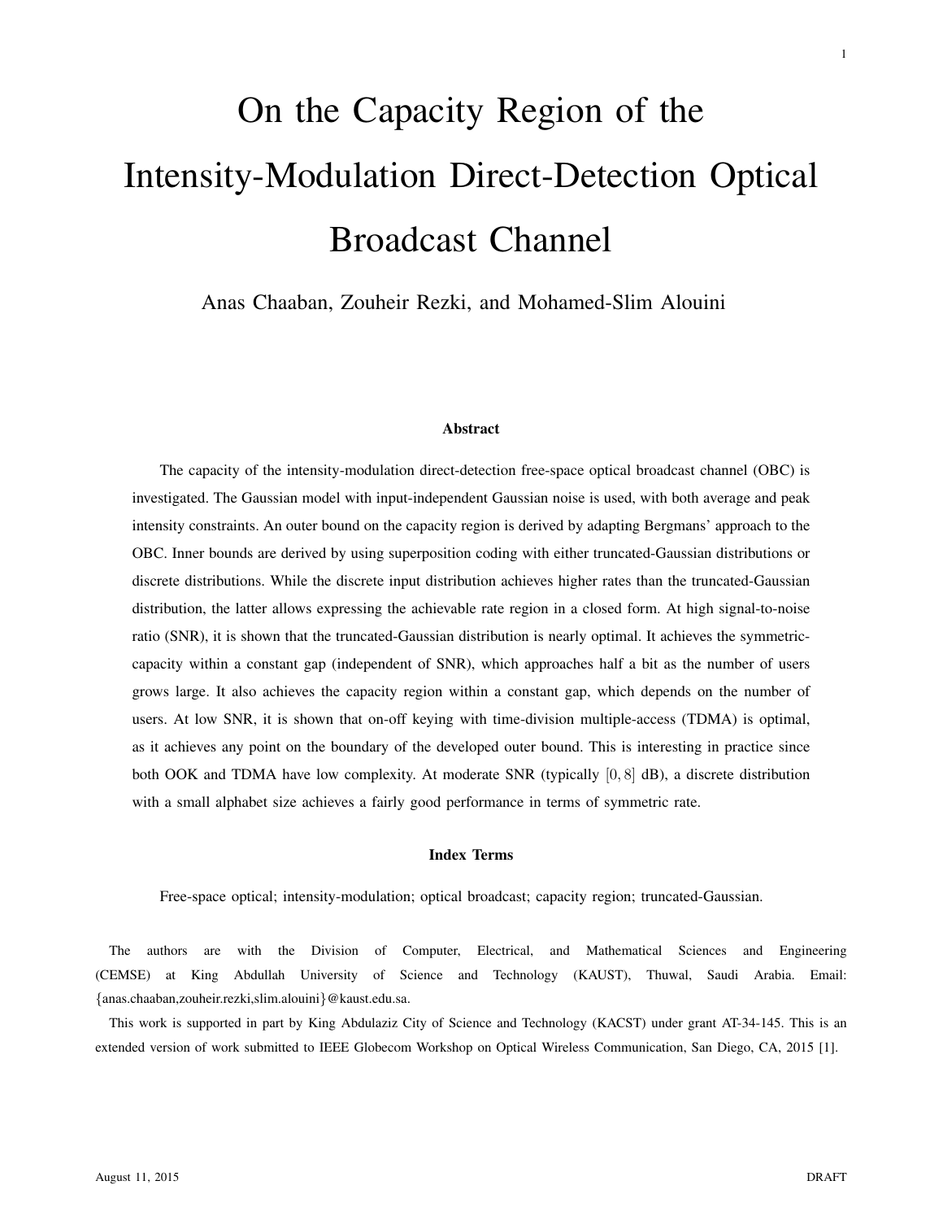# On the Capacity Region of the Intensity-Modulation Direct-Detection Optical Broadcast Channel

Anas Chaaban, Zouheir Rezki, and Mohamed-Slim Alouini

### Abstract

The capacity of the intensity-modulation direct-detection free-space optical broadcast channel (OBC) is investigated. The Gaussian model with input-independent Gaussian noise is used, with both average and peak intensity constraints. An outer bound on the capacity region is derived by adapting Bergmans' approach to the OBC. Inner bounds are derived by using superposition coding with either truncated-Gaussian distributions or discrete distributions. While the discrete input distribution achieves higher rates than the truncated-Gaussian distribution, the latter allows expressing the achievable rate region in a closed form. At high signal-to-noise ratio (SNR), it is shown that the truncated-Gaussian distribution is nearly optimal. It achieves the symmetric-capacity within a constant gap (independent of SNR), which approaches half a bit as the number of users grows large. It also achieves the capacity region within a constant gap, which depends on the number of users. At low SNR, it is shown that on-off keying with time-division multiple-access (TDMA) is optimal, as it achieves any point on the boundary of the developed outer bound. This is interesting in practice since both OOK and TDMA have low complexity. At moderate SNR (typically $[0, 8]$ dB), a discrete distribution with a small alphabet size achieves a fairly good performance in terms of symmetric rate.

### Index Terms

Free-space optical; intensity-modulation; optical broadcast; capacity region; truncated-Gaussian.

The authors are with the Division of Computer, Electrical, and Mathematical Sciences and Engineering (CEMSE) at King Abdullah University of Science and Technology (KAUST), Thuwal, Saudi Arabia. Email: {anas.chaaban,zouheir.rezki,slim.alouini}@kaust.edu.sa.

This work is supported in part by King Abdulaziz City of Science and Technology (KACST) under grant AT-34-145. This is an extended version of work submitted to IEEE Globecom Workshop on Optical Wireless Communication, San Diego, CA, 2015 [1].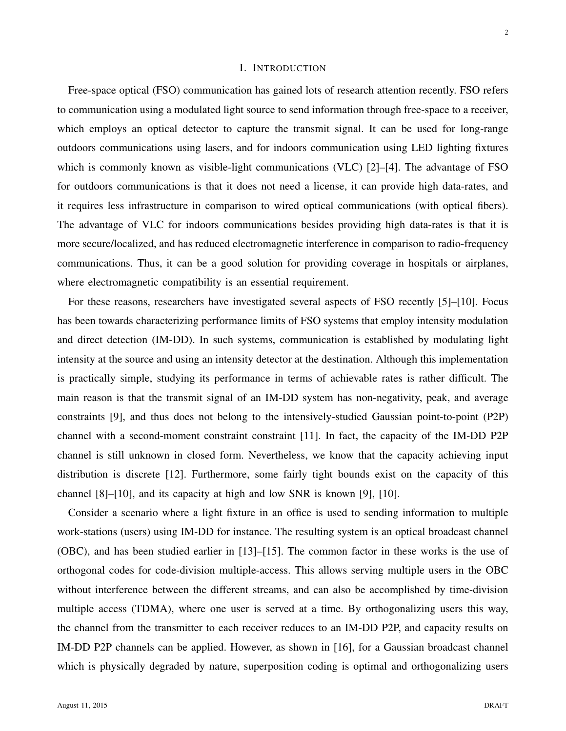# I. Introduction

Free-space optical (FSO) communication has gained lots of research attention recently. FSO refers to communication using a modulated light source to send information through free-space to a receiver, which employs an optical detector to capture the transmit signal. It can be used for long-range outdoors communications using lasers, and for indoors communication using LED lighting fixtures which is commonly known as visible-light communications (VLC) [2]–[4]. The advantage of FSO for outdoors communications is that it does not need a license, it can provide high data-rates, and it requires less infrastructure in comparison to wired optical communications (with optical fibers). The advantage of VLC for indoors communications besides providing high data-rates is that it is more secure/localized, and has reduced electromagnetic interference in comparison to radio-frequency communications. Thus, it can be a good solution for providing coverage in hospitals or airplanes, where electromagnetic compatibility is an essential requirement.

For these reasons, researchers have investigated several aspects of FSO recently [5]–[10]. Focus has been towards characterizing performance limits of FSO systems that employ intensity modulation and direct detection (IM-DD). In such systems, communication is established by modulating light intensity at the source and using an intensity detector at the destination. Although this implementation is practically simple, studying its performance in terms of achievable rates is rather difficult. The main reason is that the transmit signal of an IM-DD system has non-negativity, peak, and average constraints [9], and thus does not belong to the intensively-studied Gaussian point-to-point (P2P) channel with a second-moment constraint constraint [11]. In fact, the capacity of the IM-DD P2P channel is still unknown in closed form. Nevertheless, we know that the capacity achieving input distribution is discrete [12]. Furthermore, some fairly tight bounds exist on the capacity of this channel [8]–[10], and its capacity at high and low SNR is known [9], [10].

Consider a scenario where a light fixture in an office is used to sending information to multiple work-stations (users) using IM-DD for instance. The resulting system is an optical broadcast channel (OBC), and has been studied earlier in [13]–[15]. The common factor in these works is the use of orthogonal codes for code-division multiple-access. This allows serving multiple users in the OBC without interference between the different streams, and can also be accomplished by time-division multiple access (TDMA), where one user is served at a time. By orthogonalizing users this way, the channel from the transmitter to each receiver reduces to an IM-DD P2P, and capacity results on IM-DD P2P channels can be applied. However, as shown in [16], for a Gaussian broadcast channel which is physically degraded by nature, superposition coding is optimal and orthogonalizing users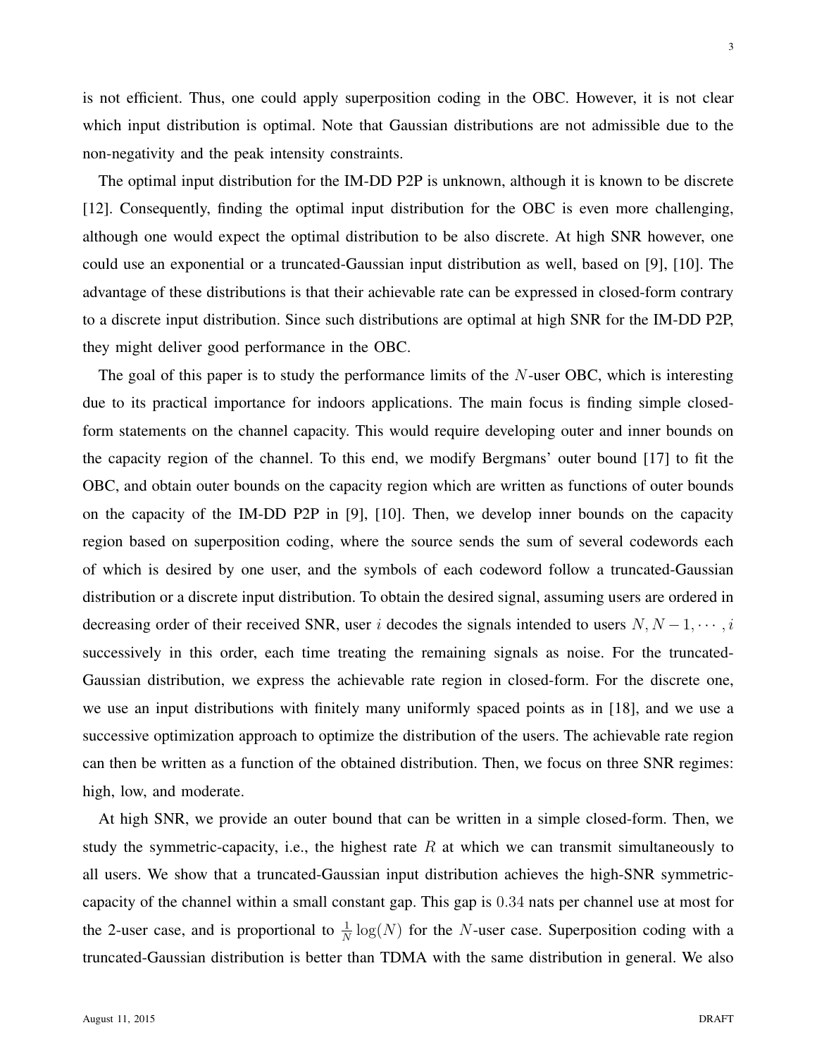is not efficient. Thus, one could apply superposition coding in the OBC. However, it is not clear which input distribution is optimal. Note that Gaussian distributions are not admissible due to the non-negativity and the peak intensity constraints.

The optimal input distribution for the IM-DD P2P is unknown, although it is known to be discrete [12]. Consequently, finding the optimal input distribution for the OBC is even more challenging, although one would expect the optimal distribution to be also discrete. At high SNR however, one could use an exponential or a truncated-Gaussian input distribution as well, based on [9], [10]. The advantage of these distributions is that their achievable rate can be expressed in closed-form contrary to a discrete input distribution. Since such distributions are optimal at high SNR for the IM-DD P2P, they might deliver good performance in the OBC.

The goal of this paper is to study the performance limits of the $N$-user OBC, which is interesting due to its practical importance for indoors applications. The main focus is finding simple closed-form statements on the channel capacity. This would require developing outer and inner bounds on the capacity region of the channel. To this end, we modify Bergmans' outer bound [17] to fit the OBC, and obtain outer bounds on the capacity region which are written as functions of outer bounds on the capacity of the IM-DD P2P in [9], [10]. Then, we develop inner bounds on the capacity region based on superposition coding, where the source sends the sum of several codewords each of which is desired by one user, and the symbols of each codeword follow a truncated-Gaussian distribution or a discrete input distribution. To obtain the desired signal, assuming users are ordered in decreasing order of their received SNR, user $i$ decodes the signals intended to users $N, N-1, \cdots, i$ successively in this order, each time treating the remaining signals as noise. For the truncated-Gaussian distribution, we express the achievable rate region in closed-form. For the discrete one, we use an input distributions with finitely many uniformly spaced points as in [18], and we use a successive optimization approach to optimize the distribution of the users. The achievable rate region can then be written as a function of the obtained distribution. Then, we focus on three SNR regimes: high, low, and moderate.

At high SNR, we provide an outer bound that can be written in a simple closed-form. Then, we study the symmetric-capacity, i.e., the highest rate $R$ at which we can transmit simultaneously to all users. We show that a truncated-Gaussian input distribution achieves the high-SNR symmetric-capacity of the channel within a small constant gap. This gap is $0.34$ nats per channel use at most for the 2-user case, and is proportional to $\frac{1}{N}\log(N)$ for the $N$-user case. Superposition coding with a truncated-Gaussian distribution is better than TDMA with the same distribution in general. We also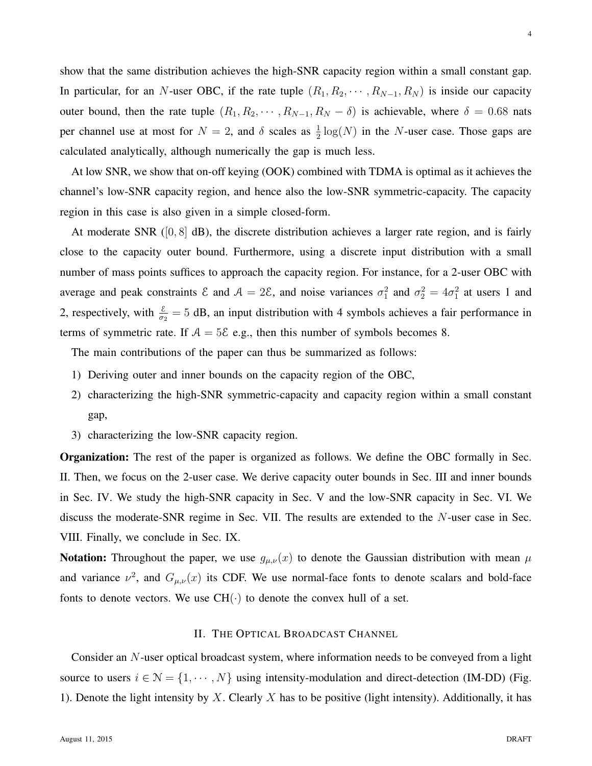show that the same distribution achieves the high-SNR capacity region within a small constant gap. In particular, for an $N$-user OBC, if the rate tuple $(R_1, R_2, \cdots, R_{N-1}, R_N)$ is inside our capacity outer bound, then the rate tuple $(R_1, R_2, \cdots, R_{N-1}, R_N - \delta)$ is achievable, where $\delta = 0.68$ nats per channel use at most for $N = 2$, and $\delta$ scales as $\frac{1}{2}\log(N)$ in the $N$-user case. Those gaps are calculated analytically, although numerically the gap is much less.

At low SNR, we show that on-off keying (OOK) combined with TDMA is optimal as it achieves the channel's low-SNR capacity region, and hence also the low-SNR symmetric-capacity. The capacity region in this case is also given in a simple closed-form.

At moderate SNR ($[0, 8]$ dB), the discrete distribution achieves a larger rate region, and is fairly close to the capacity outer bound. Furthermore, using a discrete input distribution with a small number of mass points suffices to approach the capacity region. For instance, for a 2-user OBC with average and peak constraints $\mathcal{E}$ and $\mathcal{A} = 2\mathcal{E}$, and noise variances $\sigma_1^2$ and $\sigma_2^2 = 4\sigma_1^2$ at users 1 and 2, respectively, with $\frac{\mathcal{E}}{\sigma_2} = 5$ dB, an input distribution with 4 symbols achieves a fair performance in terms of symmetric rate. If $\mathcal{A} = 5\mathcal{E}$ e.g., then this number of symbols becomes 8.

The main contributions of the paper can thus be summarized as follows:

1) Deriving outer and inner bounds on the capacity region of the OBC,
2) characterizing the high-SNR symmetric-capacity and capacity region within a small constant gap,
3) characterizing the low-SNR capacity region.

**Organization:** The rest of the paper is organized as follows. We define the OBC formally in Sec. II. Then, we focus on the 2-user case. We derive capacity outer bounds in Sec. III and inner bounds in Sec. IV. We study the high-SNR capacity in Sec. V and the low-SNR capacity in Sec. VI. We discuss the moderate-SNR regime in Sec. VII. The results are extended to the $N$-user case in Sec. VIII. Finally, we conclude in Sec. IX.

**Notation:** Throughout the paper, we use $g_{\mu,\nu}(x)$ to denote the Gaussian distribution with mean $\mu$ and variance $\nu^2$, and $G_{\mu,\nu}(x)$ its CDF. We use normal-face fonts to denote scalars and bold-face fonts to denote vectors. We use $\text{CH}(\cdot)$ to denote the convex hull of a set.

## II. The Optical Broadcast Channel

Consider an $N$-user optical broadcast system, where information needs to be conveyed from a light source to users $i \in \mathcal{N} = \{1, \cdots, N\}$ using intensity-modulation and direct-detection (IM-DD) (Fig. 1). Denote the light intensity by $X$. Clearly $X$ has to be positive (light intensity). Additionally, it has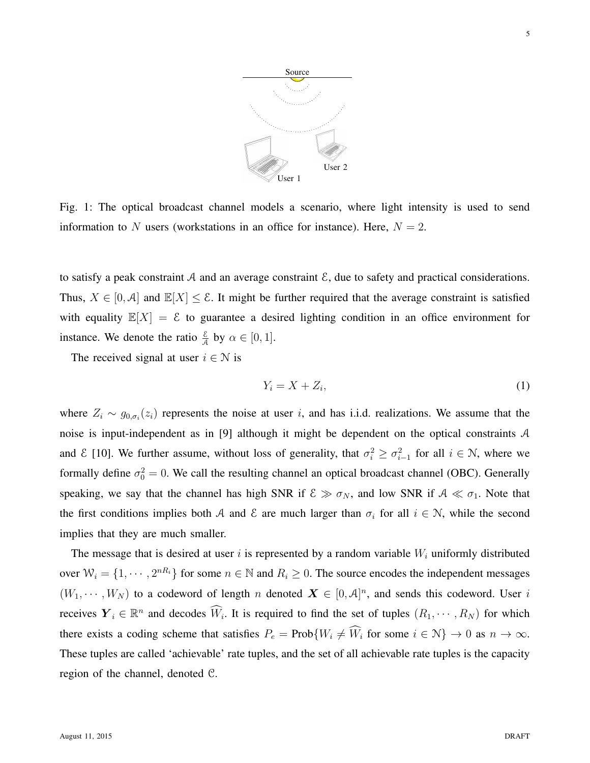Source

User 1

User 2

Fig. 1: The optical broadcast channel models a scenario, where light intensity is used to send information to $N$ users (workstations in an office for instance). Here, $N = 2$.

to satisfy a peak constraint $\mathcal{A}$ and an average constraint $\mathcal{E}$, due to safety and practical considerations. Thus, $X \in [0, \mathcal{A}]$ and $\mathbb{E}[X] \leq \mathcal{E}$. It might be further required that the average constraint is satisfied with equality $\mathbb{E}[X] = \mathcal{E}$ to guarantee a desired lighting condition in an office environment for instance. We denote the ratio $\frac{\mathcal{E}}{\mathcal{A}}$ by $\alpha \in [0, 1]$.

The received signal at user $i \in \mathcal{N}$ is

$$Y_i = X + Z_i, \tag{1}$$

where $Z_i \sim g_{0,\sigma_i}(z_i)$ represents the noise at user $i$, and has i.i.d. realizations. We assume that the noise is input-independent as in [9] although it might be dependent on the optical constraints $\mathcal{A}$ and $\mathcal{E}$ [10]. We further assume, without loss of generality, that $\sigma_i^2 \geq \sigma_{i-1}^2$ for all $i \in \mathcal{N}$, where we formally define $\sigma_0^2 = 0$. We call the resulting channel an optical broadcast channel (OBC). Generally speaking, we say that the channel has high SNR if $\mathcal{E} \gg \sigma_N$, and low SNR if $\mathcal{A} \ll \sigma_1$. Note that the first conditions implies both $\mathcal{A}$ and $\mathcal{E}$ are much larger than $\sigma_i$ for all $i \in \mathcal{N}$, while the second implies that they are much smaller.

The message that is desired at user $i$ is represented by a random variable $W_i$ uniformly distributed over $\mathcal{W}_i = \{1, \cdots, 2^{nR_i}\}$ for some $n \in \mathbb{N}$ and $R_i \geq 0$. The source encodes the independent messages $(W_1, \cdots, W_N)$ to a codeword of length $n$ denoted $\boldsymbol{X} \in [0, \mathcal{A}]^n$, and sends this codeword. User $i$ receives $\boldsymbol{Y}_i \in \mathbb{R}^n$ and decodes $\widehat{W}_i$. It is required to find the set of tuples $(R_1, \cdots, R_N)$ for which there exists a coding scheme that satisfies $P_e = \text{Prob}\{W_i \neq \widehat{W}_i \text{ for some } i \in \mathcal{N}\} \to 0$ as $n \to \infty$. These tuples are called 'achievable' rate tuples, and the set of all achievable rate tuples is the capacity region of the channel, denoted $\mathcal{C}$.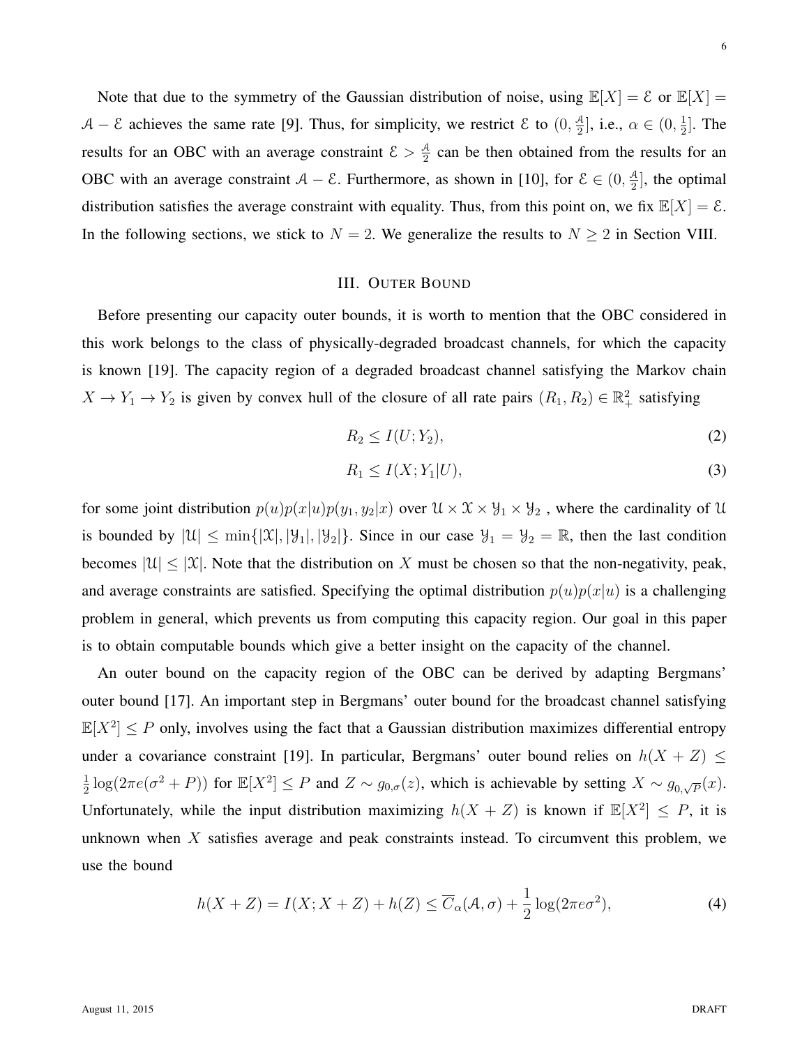Note that due to the symmetry of the Gaussian distribution of noise, using $\mathbb{E}[X] = \mathcal{E}$ or $\mathbb{E}[X] = \mathcal{A} - \mathcal{E}$ achieves the same rate [9]. Thus, for simplicity, we restrict $\mathcal{E}$ to $(0, \frac{\mathcal{A}}{2}]$, i.e., $\alpha \in (0, \frac{1}{2}]$. The results for an OBC with an average constraint $\mathcal{E} > \frac{\mathcal{A}}{2}$ can be then obtained from the results for an OBC with an average constraint $\mathcal{A} - \mathcal{E}$. Furthermore, as shown in [10], for $\mathcal{E} \in (0, \frac{\mathcal{A}}{2}]$, the optimal distribution satisfies the average constraint with equality. Thus, from this point on, we fix $\mathbb{E}[X] = \mathcal{E}$. In the following sections, we stick to $N = 2$. We generalize the results to $N \geq 2$ in Section VIII.

## III. Outer Bound

Before presenting our capacity outer bounds, it is worth to mention that the OBC considered in this work belongs to the class of physically-degraded broadcast channels, for which the capacity is known [19]. The capacity region of a degraded broadcast channel satisfying the Markov chain $X \to Y_1 \to Y_2$ is given by convex hull of the closure of all rate pairs $(R_1, R_2) \in \mathbb{R}_+^2$ satisfying

$$R_2 \leq I(U; Y_2), \tag{2}$$

$$R_1 \leq I(X; Y_1|U), \tag{3}$$

for some joint distribution $p(u)p(x|u)p(y_1, y_2|x)$ over $\mathcal{U} \times \mathcal{X} \times \mathcal{Y}_1 \times \mathcal{Y}_2$ , where the cardinality of $\mathcal{U}$ is bounded by $|\mathcal{U}| \leq \min\{|\mathcal{X}|, |\mathcal{Y}_1|, |\mathcal{Y}_2|\}$. Since in our case $\mathcal{Y}_1 = \mathcal{Y}_2 = \mathbb{R}$, then the last condition becomes $|\mathcal{U}| \leq |\mathcal{X}|$. Note that the distribution on $X$ must be chosen so that the non-negativity, peak, and average constraints are satisfied. Specifying the optimal distribution $p(u)p(x|u)$ is a challenging problem in general, which prevents us from computing this capacity region. Our goal in this paper is to obtain computable bounds which give a better insight on the capacity of the channel.

An outer bound on the capacity region of the OBC can be derived by adapting Bergmans' outer bound [17]. An important step in Bergmans' outer bound for the broadcast channel satisfying $\mathbb{E}[X^2] \leq P$ only, involves using the fact that a Gaussian distribution maximizes differential entropy under a covariance constraint [19]. In particular, Bergmans' outer bound relies on $h(X + Z) \leq \frac{1}{2}\log(2\pi e(\sigma^2 + P))$ for $\mathbb{E}[X^2] \leq P$ and $Z \sim g_{0,\sigma}(z)$, which is achievable by setting $X \sim g_{0,\sqrt{P}}(x)$. Unfortunately, while the input distribution maximizing $h(X + Z)$ is known if $\mathbb{E}[X^2] \leq P$, it is unknown when $X$ satisfies average and peak constraints instead. To circumvent this problem, we use the bound

$$h(X + Z) = I(X; X + Z) + h(Z) \leq \overline{C}_\alpha(\mathcal{A}, \sigma) + \frac{1}{2}\log(2\pi e\sigma^2), \tag{4}$$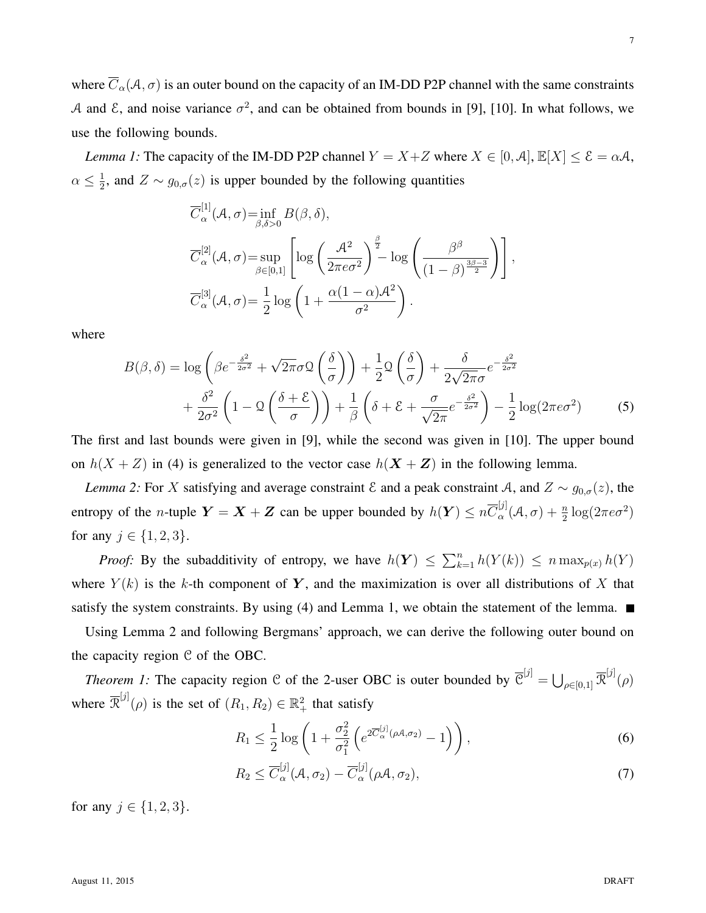where $\overline{C}_\alpha(\mathcal{A},\sigma)$ is an outer bound on the capacity of an IM-DD P2P channel with the same constraints $\mathcal{A}$ and $\mathcal{E}$, and noise variance $\sigma^2$, and can be obtained from bounds in [9], [10]. In what follows, we use the following bounds.

*Lemma 1:* The capacity of the IM-DD P2P channel $Y = X+Z$ where $X \in [0,\mathcal{A}]$, $\mathbb{E}[X] \leq \mathcal{E} = \alpha\mathcal{A}$, $\alpha \leq \frac{1}{2}$, and $Z \sim g_{0,\sigma}(z)$ is upper bounded by the following quantities

$$
\begin{aligned}
\overline{C}_\alpha^{[1]}(\mathcal{A},\sigma) &= \inf_{\beta,\delta>0} B(\beta,\delta),\\
\overline{C}_\alpha^{[2]}(\mathcal{A},\sigma) &= \sup_{\beta\in[0,1]} \left[\log\left(\frac{\mathcal{A}^2}{2\pi e\sigma^2}\right)^{\frac{\beta}{2}} - \log\left(\frac{\beta^\beta}{(1-\beta)^{\frac{3\beta-3}{2}}}\right)\right],\\
\overline{C}_\alpha^{[3]}(\mathcal{A},\sigma) &= \frac{1}{2}\log\left(1+\frac{\alpha(1-\alpha)\mathcal{A}^2}{\sigma^2}\right).
\end{aligned}
$$

where

$$
\begin{aligned}
B(\beta,\delta) = &\log\left(\beta e^{-\frac{\delta^2}{2\sigma^2}} + \sqrt{2\pi}\sigma \mathcal{Q}\left(\frac{\delta}{\sigma}\right)\right) + \frac{1}{2}\mathcal{Q}\left(\frac{\delta}{\sigma}\right) + \frac{\delta}{2\sqrt{2\pi}\sigma}e^{-\frac{\delta^2}{2\sigma^2}}\\
&+ \frac{\delta^2}{2\sigma^2}\left(1-\mathcal{Q}\left(\frac{\delta+\mathcal{E}}{\sigma}\right)\right) + \frac{1}{\beta}\left(\delta+\mathcal{E}+\frac{\sigma}{\sqrt{2\pi}}e^{-\frac{\delta^2}{2\sigma^2}}\right) - \frac{1}{2}\log(2\pi e\sigma^2) \qquad (5)
\end{aligned}
$$

The first and last bounds were given in [9], while the second was given in [10]. The upper bound on $h(X+Z)$ in (4) is generalized to the vector case $h(\boldsymbol{X}+\boldsymbol{Z})$ in the following lemma.

*Lemma 2:* For $X$ satisfying and average constraint $\mathcal{E}$ and a peak constraint $\mathcal{A}$, and $Z \sim g_{0,\sigma}(z)$, the entropy of the $n$-tuple $\boldsymbol{Y} = \boldsymbol{X}+\boldsymbol{Z}$ can be upper bounded by $h(\boldsymbol{Y}) \leq n\overline{C}_\alpha^{[j]}(\mathcal{A},\sigma) + \frac{n}{2}\log(2\pi e\sigma^2)$ for any $j \in \{1,2,3\}$.

*Proof:* By the subadditivity of entropy, we have $h(\boldsymbol{Y}) \leq \sum_{k=1}^n h(Y(k)) \leq n\max_{p(x)} h(Y)$ where $Y(k)$ is the $k$-th component of $\boldsymbol{Y}$, and the maximization is over all distributions of $X$ that satisfy the system constraints. By using (4) and Lemma 1, we obtain the statement of the lemma. ■

Using Lemma 2 and following Bergmans' approach, we can derive the following outer bound on the capacity region $\mathcal{C}$ of the OBC.

*Theorem 1:* The capacity region $\mathcal{C}$ of the 2-user OBC is outer bounded by $\overline{\mathcal{C}}^{[j]} = \bigcup_{\rho\in[0,1]} \overline{\mathcal{R}}^{[j]}(\rho)$ where $\overline{\mathcal{R}}^{[j]}(\rho)$ is the set of $(R_1,R_2) \in \mathbb{R}_+^2$ that satisfy

$$
R_1 \leq \frac{1}{2}\log\left(1+\frac{\sigma_2^2}{\sigma_1^2}\left(e^{2\overline{C}_\alpha^{[j]}(\rho\mathcal{A},\sigma_2)}-1\right)\right), \qquad (6)
$$

$$
R_2 \leq \overline{C}_\alpha^{[j]}(\mathcal{A},\sigma_2) - \overline{C}_\alpha^{[j]}(\rho\mathcal{A},\sigma_2), \qquad (7)
$$

for any $j \in \{1,2,3\}$.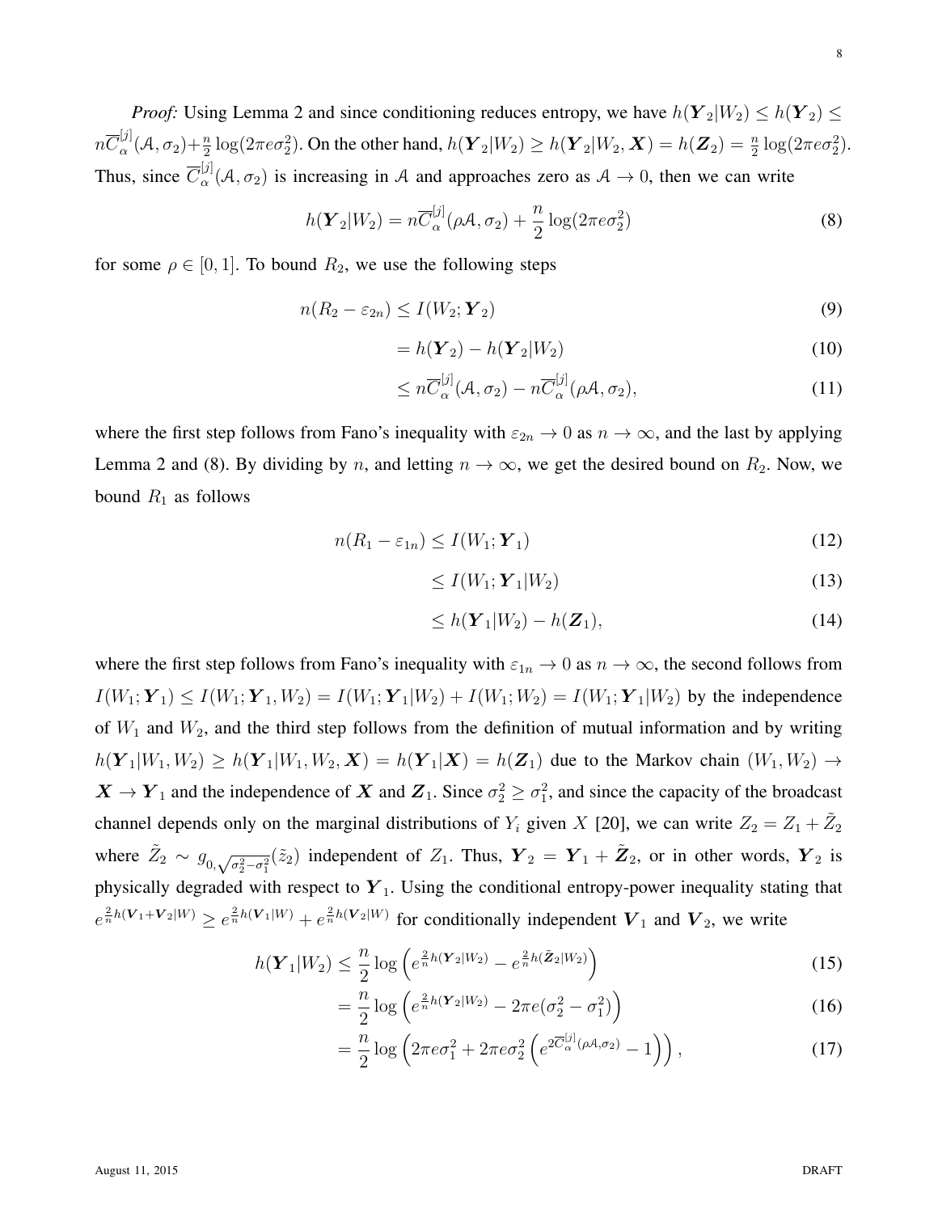*Proof:* Using Lemma 2 and since conditioning reduces entropy, we have $h(\boldsymbol{Y}_2|W_2) \leq h(\boldsymbol{Y}_2) \leq n\overline{C}_\alpha^{[j]}(\mathcal{A},\sigma_2)+\frac{n}{2}\log(2\pi e\sigma_2^2)$. On the other hand, $h(\boldsymbol{Y}_2|W_2) \geq h(\boldsymbol{Y}_2|W_2,\boldsymbol{X}) = h(\boldsymbol{Z}_2) = \frac{n}{2}\log(2\pi e\sigma_2^2)$. Thus, since $\overline{C}_\alpha^{[j]}(\mathcal{A},\sigma_2)$ is increasing in $\mathcal{A}$ and approaches zero as $\mathcal{A}\to 0$, then we can write

$$h(\boldsymbol{Y}_2|W_2) = n\overline{C}_\alpha^{[j]}(\rho\mathcal{A},\sigma_2)+\frac{n}{2}\log(2\pi e\sigma_2^2) \tag{8}$$

for some $\rho\in[0,1]$. To bound $R_2$, we use the following steps

$$\begin{aligned} n(R_2-\varepsilon_{2n}) &\leq I(W_2;\boldsymbol{Y}_2) && (9)\\ &= h(\boldsymbol{Y}_2)-h(\boldsymbol{Y}_2|W_2) && (10)\\ &\leq n\overline{C}_\alpha^{[j]}(\mathcal{A},\sigma_2)-n\overline{C}_\alpha^{[j]}(\rho\mathcal{A},\sigma_2), && (11)\end{aligned}$$

where the first step follows from Fano's inequality with $\varepsilon_{2n}\to 0$ as $n\to\infty$, and the last by applying Lemma 2 and (8). By dividing by $n$, and letting $n\to\infty$, we get the desired bound on $R_2$. Now, we bound $R_1$ as follows

$$\begin{aligned} n(R_1-\varepsilon_{1n}) &\leq I(W_1;\boldsymbol{Y}_1) && (12)\\ &\leq I(W_1;\boldsymbol{Y}_1|W_2) && (13)\\ &\leq h(\boldsymbol{Y}_1|W_2)-h(\boldsymbol{Z}_1), && (14)\end{aligned}$$

where the first step follows from Fano's inequality with $\varepsilon_{1n}\to 0$ as $n\to\infty$, the second follows from $I(W_1;\boldsymbol{Y}_1)\leq I(W_1;\boldsymbol{Y}_1,W_2) = I(W_1;\boldsymbol{Y}_1|W_2)+I(W_1;W_2) = I(W_1;\boldsymbol{Y}_1|W_2)$ by the independence of $W_1$ and $W_2$, and the third step follows from the definition of mutual information and by writing $h(\boldsymbol{Y}_1|W_1,W_2)\geq h(\boldsymbol{Y}_1|W_1,W_2,\boldsymbol{X}) = h(\boldsymbol{Y}_1|\boldsymbol{X}) = h(\boldsymbol{Z}_1)$ due to the Markov chain $(W_1,W_2)\to\boldsymbol{X}\to\boldsymbol{Y}_1$ and the independence of $\boldsymbol{X}$ and $\boldsymbol{Z}_1$. Since $\sigma_2^2\geq\sigma_1^2$, and since the capacity of the broadcast channel depends only on the marginal distributions of $Y_i$ given $X$ [20], we can write $Z_2 = Z_1+\tilde{Z}_2$ where $\tilde{Z}_2\sim g_{0,\sqrt{\sigma_2^2-\sigma_1^2}}(\tilde{z}_2)$ independent of $Z_1$. Thus, $\boldsymbol{Y}_2 = \boldsymbol{Y}_1+\tilde{\boldsymbol{Z}}_2$, or in other words, $\boldsymbol{Y}_2$ is physically degraded with respect to $\boldsymbol{Y}_1$. Using the conditional entropy-power inequality stating that $e^{\frac{2}{n}h(\boldsymbol{V}_1+\boldsymbol{V}_2|W)}\geq e^{\frac{2}{n}h(\boldsymbol{V}_1|W)}+e^{\frac{2}{n}h(\boldsymbol{V}_2|W)}$ for conditionally independent $\boldsymbol{V}_1$ and $\boldsymbol{V}_2$, we write

$$\begin{aligned} h(\boldsymbol{Y}_1|W_2) &\leq \frac{n}{2}\log\left(e^{\frac{2}{n}h(\boldsymbol{Y}_2|W_2)}-e^{\frac{2}{n}h(\tilde{\boldsymbol{Z}}_2|W_2)}\right) && (15)\\ &= \frac{n}{2}\log\left(e^{\frac{2}{n}h(\boldsymbol{Y}_2|W_2)}-2\pi e(\sigma_2^2-\sigma_1^2)\right) && (16)\\ &= \frac{n}{2}\log\left(2\pi e\sigma_1^2+2\pi e\sigma_2^2\left(e^{2\overline{C}_\alpha^{[j]}(\rho\mathcal{A},\sigma_2)}-1\right)\right), && (17)\end{aligned}$$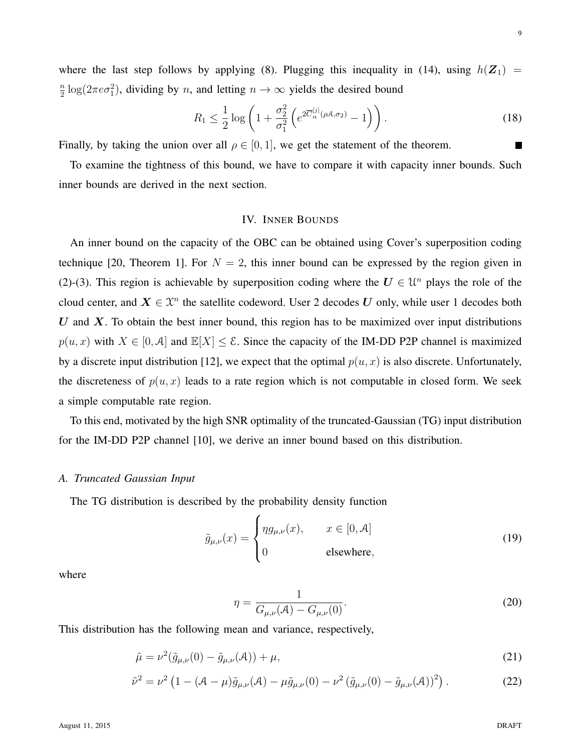where the last step follows by applying (8). Plugging this inequality in (14), using $h(\boldsymbol{Z}_1) = \frac{n}{2}\log(2\pi e \sigma_1^2)$, dividing by $n$, and letting $n \to \infty$ yields the desired bound

$$R_1 \leq \frac{1}{2}\log\left(1 + \frac{\sigma_2^2}{\sigma_1^2}\left(e^{2\overline{C}_{\alpha}^{[j]}(\rho\mathcal{A},\sigma_2)} - 1\right)\right). \tag{18}$$

Finally, by taking the union over all $\rho \in [0,1]$, we get the statement of the theorem. ∎

To examine the tightness of this bound, we have to compare it with capacity inner bounds. Such inner bounds are derived in the next section.

## IV. Inner Bounds

An inner bound on the capacity of the OBC can be obtained using Cover's superposition coding technique [20, Theorem 1]. For $N = 2$, this inner bound can be expressed by the region given in (2)-(3). This region is achievable by superposition coding where the $\boldsymbol{U} \in \mathcal{U}^n$ plays the role of the cloud center, and $\boldsymbol{X} \in \mathcal{X}^n$ the satellite codeword. User 2 decodes $\boldsymbol{U}$ only, while user 1 decodes both $\boldsymbol{U}$ and $\boldsymbol{X}$. To obtain the best inner bound, this region has to be maximized over input distributions $p(u,x)$ with $X \in [0,\mathcal{A}]$ and $\mathbb{E}[X] \leq \mathcal{E}$. Since the capacity of the IM-DD P2P channel is maximized by a discrete input distribution [12], we expect that the optimal $p(u,x)$ is also discrete. Unfortunately, the discreteness of $p(u,x)$ leads to a rate region which is not computable in closed form. We seek a simple computable rate region.

To this end, motivated by the high SNR optimality of the truncated-Gaussian (TG) input distribution for the IM-DD P2P channel [10], we derive an inner bound based on this distribution.

### A. Truncated Gaussian Input

The TG distribution is described by the probability density function

$$\tilde{g}_{\mu,\nu}(x) = \begin{cases} \eta g_{\mu,\nu}(x), & x \in [0,\mathcal{A}] \\ 0 & \text{elsewhere}, \end{cases} \tag{19}$$

where

$$\eta = \frac{1}{G_{\mu,\nu}(\mathcal{A}) - G_{\mu,\nu}(0)}. \tag{20}$$

This distribution has the following mean and variance, respectively,

$$\tilde{\mu} = \nu^2(\tilde{g}_{\mu,\nu}(0) - \tilde{g}_{\mu,\nu}(\mathcal{A})) + \mu, \tag{21}$$

$$\tilde{\nu}^2 = \nu^2\left(1 - (\mathcal{A} - \mu)\tilde{g}_{\mu,\nu}(\mathcal{A}) - \mu\tilde{g}_{\mu,\nu}(0) - \nu^2\left(\tilde{g}_{\mu,\nu}(0) - \tilde{g}_{\mu,\nu}(\mathcal{A})\right)^2\right). \tag{22}$$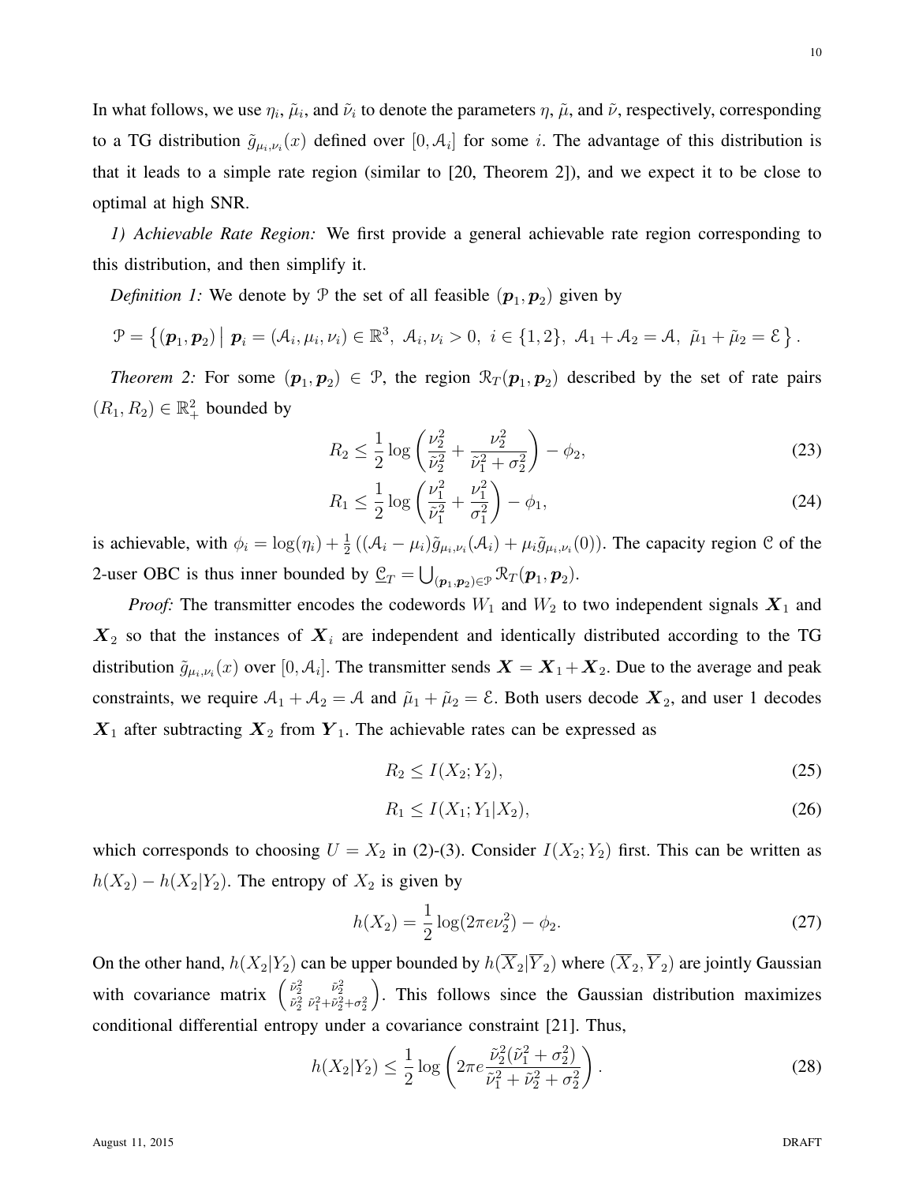In what follows, we use $\eta_i$, $\tilde{\mu}_i$, and $\tilde{\nu}_i$ to denote the parameters $\eta$, $\tilde{\mu}$, and $\tilde{\nu}$, respectively, corresponding to a TG distribution $\tilde{g}_{\mu_i,\nu_i}(x)$ defined over $[0,\mathcal{A}_i]$ for some $i$. The advantage of this distribution is that it leads to a simple rate region (similar to [20, Theorem 2]), and we expect it to be close to optimal at high SNR.

*1) Achievable Rate Region:* We first provide a general achievable rate region corresponding to this distribution, and then simplify it.

*Definition 1:* We denote by $\mathcal{P}$ the set of all feasible $(\boldsymbol{p}_1, \boldsymbol{p}_2)$ given by

$$\mathcal{P} = \left\{ (\boldsymbol{p}_1, \boldsymbol{p}_2) \,\middle|\, \boldsymbol{p}_i = (\mathcal{A}_i, \mu_i, \nu_i) \in \mathbb{R}^3,\ \mathcal{A}_i, \nu_i > 0,\ i \in \{1,2\},\ \mathcal{A}_1 + \mathcal{A}_2 = \mathcal{A},\ \tilde{\mu}_1 + \tilde{\mu}_2 = \mathcal{E} \right\}.$$

*Theorem 2:* For some $(\boldsymbol{p}_1, \boldsymbol{p}_2) \in \mathcal{P}$, the region $\mathcal{R}_T(\boldsymbol{p}_1, \boldsymbol{p}_2)$ described by the set of rate pairs $(R_1, R_2) \in \mathbb{R}_+^2$ bounded by

$$R_2 \leq \frac{1}{2} \log \left( \frac{\nu_2^2}{\tilde{\nu}_2^2} + \frac{\nu_2^2}{\tilde{\nu}_1^2 + \sigma_2^2} \right) - \phi_2, \tag{23}$$

$$R_1 \leq \frac{1}{2} \log \left( \frac{\nu_1^2}{\tilde{\nu}_1^2} + \frac{\nu_1^2}{\sigma_1^2} \right) - \phi_1, \tag{24}$$

is achievable, with $\phi_i = \log(\eta_i) + \frac{1}{2}\left((\mathcal{A}_i - \mu_i)\tilde{g}_{\mu_i,\nu_i}(\mathcal{A}_i) + \mu_i \tilde{g}_{\mu_i,\nu_i}(0)\right)$. The capacity region $\mathcal{C}$ of the 2-user OBC is thus inner bounded by $\underline{\mathcal{C}}_T = \bigcup_{(\boldsymbol{p}_1,\boldsymbol{p}_2)\in\mathcal{P}} \mathcal{R}_T(\boldsymbol{p}_1, \boldsymbol{p}_2)$.

*Proof:* The transmitter encodes the codewords $W_1$ and $W_2$ to two independent signals $\boldsymbol{X}_1$ and $\boldsymbol{X}_2$ so that the instances of $\boldsymbol{X}_i$ are independent and identically distributed according to the TG distribution $\tilde{g}_{\mu_i,\nu_i}(x)$ over $[0,\mathcal{A}_i]$. The transmitter sends $\boldsymbol{X} = \boldsymbol{X}_1 + \boldsymbol{X}_2$. Due to the average and peak constraints, we require $\mathcal{A}_1 + \mathcal{A}_2 = \mathcal{A}$ and $\tilde{\mu}_1 + \tilde{\mu}_2 = \mathcal{E}$. Both users decode $\boldsymbol{X}_2$, and user 1 decodes $\boldsymbol{X}_1$ after subtracting $\boldsymbol{X}_2$ from $\boldsymbol{Y}_1$. The achievable rates can be expressed as

$$R_2 \leq I(X_2; Y_2), \tag{25}$$

$$R_1 \leq I(X_1; Y_1 | X_2), \tag{26}$$

which corresponds to choosing $U = X_2$ in (2)-(3). Consider $I(X_2;Y_2)$ first. This can be written as $h(X_2) - h(X_2|Y_2)$. The entropy of $X_2$ is given by

$$h(X_2) = \frac{1}{2}\log(2\pi e \nu_2^2) - \phi_2. \tag{27}$$

On the other hand, $h(X_2|Y_2)$ can be upper bounded by $h(\overline{X}_2|\overline{Y}_2)$ where $(\overline{X}_2, \overline{Y}_2)$ are jointly Gaussian with covariance matrix $\begin{pmatrix} \tilde{\nu}_2^2 & \tilde{\nu}_2^2 \\ \tilde{\nu}_2^2 & \tilde{\nu}_1^2 + \tilde{\nu}_2^2 + \sigma_2^2 \end{pmatrix}$. This follows since the Gaussian distribution maximizes conditional differential entropy under a covariance constraint [21]. Thus,

$$h(X_2|Y_2) \leq \frac{1}{2}\log\left(2\pi e \frac{\tilde{\nu}_2^2(\tilde{\nu}_1^2 + \sigma_2^2)}{\tilde{\nu}_1^2 + \tilde{\nu}_2^2 + \sigma_2^2}\right). \tag{28}$$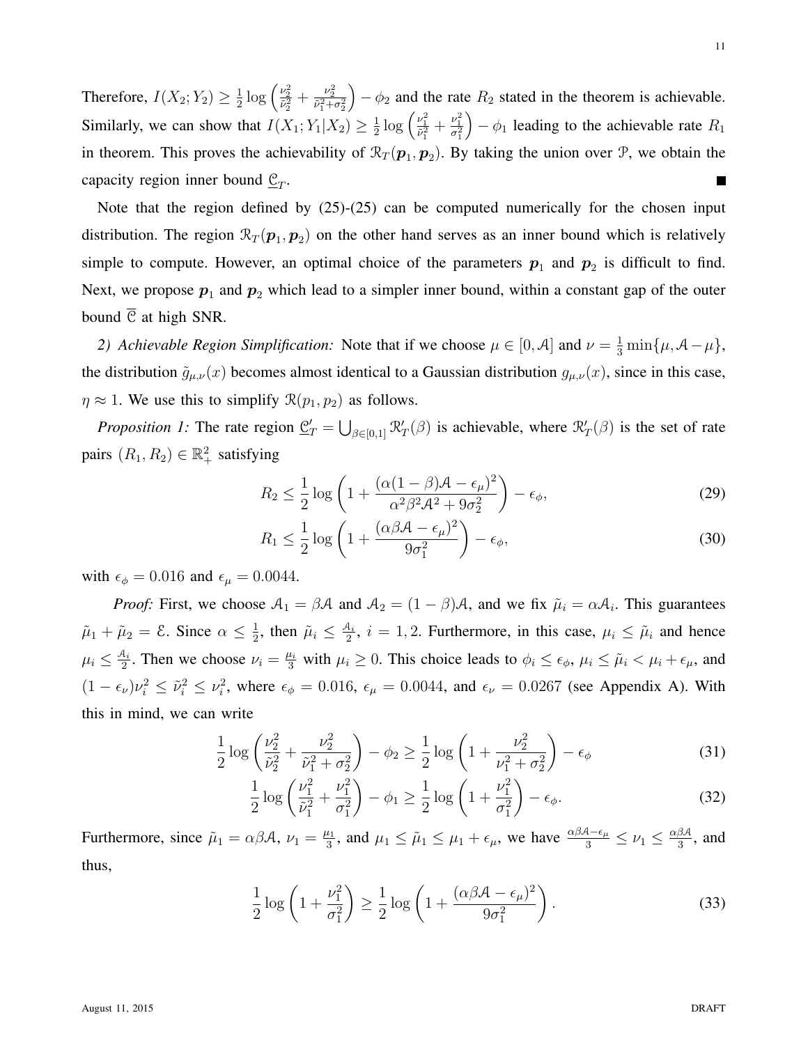Therefore, $I(X_2;Y_2) \geq \frac{1}{2}\log\left(\frac{\nu_2^2}{\tilde{\nu}_2^2} + \frac{\nu_2^2}{\tilde{\nu}_1^2+\sigma_2^2}\right) - \phi_2$ and the rate $R_2$ stated in the theorem is achievable. Similarly, we can show that $I(X_1;Y_1|X_2) \geq \frac{1}{2}\log\left(\frac{\nu_1^2}{\tilde{\nu}_1^2} + \frac{\nu_1^2}{\sigma_1^2}\right) - \phi_1$ leading to the achievable rate $R_1$ in theorem. This proves the achievability of $\mathcal{R}_T(\boldsymbol{p}_1, \boldsymbol{p}_2)$. By taking the union over $\mathcal{P}$, we obtain the capacity region inner bound $\underline{\mathcal{C}}_T$. ■

Note that the region defined by (25)-(25) can be computed numerically for the chosen input distribution. The region $\mathcal{R}_T(\boldsymbol{p}_1, \boldsymbol{p}_2)$ on the other hand serves as an inner bound which is relatively simple to compute. However, an optimal choice of the parameters $\boldsymbol{p}_1$ and $\boldsymbol{p}_2$ is difficult to find. Next, we propose $\boldsymbol{p}_1$ and $\boldsymbol{p}_2$ which lead to a simpler inner bound, within a constant gap of the outer bound $\overline{\mathcal{C}}$ at high SNR.

*2) Achievable Region Simplification:* Note that if we choose $\mu \in [0, \mathcal{A}]$ and $\nu = \frac{1}{3}\min\{\mu, \mathcal{A}-\mu\}$, the distribution $\tilde{g}_{\mu,\nu}(x)$ becomes almost identical to a Gaussian distribution $g_{\mu,\nu}(x)$, since in this case, $\eta \approx 1$. We use this to simplify $\mathcal{R}(p_1, p_2)$ as follows.

*Proposition 1:* The rate region $\underline{\mathcal{C}}_T' = \bigcup_{\beta\in[0,1]} \mathcal{R}_T'(\beta)$ is achievable, where $\mathcal{R}_T'(\beta)$ is the set of rate pairs $(R_1, R_2) \in \mathbb{R}_+^2$ satisfying

$$R_2 \leq \frac{1}{2}\log\left(1 + \frac{(\alpha(1-\beta)\mathcal{A} - \epsilon_\mu)^2}{\alpha^2\beta^2\mathcal{A}^2 + 9\sigma_2^2}\right) - \epsilon_\phi, \tag{29}$$

$$R_1 \leq \frac{1}{2}\log\left(1 + \frac{(\alpha\beta\mathcal{A} - \epsilon_\mu)^2}{9\sigma_1^2}\right) - \epsilon_\phi, \tag{30}$$

with $\epsilon_\phi = 0.016$ and $\epsilon_\mu = 0.0044$.

*Proof:* First, we choose $\mathcal{A}_1 = \beta\mathcal{A}$ and $\mathcal{A}_2 = (1-\beta)\mathcal{A}$, and we fix $\tilde{\mu}_i = \alpha\mathcal{A}_i$. This guarantees $\tilde{\mu}_1 + \tilde{\mu}_2 = \mathcal{E}$. Since $\alpha \leq \frac{1}{2}$, then $\tilde{\mu}_i \leq \frac{\mathcal{A}_i}{2}$, $i = 1, 2$. Furthermore, in this case, $\mu_i \leq \tilde{\mu}_i$ and hence $\mu_i \leq \frac{\mathcal{A}_i}{2}$. Then we choose $\nu_i = \frac{\mu_i}{3}$ with $\mu_i \geq 0$. This choice leads to $\phi_i \leq \epsilon_\phi$, $\mu_i \leq \tilde{\mu}_i < \mu_i + \epsilon_\mu$, and $(1-\epsilon_\nu)\nu_i^2 \leq \tilde{\nu}_i^2 \leq \nu_i^2$, where $\epsilon_\phi = 0.016$, $\epsilon_\mu = 0.0044$, and $\epsilon_\nu = 0.0267$ (see Appendix A). With this in mind, we can write

$$\frac{1}{2}\log\left(\frac{\nu_2^2}{\tilde{\nu}_2^2} + \frac{\nu_2^2}{\tilde{\nu}_1^2 + \sigma_2^2}\right) - \phi_2 \geq \frac{1}{2}\log\left(1 + \frac{\nu_2^2}{\nu_1^2 + \sigma_2^2}\right) - \epsilon_\phi \tag{31}$$

$$\frac{1}{2}\log\left(\frac{\nu_1^2}{\tilde{\nu}_1^2} + \frac{\nu_1^2}{\sigma_1^2}\right) - \phi_1 \geq \frac{1}{2}\log\left(1 + \frac{\nu_1^2}{\sigma_1^2}\right) - \epsilon_\phi. \tag{32}$$

Furthermore, since $\tilde{\mu}_1 = \alpha\beta\mathcal{A}$, $\nu_1 = \frac{\mu_1}{3}$, and $\mu_1 \leq \tilde{\mu}_1 \leq \mu_1 + \epsilon_\mu$, we have $\frac{\alpha\beta\mathcal{A} - \epsilon_\mu}{3} \leq \nu_1 \leq \frac{\alpha\beta\mathcal{A}}{3}$, and thus,

$$\frac{1}{2}\log\left(1 + \frac{\nu_1^2}{\sigma_1^2}\right) \geq \frac{1}{2}\log\left(1 + \frac{(\alpha\beta\mathcal{A} - \epsilon_\mu)^2}{9\sigma_1^2}\right). \tag{33}$$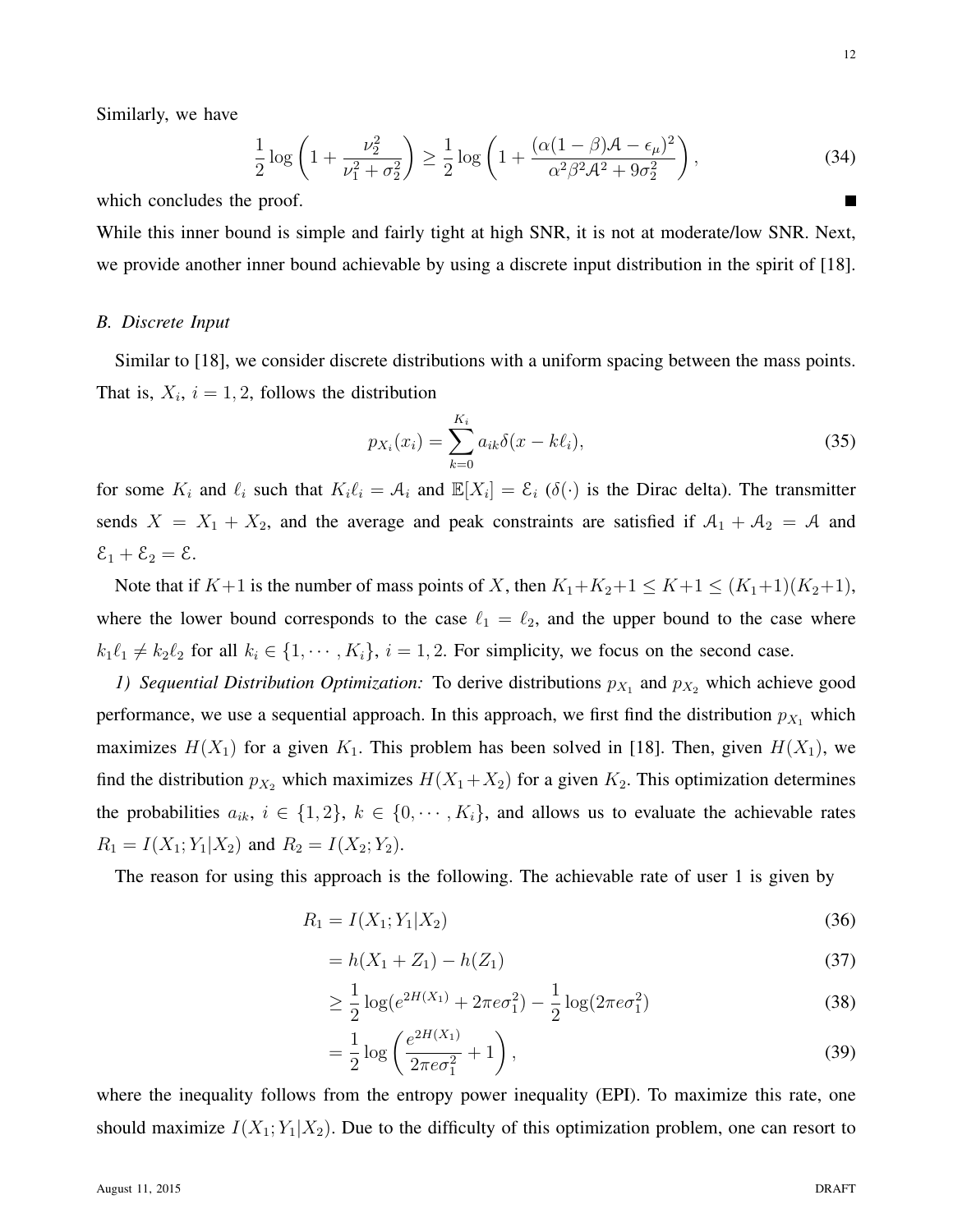Similarly, we have

$$\frac{1}{2}\log\left(1+\frac{\nu_2^2}{\nu_1^2+\sigma_2^2}\right) \geq \frac{1}{2}\log\left(1+\frac{(\alpha(1-\beta)\mathcal{A}-\epsilon_\mu)^2}{\alpha^2\beta^2\mathcal{A}^2+9\sigma_2^2}\right), \tag{34}$$

which concludes the proof. ■

While this inner bound is simple and fairly tight at high SNR, it is not at moderate/low SNR. Next, we provide another inner bound achievable by using a discrete input distribution in the spirit of [18].

### B. Discrete Input

Similar to [18], we consider discrete distributions with a uniform spacing between the mass points. That is, $X_i$, $i = 1, 2$, follows the distribution

$$p_{X_i}(x_i) = \sum_{k=0}^{K_i} a_{ik}\delta(x - k\ell_i), \tag{35}$$

for some $K_i$ and $\ell_i$ such that $K_i\ell_i = \mathcal{A}_i$ and $\mathbb{E}[X_i] = \mathcal{E}_i$ ($\delta(\cdot)$ is the Dirac delta). The transmitter sends $X = X_1 + X_2$, and the average and peak constraints are satisfied if $\mathcal{A}_1 + \mathcal{A}_2 = \mathcal{A}$ and $\mathcal{E}_1 + \mathcal{E}_2 = \mathcal{E}$.

Note that if $K+1$ is the number of mass points of $X$, then $K_1+K_2+1 \leq K+1 \leq (K_1+1)(K_2+1)$, where the lower bound corresponds to the case $\ell_1 = \ell_2$, and the upper bound to the case where $k_1\ell_1 \neq k_2\ell_2$ for all $k_i \in \{1, \cdots, K_i\}$, $i = 1, 2$. For simplicity, we focus on the second case.

*1) Sequential Distribution Optimization:* To derive distributions $p_{X_1}$ and $p_{X_2}$ which achieve good performance, we use a sequential approach. In this approach, we first find the distribution $p_{X_1}$ which maximizes $H(X_1)$ for a given $K_1$. This problem has been solved in [18]. Then, given $H(X_1)$, we find the distribution $p_{X_2}$ which maximizes $H(X_1+X_2)$ for a given $K_2$. This optimization determines the probabilities $a_{ik}$, $i \in \{1, 2\}$, $k \in \{0, \cdots, K_i\}$, and allows us to evaluate the achievable rates $R_1 = I(X_1; Y_1|X_2)$ and $R_2 = I(X_2; Y_2)$.

The reason for using this approach is the following. The achievable rate of user 1 is given by

$$R_1 = I(X_1; Y_1|X_2) \tag{36}$$

$$= h(X_1 + Z_1) - h(Z_1) \tag{37}$$

$$\geq \frac{1}{2}\log(e^{2H(X_1)} + 2\pi e\sigma_1^2) - \frac{1}{2}\log(2\pi e\sigma_1^2) \tag{38}$$

$$= \frac{1}{2}\log\left(\frac{e^{2H(X_1)}}{2\pi e\sigma_1^2} + 1\right), \tag{39}$$

where the inequality follows from the entropy power inequality (EPI). To maximize this rate, one should maximize $I(X_1; Y_1|X_2)$. Due to the difficulty of this optimization problem, one can resort to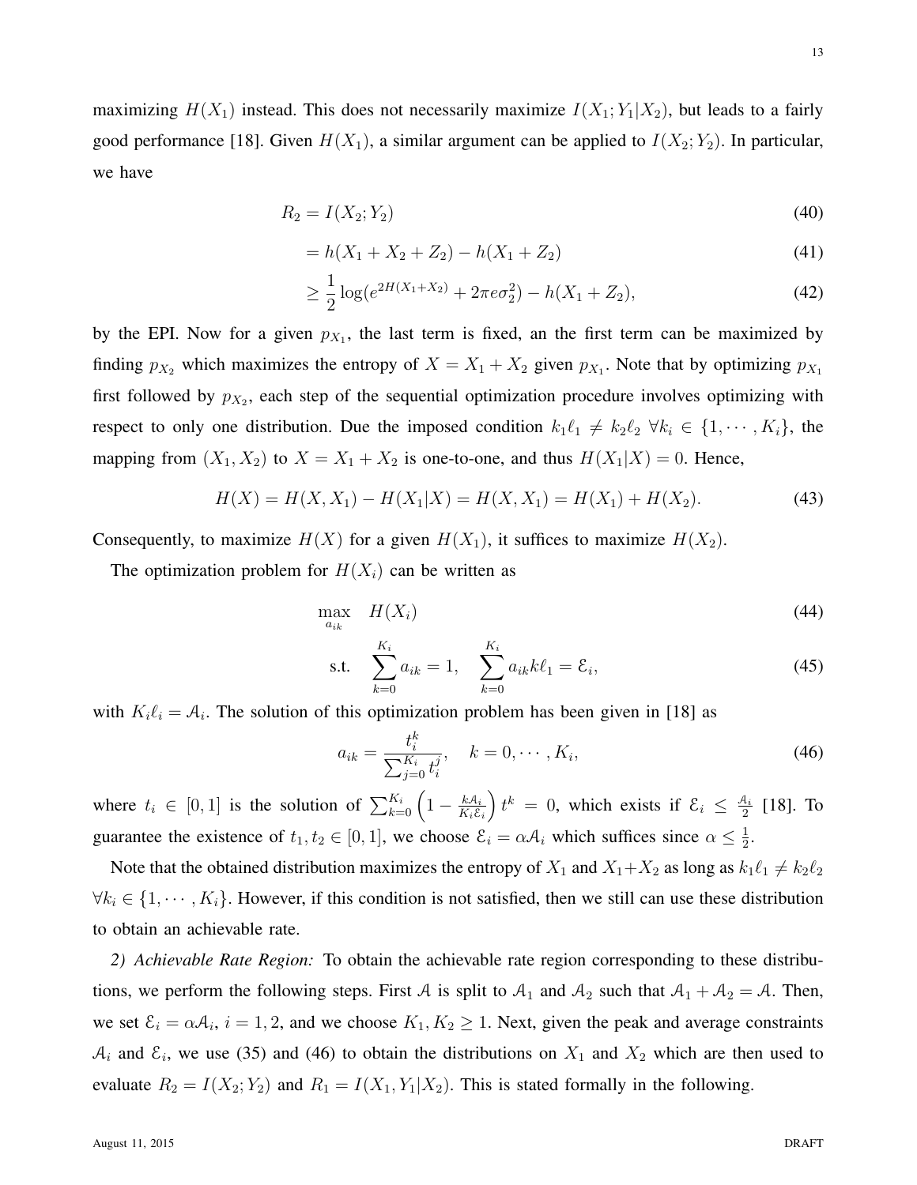maximizing $H(X_1)$ instead. This does not necessarily maximize $I(X_1;Y_1|X_2)$, but leads to a fairly good performance [18]. Given $H(X_1)$, a similar argument can be applied to $I(X_2;Y_2)$. In particular, we have

$$R_2 = I(X_2;Y_2) \tag{40}$$

$$= h(X_1 + X_2 + Z_2) - h(X_1 + Z_2) \tag{41}$$

$$\geq \frac{1}{2}\log(e^{2H(X_1+X_2)} + 2\pi e\sigma_2^2) - h(X_1 + Z_2), \tag{42}$$

by the EPI. Now for a given $p_{X_1}$, the last term is fixed, an the first term can be maximized by finding $p_{X_2}$ which maximizes the entropy of $X = X_1 + X_2$ given $p_{X_1}$. Note that by optimizing $p_{X_1}$ first followed by $p_{X_2}$, each step of the sequential optimization procedure involves optimizing with respect to only one distribution. Due the imposed condition $k_1\ell_1 \neq k_2\ell_2$ $\forall k_i \in \{1,\cdots,K_i\}$, the mapping from $(X_1, X_2)$ to $X = X_1 + X_2$ is one-to-one, and thus $H(X_1|X) = 0$. Hence,

$$H(X) = H(X, X_1) - H(X_1|X) = H(X, X_1) = H(X_1) + H(X_2). \tag{43}$$

Consequently, to maximize $H(X)$ for a given $H(X_1)$, it suffices to maximize $H(X_2)$.

The optimization problem for $H(X_i)$ can be written as

$$\max_{a_{ik}} \quad H(X_i) \tag{44}$$

$$\text{s.t.} \quad \sum_{k=0}^{K_i} a_{ik} = 1, \quad \sum_{k=0}^{K_i} a_{ik} k\ell_1 = \mathcal{E}_i, \tag{45}$$

with $K_i\ell_i = \mathcal{A}_i$. The solution of this optimization problem has been given in [18] as

$$a_{ik} = \frac{t_i^k}{\sum_{j=0}^{K_i} t_i^j}, \quad k = 0,\cdots,K_i, \tag{46}$$

where $t_i \in [0,1]$ is the solution of $\sum_{k=0}^{K_i}\left(1 - \frac{k\mathcal{A}_i}{K_i\mathcal{E}_i}\right)t^k = 0$, which exists if $\mathcal{E}_i \leq \frac{\mathcal{A}_i}{2}$ [18]. To guarantee the existence of $t_1, t_2 \in [0,1]$, we choose $\mathcal{E}_i = \alpha\mathcal{A}_i$ which suffices since $\alpha \leq \frac{1}{2}$.

Note that the obtained distribution maximizes the entropy of $X_1$ and $X_1 + X_2$ as long as $k_1\ell_1 \neq k_2\ell_2$ $\forall k_i \in \{1,\cdots,K_i\}$. However, if this condition is not satisfied, then we still can use these distribution to obtain an achievable rate.

*2) Achievable Rate Region:* To obtain the achievable rate region corresponding to these distributions, we perform the following steps. First $\mathcal{A}$ is split to $\mathcal{A}_1$ and $\mathcal{A}_2$ such that $\mathcal{A}_1 + \mathcal{A}_2 = \mathcal{A}$. Then, we set $\mathcal{E}_i = \alpha\mathcal{A}_i$, $i = 1, 2$, and we choose $K_1, K_2 \geq 1$. Next, given the peak and average constraints $\mathcal{A}_i$ and $\mathcal{E}_i$, we use (35) and (46) to obtain the distributions on $X_1$ and $X_2$ which are then used to evaluate $R_2 = I(X_2;Y_2)$ and $R_1 = I(X_1, Y_1|X_2)$. This is stated formally in the following.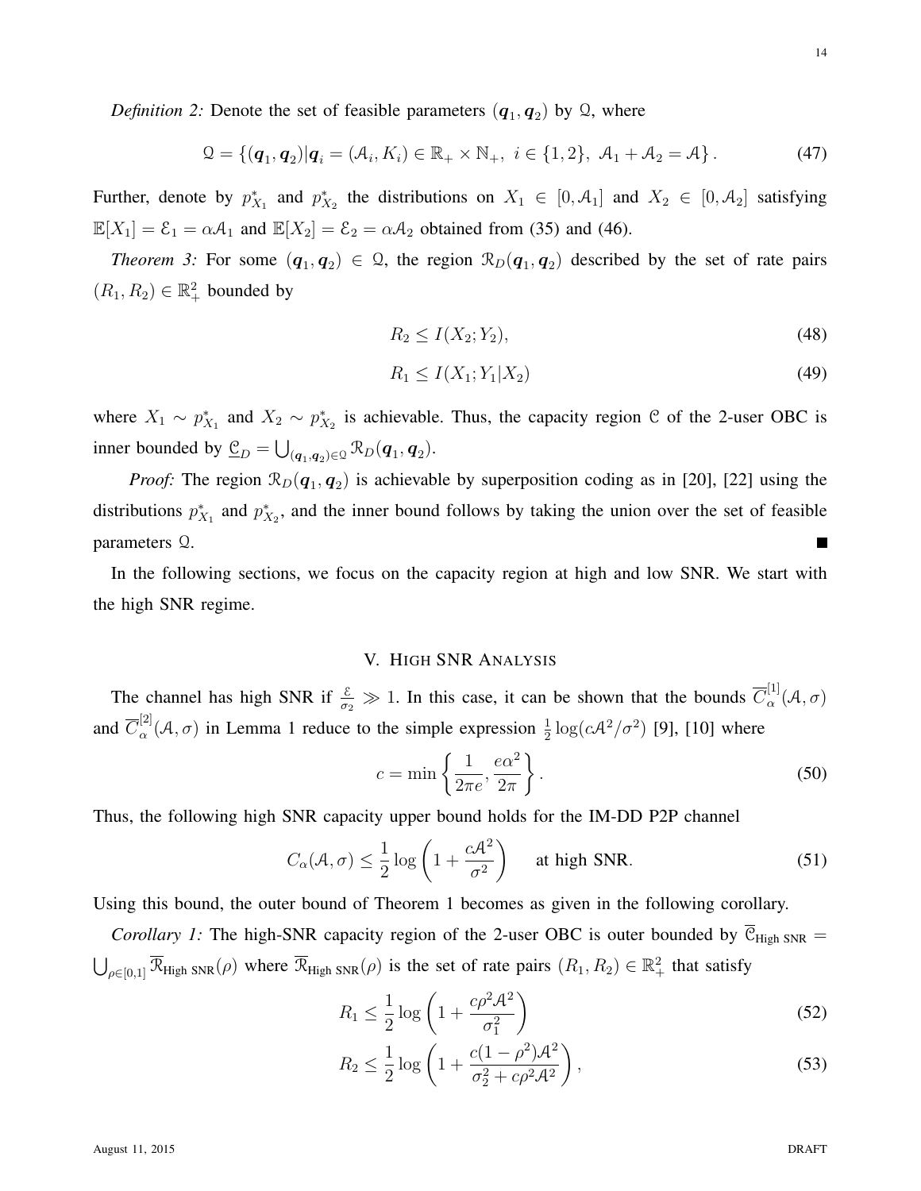*Definition 2:* Denote the set of feasible parameters $(\boldsymbol{q}_1, \boldsymbol{q}_2)$ by $\mathcal{Q}$, where

$$\mathcal{Q} = \{(\boldsymbol{q}_1, \boldsymbol{q}_2) | \boldsymbol{q}_i = (\mathcal{A}_i, K_i) \in \mathbb{R}_+ \times \mathbb{N}_+, \ i \in \{1, 2\}, \ \mathcal{A}_1 + \mathcal{A}_2 = \mathcal{A}\}. \tag{47}$$

Further, denote by $p^*_{X_1}$ and $p^*_{X_2}$ the distributions on $X_1 \in [0, \mathcal{A}_1]$ and $X_2 \in [0, \mathcal{A}_2]$ satisfying $\mathbb{E}[X_1] = \mathcal{E}_1 = \alpha\mathcal{A}_1$ and $\mathbb{E}[X_2] = \mathcal{E}_2 = \alpha\mathcal{A}_2$ obtained from (35) and (46).

*Theorem 3:* For some $(\boldsymbol{q}_1, \boldsymbol{q}_2) \in \mathcal{Q}$, the region $\mathcal{R}_D(\boldsymbol{q}_1, \boldsymbol{q}_2)$ described by the set of rate pairs $(R_1, R_2) \in \mathbb{R}^2_+$ bounded by

$$R_2 \leq I(X_2; Y_2), \tag{48}$$

$$R_1 \leq I(X_1; Y_1 | X_2) \tag{49}$$

where $X_1 \sim p^*_{X_1}$ and $X_2 \sim p^*_{X_2}$ is achievable. Thus, the capacity region $\mathcal{C}$ of the 2-user OBC is inner bounded by $\underline{\mathcal{C}}_D = \bigcup_{(\boldsymbol{q}_1, \boldsymbol{q}_2) \in \mathcal{Q}} \mathcal{R}_D(\boldsymbol{q}_1, \boldsymbol{q}_2)$.

*Proof:* The region $\mathcal{R}_D(\boldsymbol{q}_1, \boldsymbol{q}_2)$ is achievable by superposition coding as in [20], [22] using the distributions $p^*_{X_1}$ and $p^*_{X_2}$, and the inner bound follows by taking the union over the set of feasible parameters $\mathcal{Q}$. ∎

In the following sections, we focus on the capacity region at high and low SNR. We start with the high SNR regime.

## V. High SNR Analysis

The channel has high SNR if $\frac{\mathcal{E}}{\sigma_2} \gg 1$. In this case, it can be shown that the bounds $\overline{C}^{[1]}_\alpha(\mathcal{A}, \sigma)$ and $\overline{C}^{[2]}_\alpha(\mathcal{A}, \sigma)$ in Lemma 1 reduce to the simple expression $\frac{1}{2}\log(c\mathcal{A}^2/\sigma^2)$ [9], [10] where

$$c = \min\left\{\frac{1}{2\pi e}, \frac{e\alpha^2}{2\pi}\right\}. \tag{50}$$

Thus, the following high SNR capacity upper bound holds for the IM-DD P2P channel

$$C_\alpha(\mathcal{A}, \sigma) \leq \frac{1}{2}\log\left(1 + \frac{c\mathcal{A}^2}{\sigma^2}\right) \quad \text{at high SNR}. \tag{51}$$

Using this bound, the outer bound of Theorem 1 becomes as given in the following corollary.

*Corollary 1:* The high-SNR capacity region of the 2-user OBC is outer bounded by $\overline{\mathcal{C}}_{\text{High SNR}} = \bigcup_{\rho \in [0,1]} \overline{\mathcal{R}}_{\text{High SNR}}(\rho)$ where $\overline{\mathcal{R}}_{\text{High SNR}}(\rho)$ is the set of rate pairs $(R_1, R_2) \in \mathbb{R}^2_+$ that satisfy

$$R_1 \leq \frac{1}{2}\log\left(1 + \frac{c\rho^2\mathcal{A}^2}{\sigma_1^2}\right) \tag{52}$$

$$R_2 \leq \frac{1}{2}\log\left(1 + \frac{c(1-\rho^2)\mathcal{A}^2}{\sigma_2^2 + c\rho^2\mathcal{A}^2}\right), \tag{53}$$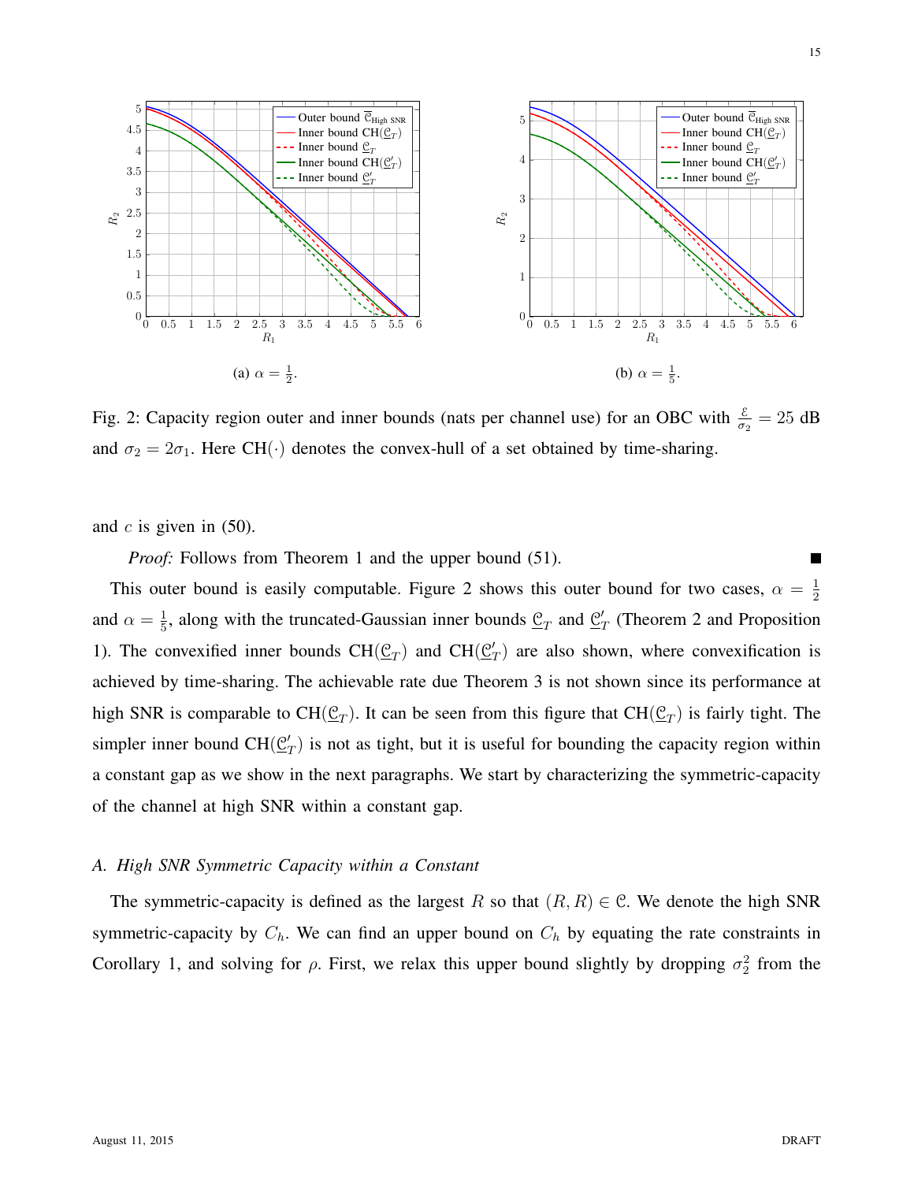(a) $\alpha = \frac{1}{2}$.

(b) $\alpha = \frac{1}{5}$.

Fig. 2: Capacity region outer and inner bounds (nats per channel use) for an OBC with $\frac{\mathcal{E}}{\sigma_2} = 25$ dB and $\sigma_2 = 2\sigma_1$. Here $\text{CH}(\cdot)$ denotes the convex-hull of a set obtained by time-sharing.

and $c$ is given in (50).

*Proof:* Follows from Theorem 1 and the upper bound (51). ■

This outer bound is easily computable. Figure 2 shows this outer bound for two cases, $\alpha = \frac{1}{2}$ and $\alpha = \frac{1}{5}$, along with the truncated-Gaussian inner bounds $\underline{\mathcal{C}}_T$ and $\underline{\mathcal{C}}'_T$ (Theorem 2 and Proposition 1). The convexified inner bounds $\text{CH}(\underline{\mathcal{C}}_T)$ and $\text{CH}(\underline{\mathcal{C}}'_T)$ are also shown, where convexification is achieved by time-sharing. The achievable rate due Theorem 3 is not shown since its performance at high SNR is comparable to $\text{CH}(\underline{\mathcal{C}}_T)$. It can be seen from this figure that $\text{CH}(\underline{\mathcal{C}}_T)$ is fairly tight. The simpler inner bound $\text{CH}(\underline{\mathcal{C}}'_T)$ is not as tight, but it is useful for bounding the capacity region within a constant gap as we show in the next paragraphs. We start by characterizing the symmetric-capacity of the channel at high SNR within a constant gap.

### A. High SNR Symmetric Capacity within a Constant

The symmetric-capacity is defined as the largest $R$ so that $(R, R) \in \mathcal{C}$. We denote the high SNR symmetric-capacity by $C_h$. We can find an upper bound on $C_h$ by equating the rate constraints in Corollary 1, and solving for $\rho$. First, we relax this upper bound slightly by dropping $\sigma_2^2$ from the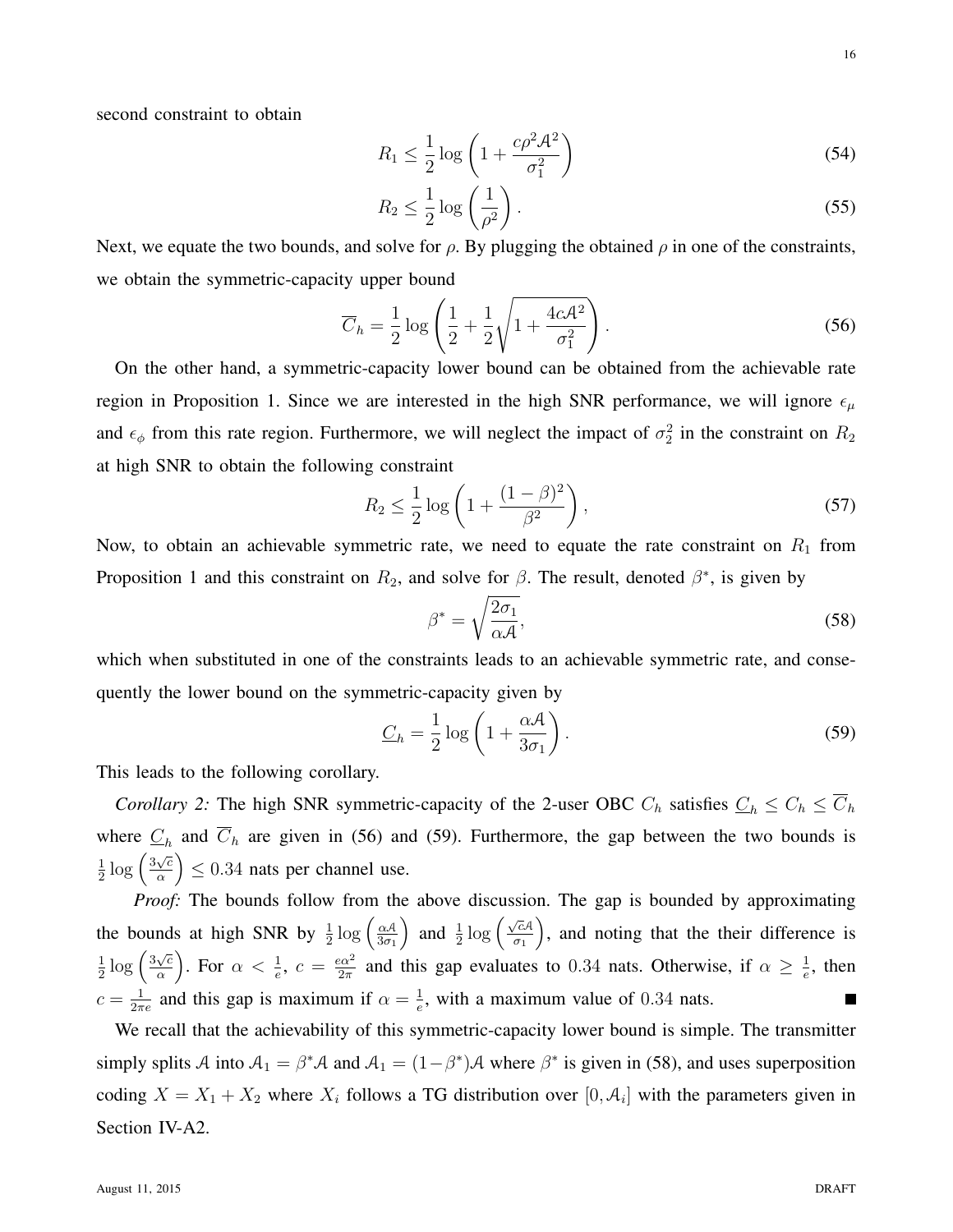second constraint to obtain

$$R_1 \leq \frac{1}{2}\log\left(1+\frac{c\rho^2\mathcal{A}^2}{\sigma_1^2}\right) \tag{54}$$

$$R_2 \leq \frac{1}{2}\log\left(\frac{1}{\rho^2}\right). \tag{55}$$

Next, we equate the two bounds, and solve for $\rho$. By plugging the obtained $\rho$ in one of the constraints, we obtain the symmetric-capacity upper bound

$$\overline{C}_h = \frac{1}{2}\log\left(\frac{1}{2}+\frac{1}{2}\sqrt{1+\frac{4c\mathcal{A}^2}{\sigma_1^2}}\right). \tag{56}$$

On the other hand, a symmetric-capacity lower bound can be obtained from the achievable rate region in Proposition 1. Since we are interested in the high SNR performance, we will ignore $\epsilon_\mu$ and $\epsilon_\phi$ from this rate region. Furthermore, we will neglect the impact of $\sigma_2^2$ in the constraint on $R_2$ at high SNR to obtain the following constraint

$$R_2 \leq \frac{1}{2}\log\left(1+\frac{(1-\beta)^2}{\beta^2}\right), \tag{57}$$

Now, to obtain an achievable symmetric rate, we need to equate the rate constraint on $R_1$ from Proposition 1 and this constraint on $R_2$, and solve for $\beta$. The result, denoted $\beta^*$, is given by

$$\beta^* = \sqrt{\frac{2\sigma_1}{\alpha\mathcal{A}}}, \tag{58}$$

which when substituted in one of the constraints leads to an achievable symmetric rate, and consequently the lower bound on the symmetric-capacity given by

$$\underline{C}_h = \frac{1}{2}\log\left(1+\frac{\alpha\mathcal{A}}{3\sigma_1}\right). \tag{59}$$

This leads to the following corollary.

*Corollary 2:* The high SNR symmetric-capacity of the 2-user OBC $C_h$ satisfies $\underline{C}_h \leq C_h \leq \overline{C}_h$ where $\underline{C}_h$ and $\overline{C}_h$ are given in (56) and (59). Furthermore, the gap between the two bounds is $\frac{1}{2}\log\left(\frac{3\sqrt{c}}{\alpha}\right) \leq 0.34$ nats per channel use.

*Proof:* The bounds follow from the above discussion. The gap is bounded by approximating the bounds at high SNR by $\frac{1}{2}\log\left(\frac{\alpha\mathcal{A}}{3\sigma_1}\right)$ and $\frac{1}{2}\log\left(\frac{\sqrt{c}\mathcal{A}}{\sigma_1}\right)$, and noting that the their difference is $\frac{1}{2}\log\left(\frac{3\sqrt{c}}{\alpha}\right)$. For $\alpha < \frac{1}{e}$, $c = \frac{e\alpha^2}{2\pi}$ and this gap evaluates to $0.34$ nats. Otherwise, if $\alpha \geq \frac{1}{e}$, then $c = \frac{1}{2\pi e}$ and this gap is maximum if $\alpha = \frac{1}{e}$, with a maximum value of $0.34$ nats. ■

We recall that the achievability of this symmetric-capacity lower bound is simple. The transmitter simply splits $\mathcal{A}$ into $\mathcal{A}_1 = \beta^*\mathcal{A}$ and $\mathcal{A}_1 = (1-\beta^*)\mathcal{A}$ where $\beta^*$ is given in (58), and uses superposition coding $X = X_1 + X_2$ where $X_i$ follows a TG distribution over $[0, \mathcal{A}_i]$ with the parameters given in Section IV-A2.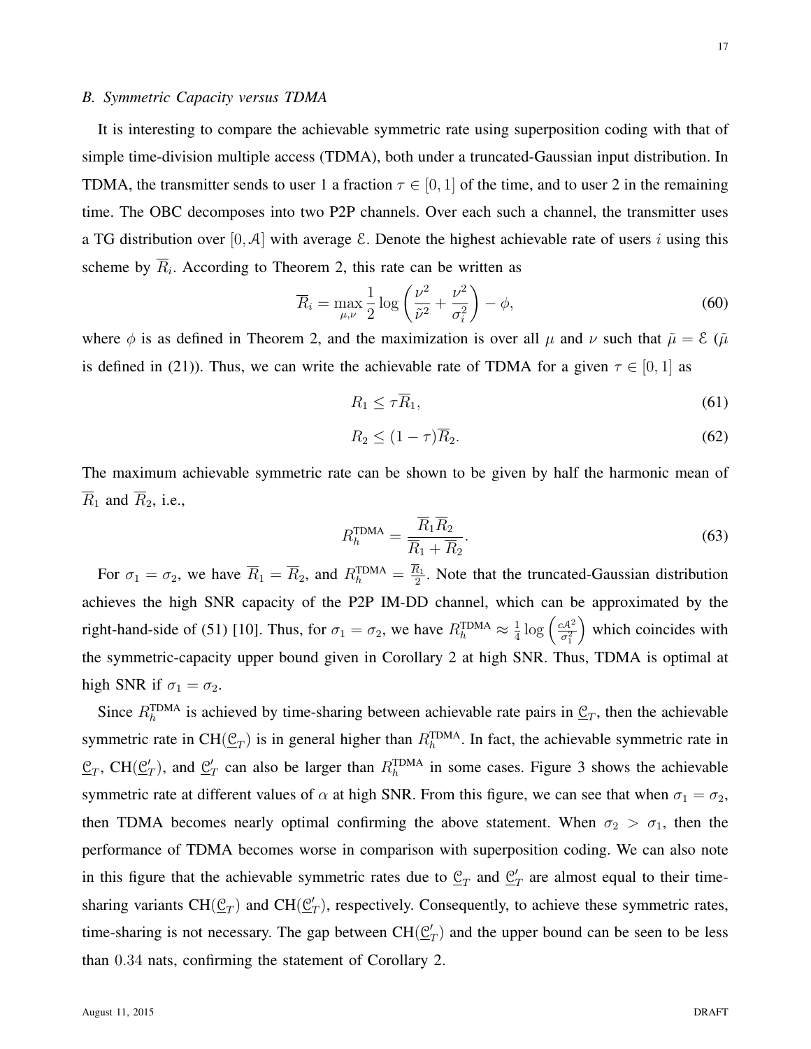### B. Symmetric Capacity versus TDMA

It is interesting to compare the achievable symmetric rate using superposition coding with that of simple time-division multiple access (TDMA), both under a truncated-Gaussian input distribution. In TDMA, the transmitter sends to user 1 a fraction $\tau \in [0, 1]$ of the time, and to user 2 in the remaining time. The OBC decomposes into two P2P channels. Over each such a channel, the transmitter uses a TG distribution over $[0, \mathcal{A}]$ with average $\mathcal{E}$. Denote the highest achievable rate of users $i$ using this scheme by $\overline{R}_i$. According to Theorem 2, this rate can be written as

$$\overline{R}_i = \max_{\mu,\nu} \frac{1}{2} \log \left( \frac{\nu^2}{\tilde{\nu}^2} + \frac{\nu^2}{\sigma_i^2} \right) - \phi, \tag{60}$$

where $\phi$ is as defined in Theorem 2, and the maximization is over all $\mu$ and $\nu$ such that $\tilde{\mu} = \mathcal{E}$ ($\tilde{\mu}$ is defined in (21)). Thus, we can write the achievable rate of TDMA for a given $\tau \in [0, 1]$ as

$$R_1 \leq \tau \overline{R}_1, \tag{61}$$

$$R_2 \leq (1 - \tau) \overline{R}_2. \tag{62}$$

The maximum achievable symmetric rate can be shown to be given by half the harmonic mean of $\overline{R}_1$ and $\overline{R}_2$, i.e.,

$$R_h^{\text{TDMA}} = \frac{\overline{R}_1 \overline{R}_2}{\overline{R}_1 + \overline{R}_2}. \tag{63}$$

For $\sigma_1 = \sigma_2$, we have $\overline{R}_1 = \overline{R}_2$, and $R_h^{\text{TDMA}} = \frac{\overline{R}_1}{2}$. Note that the truncated-Gaussian distribution achieves the high SNR capacity of the P2P IM-DD channel, which can be approximated by the right-hand-side of (51) [10]. Thus, for $\sigma_1 = \sigma_2$, we have $R_h^{\text{TDMA}} \approx \frac{1}{4} \log \left( \frac{c\mathcal{A}^2}{\sigma_1^2} \right)$ which coincides with the symmetric-capacity upper bound given in Corollary 2 at high SNR. Thus, TDMA is optimal at high SNR if $\sigma_1 = \sigma_2$.

Since $R_h^{\text{TDMA}}$ is achieved by time-sharing between achievable rate pairs in $\underline{\mathcal{C}}_T$, then the achievable symmetric rate in CH($\underline{\mathcal{C}}_T$) is in general higher than $R_h^{\text{TDMA}}$. In fact, the achievable symmetric rate in $\underline{\mathcal{C}}_T$, CH($\underline{\mathcal{C}}'_T$), and $\underline{\mathcal{C}}'_T$ can also be larger than $R_h^{\text{TDMA}}$ in some cases. Figure 3 shows the achievable symmetric rate at different values of $\alpha$ at high SNR. From this figure, we can see that when $\sigma_1 = \sigma_2$, then TDMA becomes nearly optimal confirming the above statement. When $\sigma_2 > \sigma_1$, then the performance of TDMA becomes worse in comparison with superposition coding. We can also note in this figure that the achievable symmetric rates due to $\underline{\mathcal{C}}_T$ and $\underline{\mathcal{C}}'_T$ are almost equal to their time-sharing variants CH($\underline{\mathcal{C}}_T$) and CH($\underline{\mathcal{C}}'_T$), respectively. Consequently, to achieve these symmetric rates, time-sharing is not necessary. The gap between CH($\underline{\mathcal{C}}'_T$) and the upper bound can be seen to be less than $0.34$ nats, confirming the statement of Corollary 2.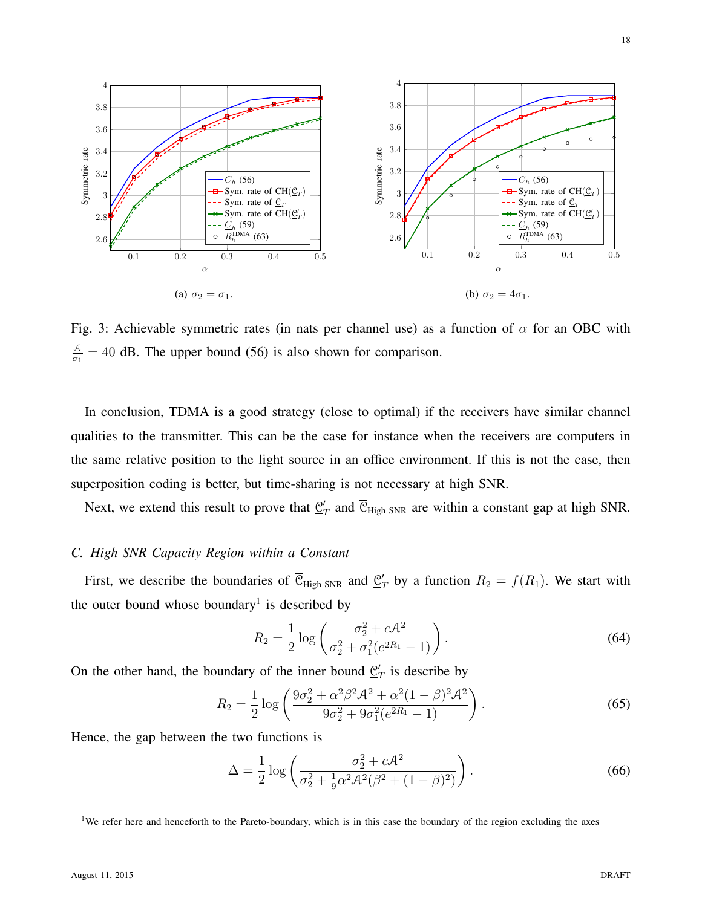Symmetric rate

4

3.8

3.6

3.4

3.2

3

2.8

2.6

0.1 0.2 0.3 0.4 0.5

$\alpha$

$\overline{C}_h$ (56)

Sym. rate of CH($\underline{\mathcal{C}}_T$)

Sym. rate of $\underline{\mathcal{C}}_T$

Sym. rate of CH($\underline{\mathcal{C}}'_T$)

$\underline{C}_h$ (59)

$R_h^{\text{TDMA}}$ (63)

(a) $\sigma_2 = \sigma_1$.

Symmetric rate

4

3.8

3.6

3.4

3.2

3

2.8

2.6

0.1 0.2 0.3 0.4 0.5

$\alpha$

$\overline{C}_h$ (56)

Sym. rate of CH($\underline{\mathcal{C}}_T$)

Sym. rate of $\underline{\mathcal{C}}_T$

Sym. rate of CH($\underline{\mathcal{C}}'_T$)

$\underline{C}_h$ (59)

$R_h^{\text{TDMA}}$ (63)

(b) $\sigma_2 = 4\sigma_1$.

Fig. 3: Achievable symmetric rates (in nats per channel use) as a function of $\alpha$ for an OBC with $\frac{\mathcal{A}}{\sigma_1} = 40$ dB. The upper bound (56) is also shown for comparison.

In conclusion, TDMA is a good strategy (close to optimal) if the receivers have similar channel qualities to the transmitter. This can be the case for instance when the receivers are computers in the same relative position to the light source in an office environment. If this is not the case, then superposition coding is better, but time-sharing is not necessary at high SNR.

Next, we extend this result to prove that $\underline{\mathcal{C}}'_T$ and $\overline{\mathcal{C}}_{\text{High SNR}}$ are within a constant gap at high SNR.

### *C. High SNR Capacity Region within a Constant*

First, we describe the boundaries of $\overline{\mathcal{C}}_{\text{High SNR}}$ and $\underline{\mathcal{C}}'_T$ by a function $R_2 = f(R_1)$. We start with the outer bound whose boundary[1] is described by

$$R_2 = \frac{1}{2}\log\left(\frac{\sigma_2^2 + c\mathcal{A}^2}{\sigma_2^2 + \sigma_1^2(e^{2R_1} - 1)}\right). \tag{64}$$

On the other hand, the boundary of the inner bound $\underline{\mathcal{C}}'_T$ is describe by

$$R_2 = \frac{1}{2}\log\left(\frac{9\sigma_2^2 + \alpha^2\beta^2\mathcal{A}^2 + \alpha^2(1-\beta)^2\mathcal{A}^2}{9\sigma_2^2 + 9\sigma_1^2(e^{2R_1} - 1)}\right). \tag{65}$$

Hence, the gap between the two functions is

$$\Delta = \frac{1}{2}\log\left(\frac{\sigma_2^2 + c\mathcal{A}^2}{\sigma_2^2 + \frac{1}{9}\alpha^2\mathcal{A}^2(\beta^2 + (1-\beta)^2)}\right). \tag{66}$$

[1]We refer here and henceforth to the Pareto-boundary, which is in this case the boundary of the region excluding the axes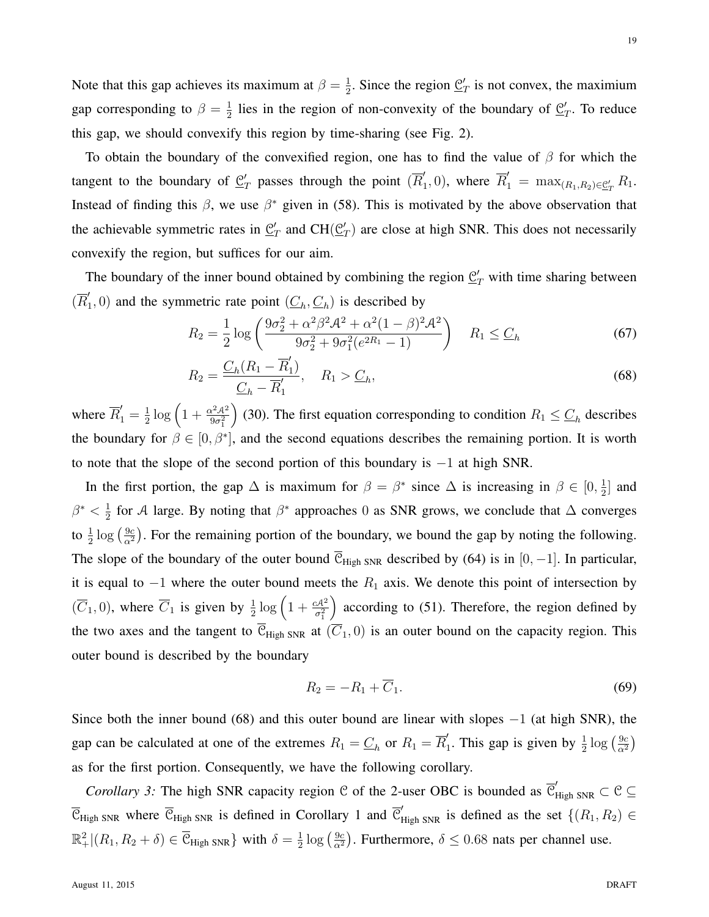Note that this gap achieves its maximum at $\beta = \frac{1}{2}$. Since the region $\underline{\mathcal{C}}'_T$ is not convex, the maximium gap corresponding to $\beta = \frac{1}{2}$ lies in the region of non-convexity of the boundary of $\underline{\mathcal{C}}'_T$. To reduce this gap, we should convexify this region by time-sharing (see Fig. 2).

To obtain the boundary of the convexified region, one has to find the value of $\beta$ for which the tangent to the boundary of $\underline{\mathcal{C}}'_T$ passes through the point $(\overline{R}'_1, 0)$, where $\overline{R}'_1 = \max_{(R_1,R_2)\in\underline{\mathcal{C}}'_T} R_1$. Instead of finding this $\beta$, we use $\beta^*$ given in (58). This is motivated by the above observation that the achievable symmetric rates in $\underline{\mathcal{C}}'_T$ and $\text{CH}(\underline{\mathcal{C}}'_T)$ are close at high SNR. This does not necessarily convexify the region, but suffices for our aim.

The boundary of the inner bound obtained by combining the region $\underline{\mathcal{C}}'_T$ with time sharing between $(\overline{R}'_1, 0)$ and the symmetric rate point $(\underline{C}_h, \underline{C}_h)$ is described by

$$R_2 = \frac{1}{2}\log\left(\frac{9\sigma_2^2 + \alpha^2\beta^2\mathcal{A}^2 + \alpha^2(1-\beta)^2\mathcal{A}^2}{9\sigma_2^2 + 9\sigma_1^2(e^{2R_1}-1)}\right) \quad R_1 \leq \underline{C}_h \tag{67}$$

$$R_2 = \frac{\underline{C}_h(R_1 - \overline{R}'_1)}{\underline{C}_h - \overline{R}'_1}, \quad R_1 > \underline{C}_h, \tag{68}$$

where $\overline{R}'_1 = \frac{1}{2}\log\left(1 + \frac{\alpha^2\mathcal{A}^2}{9\sigma_1^2}\right)$ (30). The first equation corresponding to condition $R_1 \leq \underline{C}_h$ describes the boundary for $\beta \in [0, \beta^*]$, and the second equations describes the remaining portion. It is worth to note that the slope of the second portion of this boundary is $-1$ at high SNR.

In the first portion, the gap $\Delta$ is maximum for $\beta = \beta^*$ since $\Delta$ is increasing in $\beta \in [0, \frac{1}{2}]$ and $\beta^* < \frac{1}{2}$ for $\mathcal{A}$ large. By noting that $\beta^*$ approaches 0 as SNR grows, we conclude that $\Delta$ converges to $\frac{1}{2}\log\left(\frac{9c}{\alpha^2}\right)$. For the remaining portion of the boundary, we bound the gap by noting the following. The slope of the boundary of the outer bound $\overline{\mathcal{C}}_{\text{High SNR}}$ described by (64) is in $[0, -1]$. In particular, it is equal to $-1$ where the outer bound meets the $R_1$ axis. We denote this point of intersection by $(\overline{C}_1, 0)$, where $\overline{C}_1$ is given by $\frac{1}{2}\log\left(1 + \frac{c\mathcal{A}^2}{\sigma_1^2}\right)$ according to (51). Therefore, the region defined by the two axes and the tangent to $\overline{\mathcal{C}}_{\text{High SNR}}$ at $(\overline{C}_1, 0)$ is an outer bound on the capacity region. This outer bound is described by the boundary

$$R_2 = -R_1 + \overline{C}_1. \tag{69}$$

Since both the inner bound (68) and this outer bound are linear with slopes $-1$ (at high SNR), the gap can be calculated at one of the extremes $R_1 = \underline{C}_h$ or $R_1 = \overline{R}'_1$. This gap is given by $\frac{1}{2}\log\left(\frac{9c}{\alpha^2}\right)$ as for the first portion. Consequently, we have the following corollary.

*Corollary 3:* The high SNR capacity region $\mathcal{C}$ of the 2-user OBC is bounded as $\overline{\mathcal{C}}'_{\text{High SNR}} \subset \mathcal{C} \subseteq \overline{\mathcal{C}}_{\text{High SNR}}$ where $\overline{\mathcal{C}}_{\text{High SNR}}$ is defined in Corollary 1 and $\overline{\mathcal{C}}'_{\text{High SNR}}$ is defined as the set $\{(R_1, R_2) \in \mathbb{R}_+^2 | (R_1, R_2 + \delta) \in \overline{\mathcal{C}}_{\text{High SNR}}\}$ with $\delta = \frac{1}{2}\log\left(\frac{9c}{\alpha^2}\right)$. Furthermore, $\delta \leq 0.68$ nats per channel use.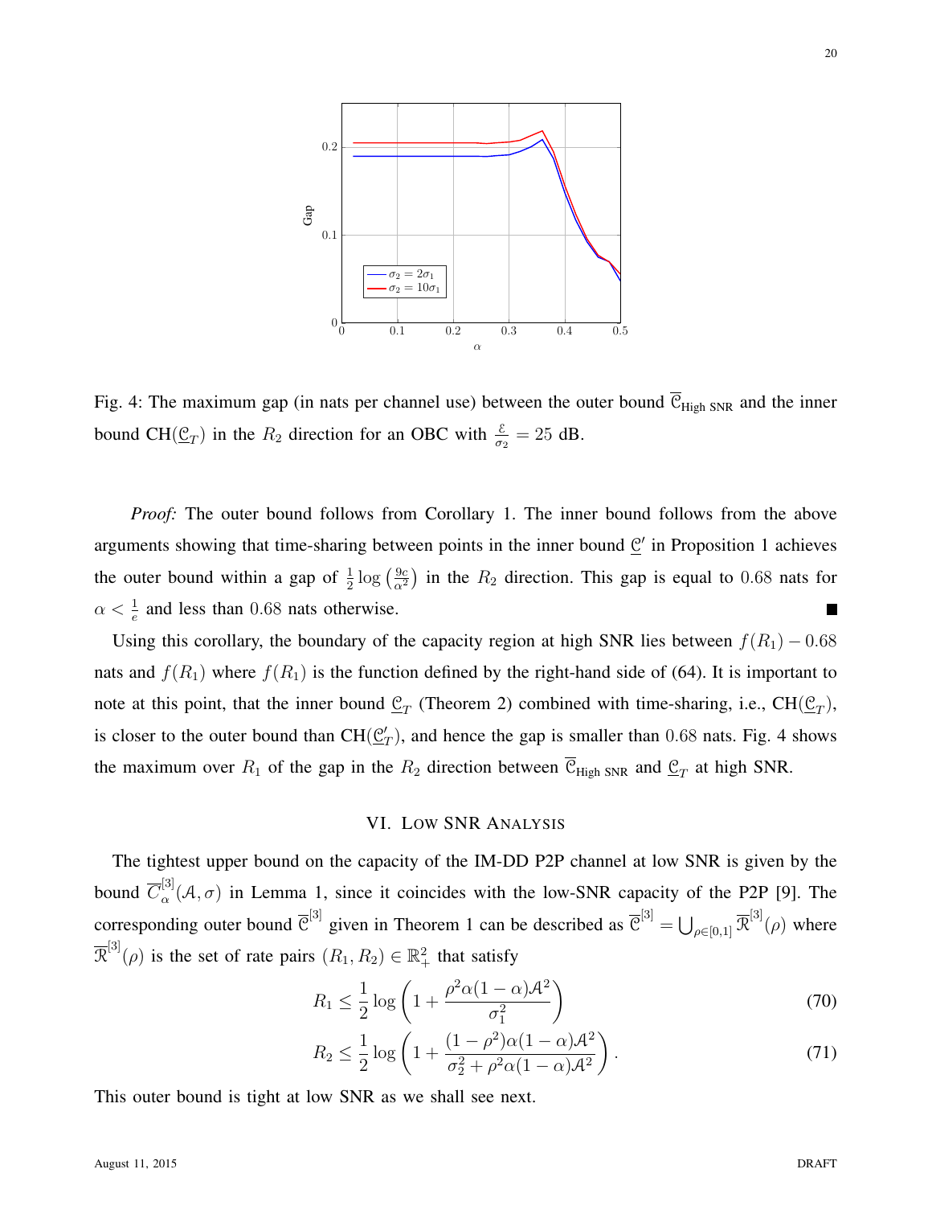Gap

0.2

0.1

0

0 0.1 0.2 0.3 0.4 0.5

$\alpha$

$\sigma_2 = 2\sigma_1$

$\sigma_2 = 10\sigma_1$

Fig. 4: The maximum gap (in nats per channel use) between the outer bound $\overline{\mathcal{C}}_{\text{High SNR}}$ and the inner bound $\text{CH}(\underline{\mathcal{C}}_T)$ in the $R_2$ direction for an OBC with $\frac{\mathcal{E}}{\sigma_2} = 25$ dB.

*Proof:* The outer bound follows from Corollary 1. The inner bound follows from the above arguments showing that time-sharing between points in the inner bound $\underline{\mathcal{C}}'$ in Proposition 1 achieves the outer bound within a gap of $\frac{1}{2}\log\left(\frac{9c}{\alpha^2}\right)$ in the $R_2$ direction. This gap is equal to $0.68$ nats for $\alpha < \frac{1}{e}$ and less than $0.68$ nats otherwise. ∎

Using this corollary, the boundary of the capacity region at high SNR lies between $f(R_1) - 0.68$ nats and $f(R_1)$ where $f(R_1)$ is the function defined by the right-hand side of (64). It is important to note at this point, that the inner bound $\underline{\mathcal{C}}_T$ (Theorem 2) combined with time-sharing, i.e., $\text{CH}(\underline{\mathcal{C}}_T)$, is closer to the outer bound than $\text{CH}(\underline{\mathcal{C}}_T')$, and hence the gap is smaller than $0.68$ nats. Fig. 4 shows the maximum over $R_1$ of the gap in the $R_2$ direction between $\overline{\mathcal{C}}_{\text{High SNR}}$ and $\underline{\mathcal{C}}_T$ at high SNR.

## VI. Low SNR Analysis

The tightest upper bound on the capacity of the IM-DD P2P channel at low SNR is given by the bound $\overline{C}_{\alpha}^{[3]}(\mathcal{A}, \sigma)$ in Lemma 1, since it coincides with the low-SNR capacity of the P2P [9]. The corresponding outer bound $\overline{\mathcal{C}}^{[3]}$ given in Theorem 1 can be described as $\overline{\mathcal{C}}^{[3]} = \bigcup_{\rho\in[0,1]} \overline{\mathcal{R}}^{[3]}(\rho)$ where $\overline{\mathcal{R}}^{[3]}(\rho)$ is the set of rate pairs $(R_1, R_2) \in \mathbb{R}_+^2$ that satisfy

$$R_1 \leq \frac{1}{2}\log\left(1 + \frac{\rho^2\alpha(1-\alpha)\mathcal{A}^2}{\sigma_1^2}\right) \tag{70}$$

$$R_2 \leq \frac{1}{2}\log\left(1 + \frac{(1-\rho^2)\alpha(1-\alpha)\mathcal{A}^2}{\sigma_2^2 + \rho^2\alpha(1-\alpha)\mathcal{A}^2}\right). \tag{71}$$

This outer bound is tight at low SNR as we shall see next.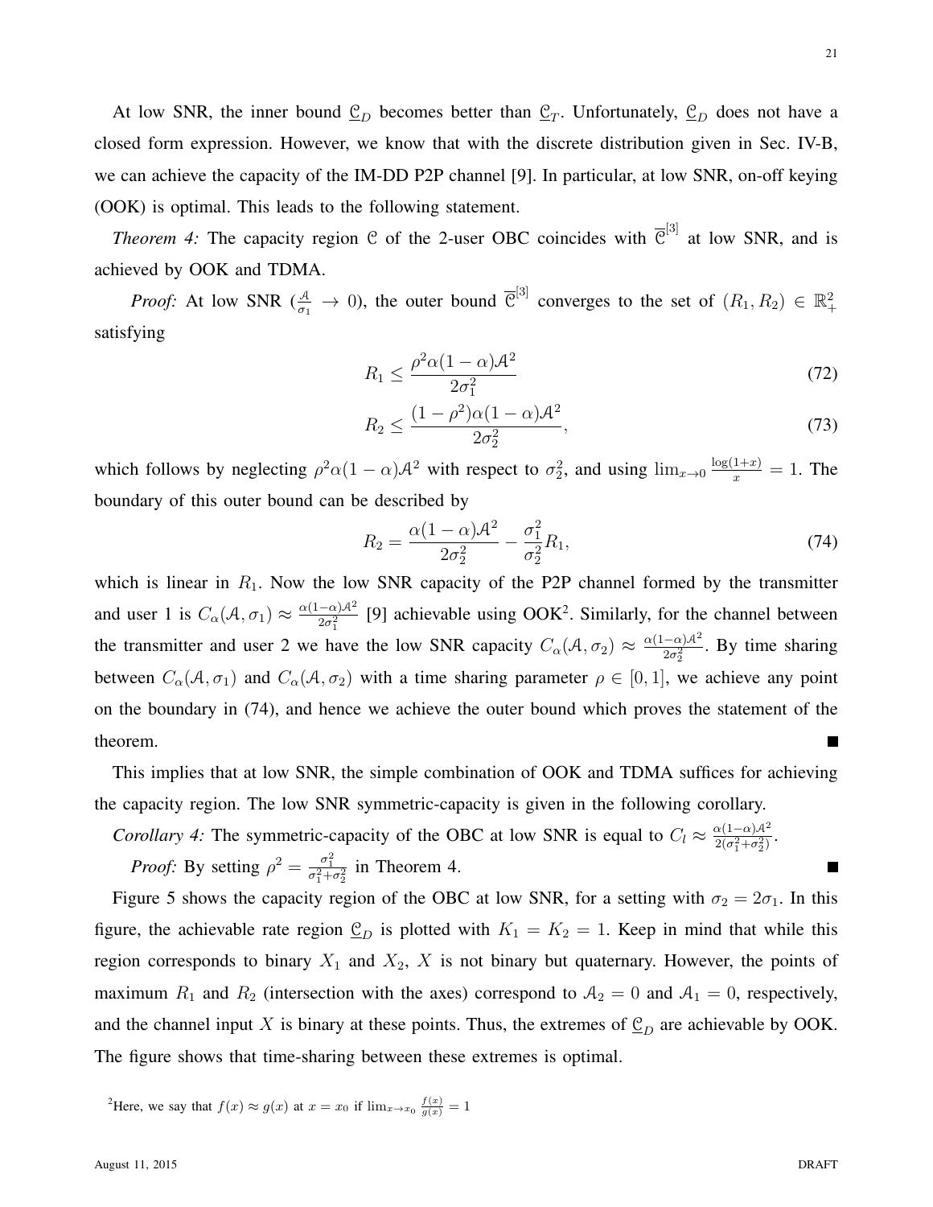At low SNR, the inner bound $\underline{\mathcal{C}}_D$ becomes better than $\underline{\mathcal{C}}_T$. Unfortunately, $\underline{\mathcal{C}}_D$ does not have a closed form expression. However, we know that with the discrete distribution given in Sec. IV-B, we can achieve the capacity of the IM-DD P2P channel [9]. In particular, at low SNR, on-off keying (OOK) is optimal. This leads to the following statement.

*Theorem 4:* The capacity region $\mathcal{C}$ of the 2-user OBC coincides with $\overline{\mathcal{C}}^{[3]}$ at low SNR, and is achieved by OOK and TDMA.

*Proof:* At low SNR ($\frac{\mathcal{A}}{\sigma_1} \to 0$), the outer bound $\overline{\mathcal{C}}^{[3]}$ converges to the set of $(R_1, R_2) \in \mathbb{R}_+^2$ satisfying

$$R_1 \leq \frac{\rho^2 \alpha(1-\alpha)\mathcal{A}^2}{2\sigma_1^2} \tag{72}$$

$$R_2 \leq \frac{(1-\rho^2)\alpha(1-\alpha)\mathcal{A}^2}{2\sigma_2^2}, \tag{73}$$

which follows by neglecting $\rho^2\alpha(1-\alpha)\mathcal{A}^2$ with respect to $\sigma_2^2$, and using $\lim_{x\to 0}\frac{\log(1+x)}{x} = 1$. The boundary of this outer bound can be described by

$$R_2 = \frac{\alpha(1-\alpha)\mathcal{A}^2}{2\sigma_2^2} - \frac{\sigma_1^2}{\sigma_2^2}R_1, \tag{74}$$

which is linear in $R_1$. Now the low SNR capacity of the P2P channel formed by the transmitter and user 1 is $C_\alpha(\mathcal{A}, \sigma_1) \approx \frac{\alpha(1-\alpha)\mathcal{A}^2}{2\sigma_1^2}$ [9] achievable using OOK[2]. Similarly, for the channel between the transmitter and user 2 we have the low SNR capacity $C_\alpha(\mathcal{A}, \sigma_2) \approx \frac{\alpha(1-\alpha)\mathcal{A}^2}{2\sigma_2^2}$. By time sharing between $C_\alpha(\mathcal{A}, \sigma_1)$ and $C_\alpha(\mathcal{A}, \sigma_2)$ with a time sharing parameter $\rho \in [0, 1]$, we achieve any point on the boundary in (74), and hence we achieve the outer bound which proves the statement of the theorem. ∎

This implies that at low SNR, the simple combination of OOK and TDMA suffices for achieving the capacity region. The low SNR symmetric-capacity is given in the following corollary.

*Corollary 4:* The symmetric-capacity of the OBC at low SNR is equal to $C_l \approx \frac{\alpha(1-\alpha)\mathcal{A}^2}{2(\sigma_1^2+\sigma_2^2)}$.

*Proof:* By setting $\rho^2 = \frac{\sigma_1^2}{\sigma_1^2+\sigma_2^2}$ in Theorem 4. ∎

Figure 5 shows the capacity region of the OBC at low SNR, for a setting with $\sigma_2 = 2\sigma_1$. In this figure, the achievable rate region $\underline{\mathcal{C}}_D$ is plotted with $K_1 = K_2 = 1$. Keep in mind that while this region corresponds to binary $X_1$ and $X_2$, $X$ is not binary but quaternary. However, the points of maximum $R_1$ and $R_2$ (intersection with the axes) correspond to $\mathcal{A}_2 = 0$ and $\mathcal{A}_1 = 0$, respectively, and the channel input $X$ is binary at these points. Thus, the extremes of $\underline{\mathcal{C}}_D$ are achievable by OOK. The figure shows that time-sharing between these extremes is optimal.

[2]Here, we say that $f(x) \approx g(x)$ at $x = x_0$ if $\lim_{x\to x_0}\frac{f(x)}{g(x)} = 1$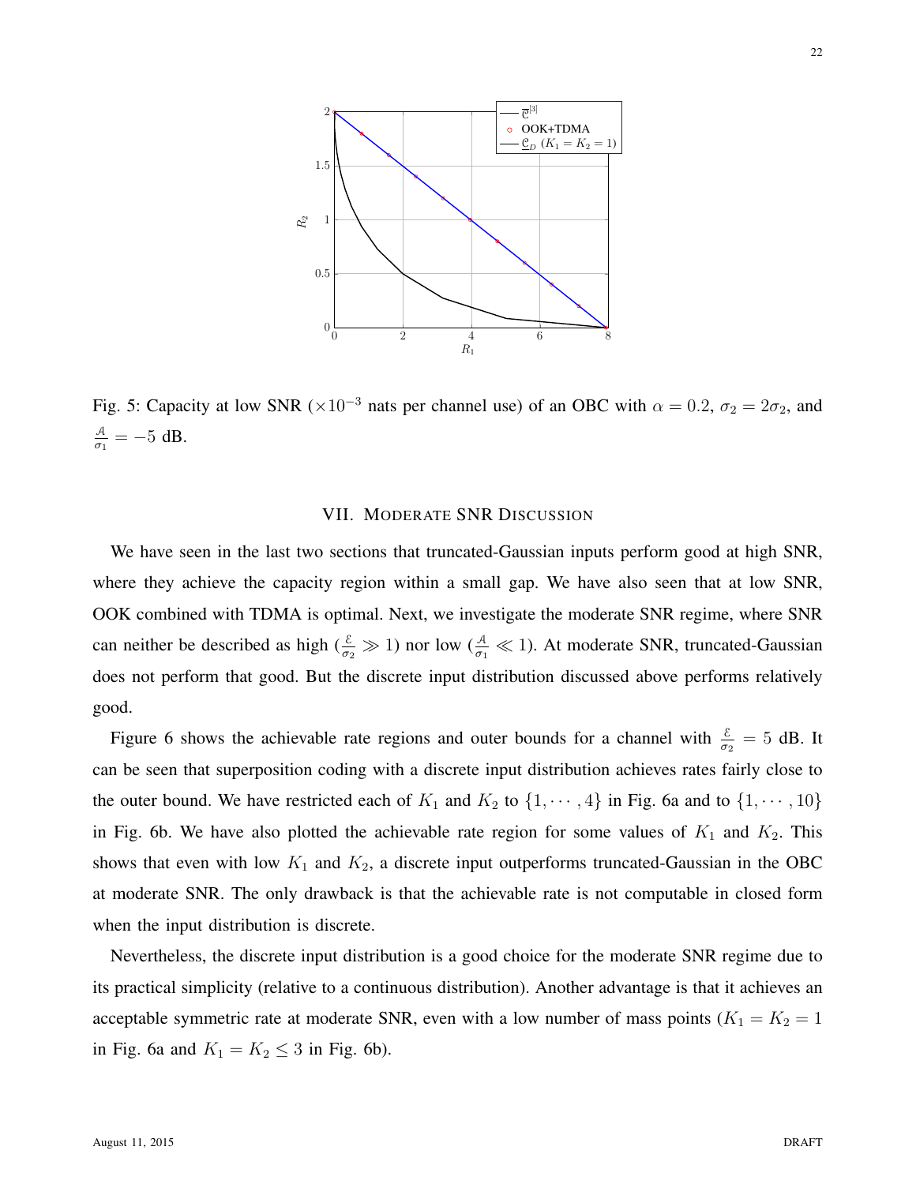2

1.5

1

0.5

0

$R_2$

0 2 4 6 8

$R_1$

$\overline{\mathcal{C}}^{[3]}$

OOK+TDMA

$\underline{\mathcal{C}}_D$ ($K_1 = K_2 = 1$)

Fig. 5: Capacity at low SNR ($\times 10^{-3}$ nats per channel use) of an OBC with $\alpha = 0.2$, $\sigma_2 = 2\sigma_2$, and $\frac{\mathcal{A}}{\sigma_1} = -5$ dB.

## VII. Moderate SNR Discussion

We have seen in the last two sections that truncated-Gaussian inputs perform good at high SNR, where they achieve the capacity region within a small gap. We have also seen that at low SNR, OOK combined with TDMA is optimal. Next, we investigate the moderate SNR regime, where SNR can neither be described as high ($\frac{\mathcal{E}}{\sigma_2} \gg 1$) nor low ($\frac{\mathcal{A}}{\sigma_1} \ll 1$). At moderate SNR, truncated-Gaussian does not perform that good. But the discrete input distribution discussed above performs relatively good.

Figure 6 shows the achievable rate regions and outer bounds for a channel with $\frac{\mathcal{E}}{\sigma_2} = 5$ dB. It can be seen that superposition coding with a discrete input distribution achieves rates fairly close to the outer bound. We have restricted each of $K_1$ and $K_2$ to $\{1, \cdots, 4\}$ in Fig. 6a and to $\{1, \cdots, 10\}$ in Fig. 6b. We have also plotted the achievable rate region for some values of $K_1$ and $K_2$. This shows that even with low $K_1$ and $K_2$, a discrete input outperforms truncated-Gaussian in the OBC at moderate SNR. The only drawback is that the achievable rate is not computable in closed form when the input distribution is discrete.

Nevertheless, the discrete input distribution is a good choice for the moderate SNR regime due to its practical simplicity (relative to a continuous distribution). Another advantage is that it achieves an acceptable symmetric rate at moderate SNR, even with a low number of mass points ($K_1 = K_2 = 1$ in Fig. 6a and $K_1 = K_2 \leq 3$ in Fig. 6b).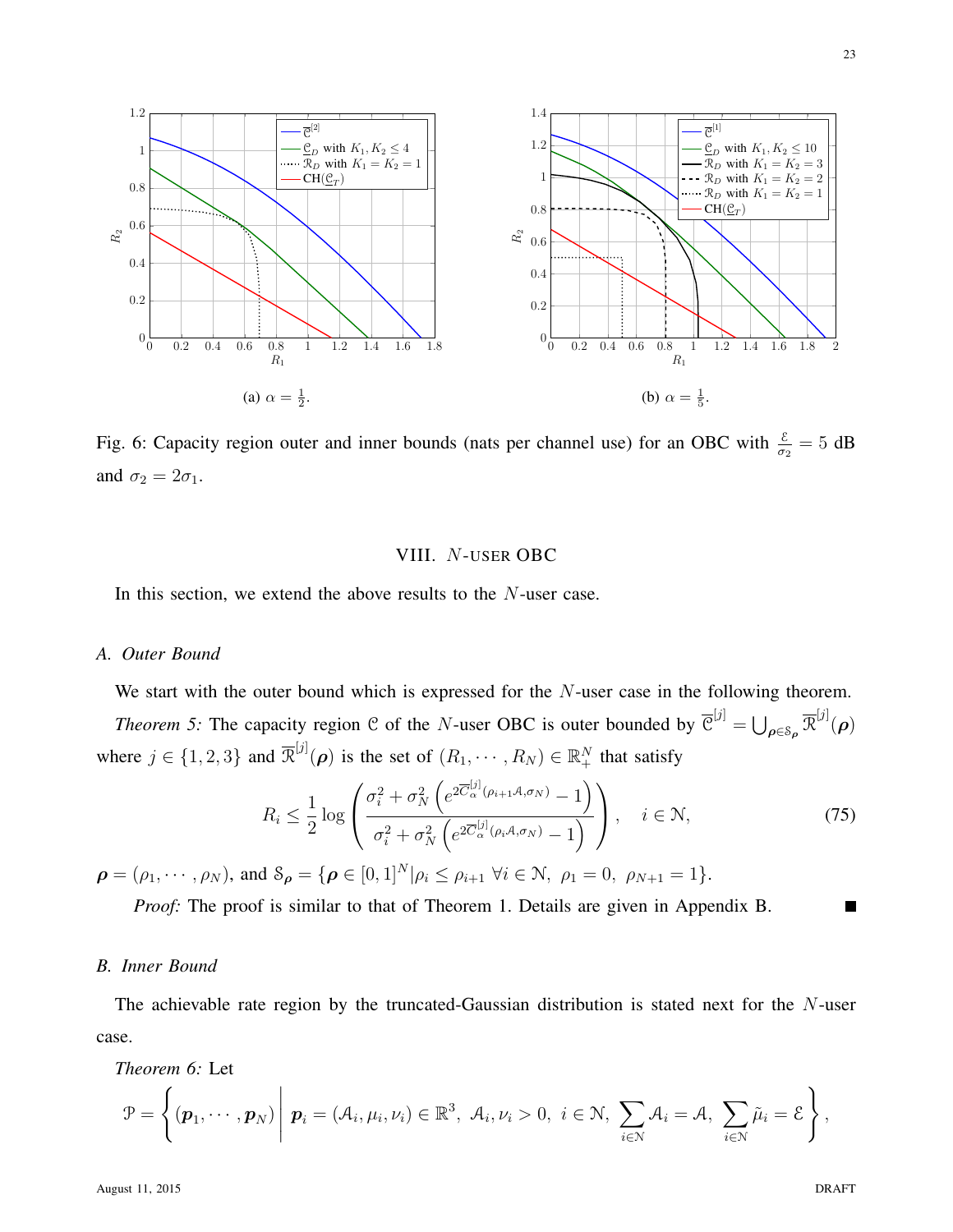1.2
1
0.8
0.6
0.4
0.2
0
0 0.2 0.4 0.6 0.8 1 1.2 1.4 1.6 1.8
$R_1$
$R_2$
$\overline{\mathcal{C}}^{[2]}$
$\underline{\mathcal{C}}_D$ with $K_1, K_2 \leq 4$
$\mathcal{R}_D$ with $K_1 = K_2 = 1$
$\mathrm{CH}(\underline{\mathcal{C}}_T)$

(a) $\alpha = \frac{1}{2}$.

1.4
1.2
1
0.8
0.6
0.4
0.2
0
0 0.2 0.4 0.6 0.8 1 1.2 1.4 1.6 1.8 2
$R_1$
$R_2$
$\overline{\mathcal{C}}^{[1]}$
$\underline{\mathcal{C}}_D$ with $K_1, K_2 \leq 10$
$\mathcal{R}_D$ with $K_1 = K_2 = 3$
$\mathcal{R}_D$ with $K_1 = K_2 = 2$
$\mathcal{R}_D$ with $K_1 = K_2 = 1$
$\mathrm{CH}(\underline{\mathcal{C}}_T)$

(b) $\alpha = \frac{1}{5}$.

Fig. 6: Capacity region outer and inner bounds (nats per channel use) for an OBC with $\frac{\mathcal{E}}{\sigma_2} = 5$ dB and $\sigma_2 = 2\sigma_1$.

## VIII. $N$-USER OBC

In this section, we extend the above results to the $N$-user case.

### A. Outer Bound

We start with the outer bound which is expressed for the $N$-user case in the following theorem.

*Theorem 5:* The capacity region $\mathcal{C}$ of the $N$-user OBC is outer bounded by $\overline{\mathcal{C}}^{[j]} = \bigcup_{\boldsymbol{\rho} \in \mathcal{S}_{\boldsymbol{\rho}}} \overline{\mathcal{R}}^{[j]}(\boldsymbol{\rho})$ where $j \in \{1, 2, 3\}$ and $\overline{\mathcal{R}}^{[j]}(\boldsymbol{\rho})$ is the set of $(R_1, \cdots, R_N) \in \mathbb{R}_+^N$ that satisfy

$$R_i \leq \frac{1}{2} \log \left( \frac{\sigma_i^2 + \sigma_N^2 \left( e^{2\overline{C}_\alpha^{[j]}(\rho_{i+1}\mathcal{A}, \sigma_N)} - 1 \right)}{\sigma_i^2 + \sigma_N^2 \left( e^{2\overline{C}_\alpha^{[j]}(\rho_i \mathcal{A}, \sigma_N)} - 1 \right)} \right), \quad i \in \mathcal{N}, \tag{75}$$

$\boldsymbol{\rho} = (\rho_1, \cdots, \rho_N)$, and $\mathcal{S}_{\boldsymbol{\rho}} = \{\boldsymbol{\rho} \in [0,1]^N | \rho_i \leq \rho_{i+1} \ \forall i \in \mathcal{N}, \ \rho_1 = 0, \ \rho_{N+1} = 1\}$.

*Proof:* The proof is similar to that of Theorem 1. Details are given in Appendix B. ■

### B. Inner Bound

The achievable rate region by the truncated-Gaussian distribution is stated next for the $N$-user case.

*Theorem 6:* Let

$$\mathcal{P} = \left\{ (\boldsymbol{p}_1, \cdots, \boldsymbol{p}_N) \middle| \ \boldsymbol{p}_i = (\mathcal{A}_i, \mu_i, \nu_i) \in \mathbb{R}^3, \ \mathcal{A}_i, \nu_i > 0, \ i \in \mathcal{N}, \ \sum_{i \in \mathcal{N}} \mathcal{A}_i = \mathcal{A}, \ \sum_{i \in \mathcal{N}} \tilde{\mu}_i = \mathcal{E} \right\},$$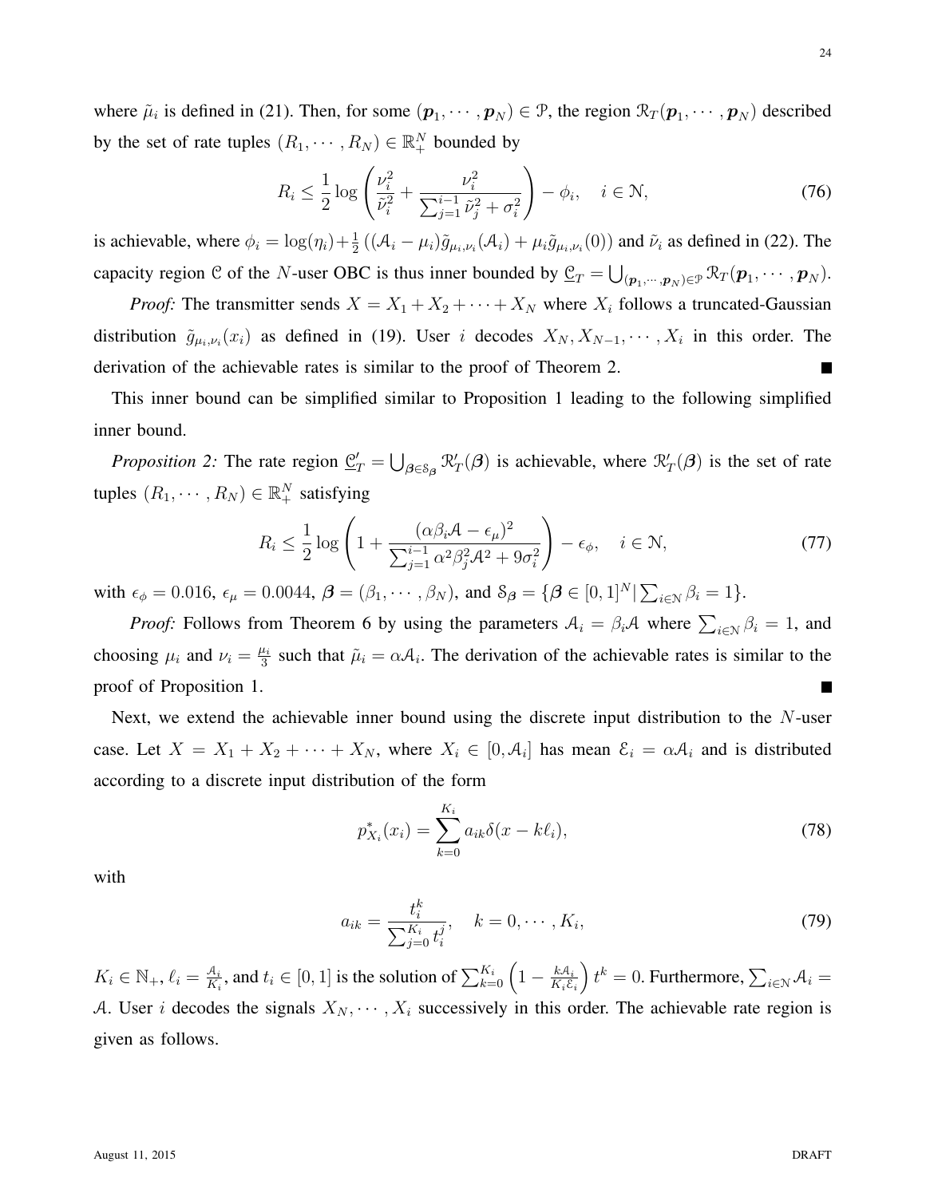where $\tilde{\mu}_i$ is defined in (21). Then, for some $(\boldsymbol{p}_1, \cdots, \boldsymbol{p}_N) \in \mathcal{P}$, the region $\mathcal{R}_T(\boldsymbol{p}_1, \cdots, \boldsymbol{p}_N)$ described by the set of rate tuples $(R_1, \cdots, R_N) \in \mathbb{R}_+^N$ bounded by

$$R_i \leq \frac{1}{2} \log \left( \frac{\nu_i^2}{\tilde{\nu}_i^2} + \frac{\nu_i^2}{\sum_{j=1}^{i-1} \tilde{\nu}_j^2 + \sigma_i^2} \right) - \phi_i, \quad i \in \mathcal{N}, \tag{76}$$

is achievable, where $\phi_i = \log(\eta_i) + \frac{1}{2}\left((\mathcal{A}_i - \mu_i)\tilde{g}_{\mu_i,\nu_i}(\mathcal{A}_i) + \mu_i \tilde{g}_{\mu_i,\nu_i}(0)\right)$ and $\tilde{\nu}_i$ as defined in (22). The capacity region $\mathcal{C}$ of the $N$-user OBC is thus inner bounded by $\underline{\mathcal{C}}_T = \bigcup_{(\boldsymbol{p}_1,\cdots,\boldsymbol{p}_N)\in\mathcal{P}} \mathcal{R}_T(\boldsymbol{p}_1, \cdots, \boldsymbol{p}_N)$.

*Proof:* The transmitter sends $X = X_1 + X_2 + \cdots + X_N$ where $X_i$ follows a truncated-Gaussian distribution $\tilde{g}_{\mu_i,\nu_i}(x_i)$ as defined in (19). User $i$ decodes $X_N, X_{N-1}, \cdots, X_i$ in this order. The derivation of the achievable rates is similar to the proof of Theorem 2. ■

This inner bound can be simplified similar to Proposition 1 leading to the following simplified inner bound.

*Proposition 2:* The rate region $\underline{\mathcal{C}}'_T = \bigcup_{\boldsymbol{\beta}\in\mathcal{S}_{\boldsymbol{\beta}}} \mathcal{R}'_T(\boldsymbol{\beta})$ is achievable, where $\mathcal{R}'_T(\boldsymbol{\beta})$ is the set of rate tuples $(R_1, \cdots, R_N) \in \mathbb{R}_+^N$ satisfying

$$R_i \leq \frac{1}{2} \log \left( 1 + \frac{(\alpha\beta_i\mathcal{A} - \epsilon_\mu)^2}{\sum_{j=1}^{i-1} \alpha^2\beta_j^2\mathcal{A}^2 + 9\sigma_i^2} \right) - \epsilon_\phi, \quad i \in \mathcal{N}, \tag{77}$$

with $\epsilon_\phi = 0.016$, $\epsilon_\mu = 0.0044$, $\boldsymbol{\beta} = (\beta_1, \cdots, \beta_N)$, and $\mathcal{S}_{\boldsymbol{\beta}} = \{\boldsymbol{\beta} \in [0,1]^N | \sum_{i\in\mathcal{N}} \beta_i = 1\}$.

*Proof:* Follows from Theorem 6 by using the parameters $\mathcal{A}_i = \beta_i\mathcal{A}$ where $\sum_{i\in\mathcal{N}} \beta_i = 1$, and choosing $\mu_i$ and $\nu_i = \frac{\mu_i}{3}$ such that $\tilde{\mu}_i = \alpha\mathcal{A}_i$. The derivation of the achievable rates is similar to the proof of Proposition 1. ■

Next, we extend the achievable inner bound using the discrete input distribution to the $N$-user case. Let $X = X_1 + X_2 + \cdots + X_N$, where $X_i \in [0, \mathcal{A}_i]$ has mean $\mathcal{E}_i = \alpha\mathcal{A}_i$ and is distributed according to a discrete input distribution of the form

$$p^*_{X_i}(x_i) = \sum_{k=0}^{K_i} a_{ik}\delta(x - k\ell_i), \tag{78}$$

with

$$a_{ik} = \frac{t_i^k}{\sum_{j=0}^{K_i} t_i^j}, \quad k = 0, \cdots, K_i, \tag{79}$$

$K_i \in \mathbb{N}_+$, $\ell_i = \frac{\mathcal{A}_i}{K_i}$, and $t_i \in [0,1]$ is the solution of $\sum_{k=0}^{K_i} \left(1 - \frac{k\mathcal{A}_i}{K_i\mathcal{E}_i}\right) t^k = 0$. Furthermore, $\sum_{i\in\mathcal{N}} \mathcal{A}_i = \mathcal{A}$. User $i$ decodes the signals $X_N, \cdots, X_i$ successively in this order. The achievable rate region is given as follows.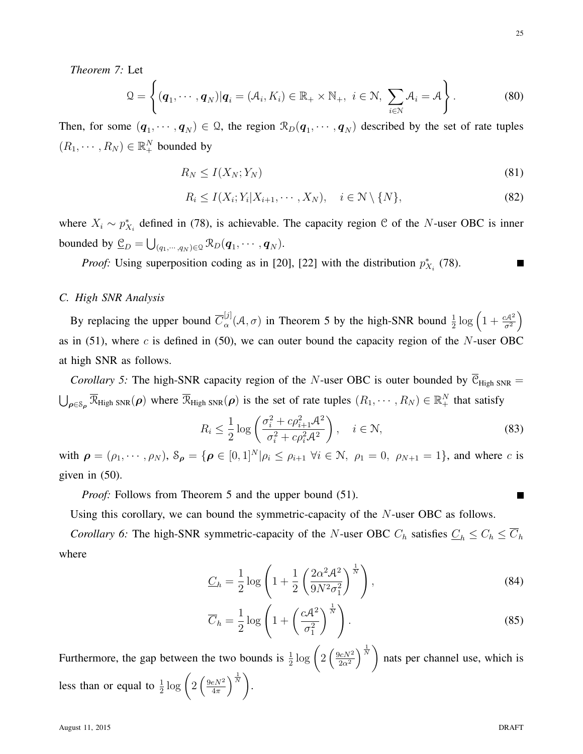*Theorem 7:* Let

$$\mathcal{Q} = \left\{ (\boldsymbol{q}_1, \cdots, \boldsymbol{q}_N) | \boldsymbol{q}_i = (\mathcal{A}_i, K_i) \in \mathbb{R}_+ \times \mathbb{N}_+, \ i \in \mathcal{N}, \ \sum_{i \in \mathcal{N}} \mathcal{A}_i = \mathcal{A} \right\}. \tag{80}$$

Then, for some $(\boldsymbol{q}_1, \cdots, \boldsymbol{q}_N) \in \mathcal{Q}$, the region $\mathcal{R}_D(\boldsymbol{q}_1, \cdots, \boldsymbol{q}_N)$ described by the set of rate tuples $(R_1, \cdots, R_N) \in \mathbb{R}_+^N$ bounded by

$$R_N \leq I(X_N; Y_N) \tag{81}$$

$$R_i \leq I(X_i; Y_i | X_{i+1}, \cdots, X_N), \quad i \in \mathcal{N} \setminus \{N\}, \tag{82}$$

where $X_i \sim p_{X_i}^*$ defined in (78), is achievable. The capacity region $\mathcal{C}$ of the $N$-user OBC is inner bounded by $\underline{\mathcal{C}}_D = \bigcup_{(q_1, \cdots, q_N) \in \mathcal{Q}} \mathcal{R}_D(\boldsymbol{q}_1, \cdots, \boldsymbol{q}_N)$.

*Proof:* Using superposition coding as in [20], [22] with the distribution $p_{X_i}^*$ (78). ■

### C. High SNR Analysis

By replacing the upper bound $\overline{C}_\alpha^{[j]}(\mathcal{A}, \sigma)$ in Theorem 5 by the high-SNR bound $\frac{1}{2} \log \left(1 + \frac{c\mathcal{A}^2}{\sigma^2}\right)$ as in (51), where $c$ is defined in (50), we can outer bound the capacity region of the $N$-user OBC at high SNR as follows.

*Corollary 5:* The high-SNR capacity region of the $N$-user OBC is outer bounded by $\overline{\mathcal{C}}_{\text{High SNR}} = \bigcup_{\boldsymbol{\rho} \in \mathcal{S}_{\boldsymbol{\rho}}} \overline{\mathcal{R}}_{\text{High SNR}}(\boldsymbol{\rho})$ where $\overline{\mathcal{R}}_{\text{High SNR}}(\boldsymbol{\rho})$ is the set of rate tuples $(R_1, \cdots, R_N) \in \mathbb{R}_+^N$ that satisfy

$$R_i \leq \frac{1}{2} \log \left( \frac{\sigma_i^2 + c\rho_{i+1}^2 \mathcal{A}^2}{\sigma_i^2 + c\rho_i^2 \mathcal{A}^2} \right), \quad i \in \mathcal{N}, \tag{83}$$

with $\boldsymbol{\rho} = (\rho_1, \cdots, \rho_N)$, $\mathcal{S}_{\boldsymbol{\rho}} = \{\boldsymbol{\rho} \in [0,1]^N | \rho_i \leq \rho_{i+1} \ \forall i \in \mathcal{N}, \ \rho_1 = 0, \ \rho_{N+1} = 1\}$, and where $c$ is given in (50).

*Proof:* Follows from Theorem 5 and the upper bound (51). ■

Using this corollary, we can bound the symmetric-capacity of the $N$-user OBC as follows.

*Corollary 6:* The high-SNR symmetric-capacity of the $N$-user OBC $C_h$ satisfies $\underline{C}_h \leq C_h \leq \overline{C}_h$ where

$$\underline{C}_h = \frac{1}{2} \log \left( 1 + \frac{1}{2} \left( \frac{2\alpha^2 \mathcal{A}^2}{9N^2 \sigma_1^2} \right)^{\frac{1}{N}} \right), \tag{84}$$

$$\overline{C}_h = \frac{1}{2} \log \left( 1 + \left( \frac{c\mathcal{A}^2}{\sigma_1^2} \right)^{\frac{1}{N}} \right). \tag{85}$$

Furthermore, the gap between the two bounds is $\frac{1}{2} \log \left( 2 \left( \frac{9cN^2}{2\alpha^2} \right)^{\frac{1}{N}} \right)$ nats per channel use, which is less than or equal to $\frac{1}{2} \log \left( 2 \left( \frac{9eN^2}{4\pi} \right)^{\frac{1}{N}} \right)$.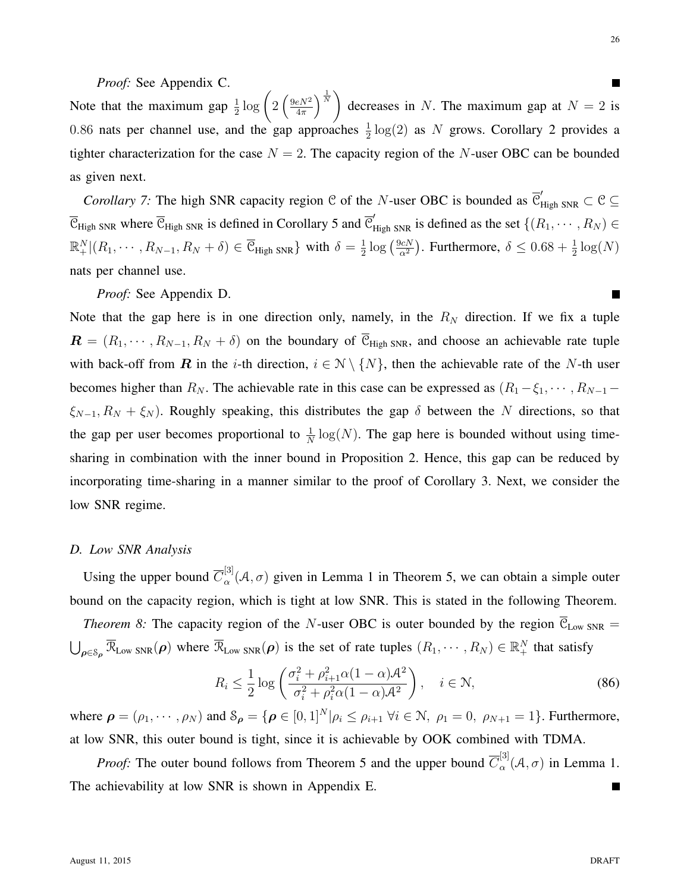*Proof:* See Appendix C. ∎

Note that the maximum gap $\frac{1}{2}\log\left(2\left(\frac{9eN^2}{4\pi}\right)^{\frac{1}{N}}\right)$ decreases in $N$. The maximum gap at $N=2$ is $0.86$ nats per channel use, and the gap approaches $\frac{1}{2}\log(2)$ as $N$ grows. Corollary 2 provides a tighter characterization for the case $N=2$. The capacity region of the $N$-user OBC can be bounded as given next.

*Corollary 7:* The high SNR capacity region $\mathcal{C}$ of the $N$-user OBC is bounded as $\overline{\mathcal{C}}'_{\text{High SNR}} \subset \mathcal{C} \subseteq \overline{\mathcal{C}}_{\text{High SNR}}$ where $\overline{\mathcal{C}}_{\text{High SNR}}$ is defined in Corollary 5 and $\overline{\mathcal{C}}'_{\text{High SNR}}$ is defined as the set $\{(R_1,\cdots,R_N)\in\mathbb{R}_+^N | (R_1,\cdots,R_{N-1},R_N+\delta)\in\overline{\mathcal{C}}_{\text{High SNR}}\}$ with $\delta=\frac{1}{2}\log\left(\frac{9cN}{\alpha^2}\right)$. Furthermore, $\delta\leq 0.68+\frac{1}{2}\log(N)$ nats per channel use.

*Proof:* See Appendix D. ∎

Note that the gap here is in one direction only, namely, in the $R_N$ direction. If we fix a tuple $\boldsymbol{R}=(R_1,\cdots,R_{N-1},R_N+\delta)$ on the boundary of $\overline{\mathcal{C}}_{\text{High SNR}}$, and choose an achievable rate tuple with back-off from $\boldsymbol{R}$ in the $i$-th direction, $i\in\mathcal{N}\setminus\{N\}$, then the achievable rate of the $N$-th user becomes higher than $R_N$. The achievable rate in this case can be expressed as $(R_1-\xi_1,\cdots,R_{N-1}-\xi_{N-1},R_N+\xi_N)$. Roughly speaking, this distributes the gap $\delta$ between the $N$ directions, so that the gap per user becomes proportional to $\frac{1}{N}\log(N)$. The gap here is bounded without using time-sharing in combination with the inner bound in Proposition 2. Hence, this gap can be reduced by incorporating time-sharing in a manner similar to the proof of Corollary 3. Next, we consider the low SNR regime.

### D. Low SNR Analysis

Using the upper bound $\overline{C}_\alpha^{[3]}(\mathcal{A},\sigma)$ given in Lemma 1 in Theorem 5, we can obtain a simple outer bound on the capacity region, which is tight at low SNR. This is stated in the following Theorem.

*Theorem 8:* The capacity region of the $N$-user OBC is outer bounded by the region $\overline{\mathcal{C}}_{\text{Low SNR}}=\bigcup_{\boldsymbol{\rho}\in\mathcal{S}_{\boldsymbol{\rho}}}\overline{\mathcal{R}}_{\text{Low SNR}}(\boldsymbol{\rho})$ where $\overline{\mathcal{R}}_{\text{Low SNR}}(\boldsymbol{\rho})$ is the set of rate tuples $(R_1,\cdots,R_N)\in\mathbb{R}_+^N$ that satisfy

$$R_i\leq\frac{1}{2}\log\left(\frac{\sigma_i^2+\rho_{i+1}^2\alpha(1-\alpha)\mathcal{A}^2}{\sigma_i^2+\rho_i^2\alpha(1-\alpha)\mathcal{A}^2}\right),\quad i\in\mathcal{N},\tag{86}$$

where $\boldsymbol{\rho}=(\rho_1,\cdots,\rho_N)$ and $\mathcal{S}_{\boldsymbol{\rho}}=\{\boldsymbol{\rho}\in[0,1]^N|\rho_i\leq\rho_{i+1}\ \forall i\in\mathcal{N},\ \rho_1=0,\ \rho_{N+1}=1\}$. Furthermore, at low SNR, this outer bound is tight, since it is achievable by OOK combined with TDMA.

*Proof:* The outer bound follows from Theorem 5 and the upper bound $\overline{C}_\alpha^{[3]}(\mathcal{A},\sigma)$ in Lemma 1. The achievability at low SNR is shown in Appendix E. ∎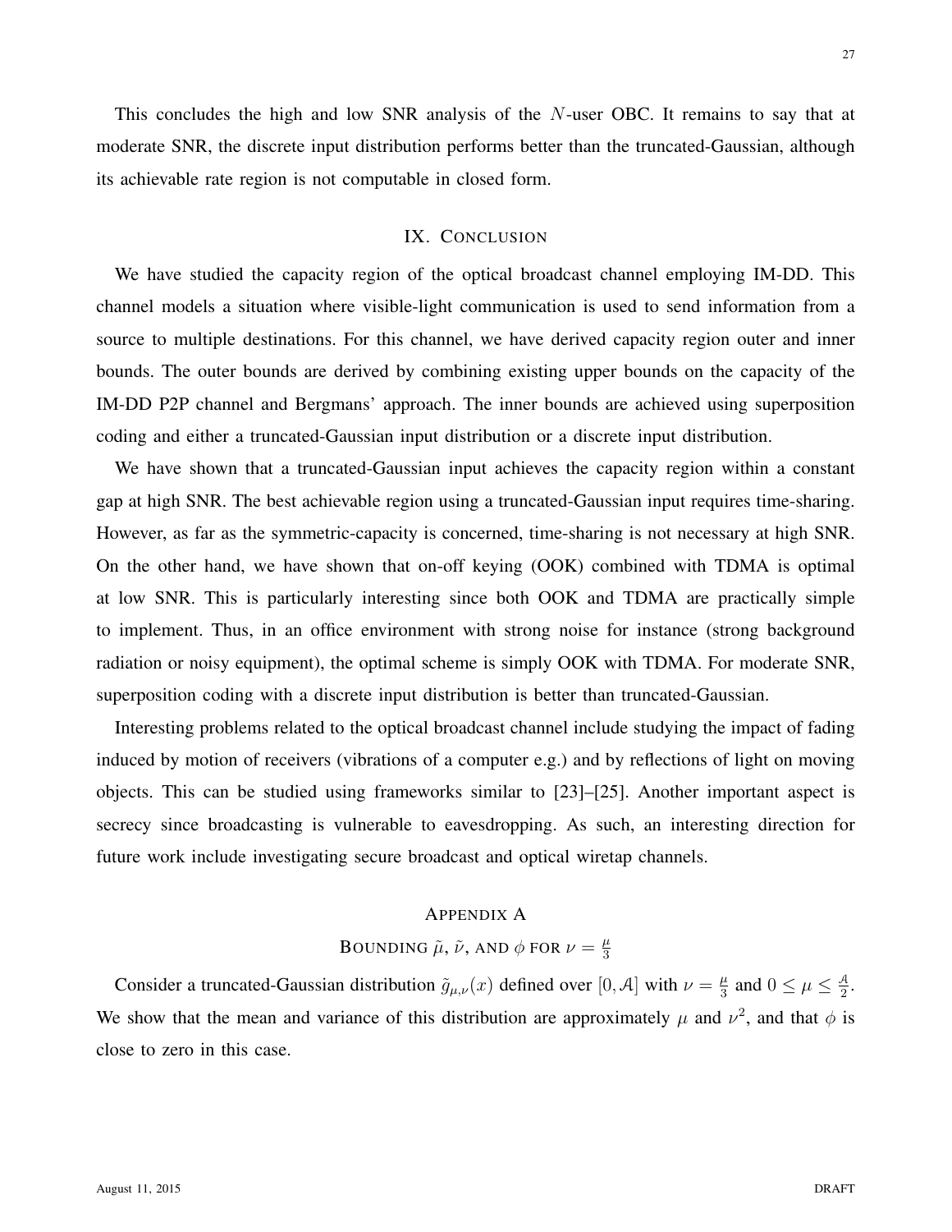This concludes the high and low SNR analysis of the $N$-user OBC. It remains to say that at moderate SNR, the discrete input distribution performs better than the truncated-Gaussian, although its achievable rate region is not computable in closed form.

## IX. Conclusion

We have studied the capacity region of the optical broadcast channel employing IM-DD. This channel models a situation where visible-light communication is used to send information from a source to multiple destinations. For this channel, we have derived capacity region outer and inner bounds. The outer bounds are derived by combining existing upper bounds on the capacity of the IM-DD P2P channel and Bergmans' approach. The inner bounds are achieved using superposition coding and either a truncated-Gaussian input distribution or a discrete input distribution.

We have shown that a truncated-Gaussian input achieves the capacity region within a constant gap at high SNR. The best achievable region using a truncated-Gaussian input requires time-sharing. However, as far as the symmetric-capacity is concerned, time-sharing is not necessary at high SNR. On the other hand, we have shown that on-off keying (OOK) combined with TDMA is optimal at low SNR. This is particularly interesting since both OOK and TDMA are practically simple to implement. Thus, in an office environment with strong noise for instance (strong background radiation or noisy equipment), the optimal scheme is simply OOK with TDMA. For moderate SNR, superposition coding with a discrete input distribution is better than truncated-Gaussian.

Interesting problems related to the optical broadcast channel include studying the impact of fading induced by motion of receivers (vibrations of a computer e.g.) and by reflections of light on moving objects. This can be studied using frameworks similar to [23]–[25]. Another important aspect is secrecy since broadcasting is vulnerable to eavesdropping. As such, an interesting direction for future work include investigating secure broadcast and optical wiretap channels.

## Appendix A
## Bounding $\tilde{\mu}$, $\tilde{\nu}$, and $\phi$ for $\nu = \frac{\mu}{3}$

Consider a truncated-Gaussian distribution $\tilde{g}_{\mu,\nu}(x)$ defined over $[0, \mathcal{A}]$ with $\nu = \frac{\mu}{3}$ and $0 \leq \mu \leq \frac{\mathcal{A}}{2}$. We show that the mean and variance of this distribution are approximately $\mu$ and $\nu^2$, and that $\phi$ is close to zero in this case.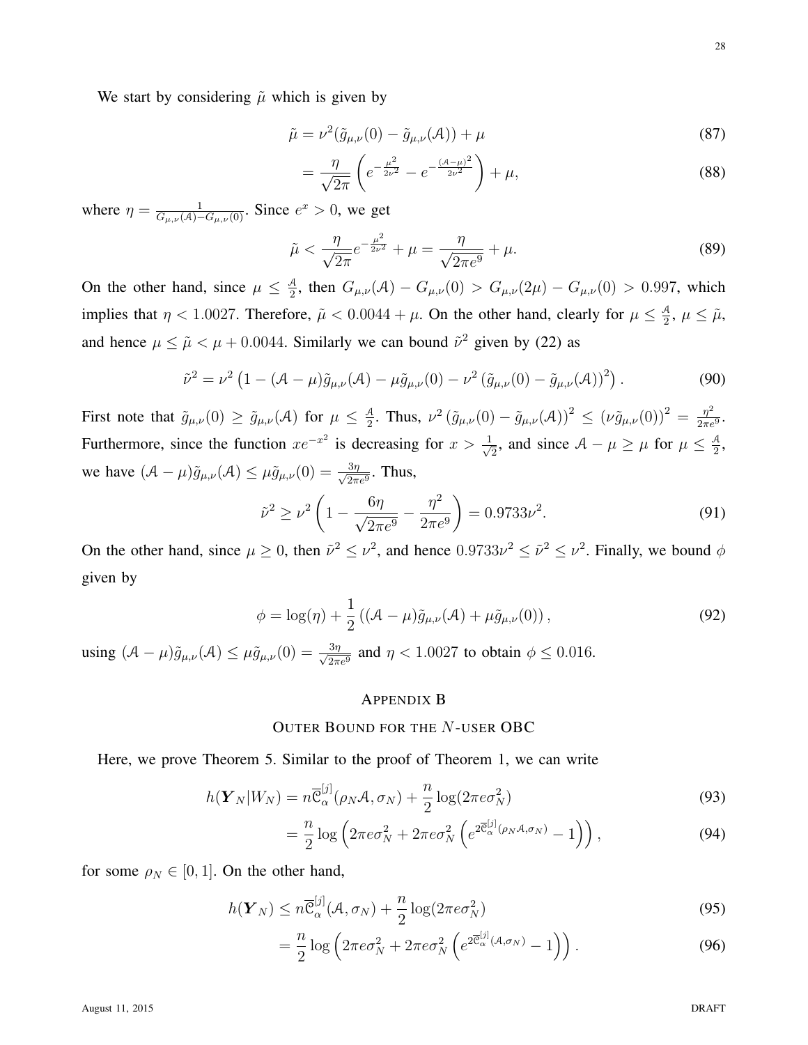We start by considering $\tilde{\mu}$ which is given by

$$\tilde{\mu} = \nu^2(\tilde{g}_{\mu,\nu}(0) - \tilde{g}_{\mu,\nu}(\mathcal{A})) + \mu \tag{87}$$

$$= \frac{\eta}{\sqrt{2\pi}}\left(e^{-\frac{\mu^2}{2\nu^2}} - e^{-\frac{(\mathcal{A}-\mu)^2}{2\nu^2}}\right) + \mu, \tag{88}$$

where $\eta = \frac{1}{G_{\mu,\nu}(\mathcal{A}) - G_{\mu,\nu}(0)}$. Since $e^x > 0$, we get

$$\tilde{\mu} < \frac{\eta}{\sqrt{2\pi}} e^{-\frac{\mu^2}{2\nu^2}} + \mu = \frac{\eta}{\sqrt{2\pi e^9}} + \mu. \tag{89}$$

On the other hand, since $\mu \leq \frac{\mathcal{A}}{2}$, then $G_{\mu,\nu}(\mathcal{A}) - G_{\mu,\nu}(0) > G_{\mu,\nu}(2\mu) - G_{\mu,\nu}(0) > 0.997$, which implies that $\eta < 1.0027$. Therefore, $\tilde{\mu} < 0.0044 + \mu$. On the other hand, clearly for $\mu \leq \frac{\mathcal{A}}{2}$, $\mu \leq \tilde{\mu}$, and hence $\mu \leq \tilde{\mu} < \mu + 0.0044$. Similarly we can bound $\tilde{\nu}^2$ given by (22) as

$$\tilde{\nu}^2 = \nu^2\left(1 - (\mathcal{A} - \mu)\tilde{g}_{\mu,\nu}(\mathcal{A}) - \mu\tilde{g}_{\mu,\nu}(0) - \nu^2\left(\tilde{g}_{\mu,\nu}(0) - \tilde{g}_{\mu,\nu}(\mathcal{A})\right)^2\right). \tag{90}$$

First note that $\tilde{g}_{\mu,\nu}(0) \geq \tilde{g}_{\mu,\nu}(\mathcal{A})$ for $\mu \leq \frac{\mathcal{A}}{2}$. Thus, $\nu^2\left(\tilde{g}_{\mu,\nu}(0) - \tilde{g}_{\mu,\nu}(\mathcal{A})\right)^2 \leq \left(\nu\tilde{g}_{\mu,\nu}(0)\right)^2 = \frac{\eta^2}{2\pi e^9}$. Furthermore, since the function $xe^{-x^2}$ is decreasing for $x > \frac{1}{\sqrt{2}}$, and since $\mathcal{A} - \mu \geq \mu$ for $\mu \leq \frac{\mathcal{A}}{2}$, we have $(\mathcal{A} - \mu)\tilde{g}_{\mu,\nu}(\mathcal{A}) \leq \mu\tilde{g}_{\mu,\nu}(0) = \frac{3\eta}{\sqrt{2\pi e^9}}$. Thus,

$$\tilde{\nu}^2 \geq \nu^2\left(1 - \frac{6\eta}{\sqrt{2\pi e^9}} - \frac{\eta^2}{2\pi e^9}\right) = 0.9733\nu^2. \tag{91}$$

On the other hand, since $\mu \geq 0$, then $\tilde{\nu}^2 \leq \nu^2$, and hence $0.9733\nu^2 \leq \tilde{\nu}^2 \leq \nu^2$. Finally, we bound $\phi$ given by

$$\phi = \log(\eta) + \frac{1}{2}\left((\mathcal{A} - \mu)\tilde{g}_{\mu,\nu}(\mathcal{A}) + \mu\tilde{g}_{\mu,\nu}(0)\right), \tag{92}$$

using $(\mathcal{A} - \mu)\tilde{g}_{\mu,\nu}(\mathcal{A}) \leq \mu\tilde{g}_{\mu,\nu}(0) = \frac{3\eta}{\sqrt{2\pi e^9}}$ and $\eta < 1.0027$ to obtain $\phi \leq 0.016$.

## APPENDIX B

## OUTER BOUND FOR THE $N$-USER OBC

Here, we prove Theorem 5. Similar to the proof of Theorem 1, we can write

$$h(\boldsymbol{Y}_N|W_N) = n\overline{\mathsf{C}}_\alpha^{[j]}(\rho_N\mathcal{A}, \sigma_N) + \frac{n}{2}\log(2\pi e\sigma_N^2) \tag{93}$$

$$= \frac{n}{2}\log\left(2\pi e\sigma_N^2 + 2\pi e\sigma_N^2\left(e^{2\overline{\mathsf{C}}_\alpha^{[j]}(\rho_N\mathcal{A},\sigma_N)} - 1\right)\right), \tag{94}$$

for some $\rho_N \in [0, 1]$. On the other hand,

$$h(\boldsymbol{Y}_N) \leq n\overline{\mathsf{C}}_\alpha^{[j]}(\mathcal{A}, \sigma_N) + \frac{n}{2}\log(2\pi e\sigma_N^2) \tag{95}$$

$$= \frac{n}{2}\log\left(2\pi e\sigma_N^2 + 2\pi e\sigma_N^2\left(e^{2\overline{\mathsf{C}}_\alpha^{[j]}(\mathcal{A},\sigma_N)} - 1\right)\right). \tag{96}$$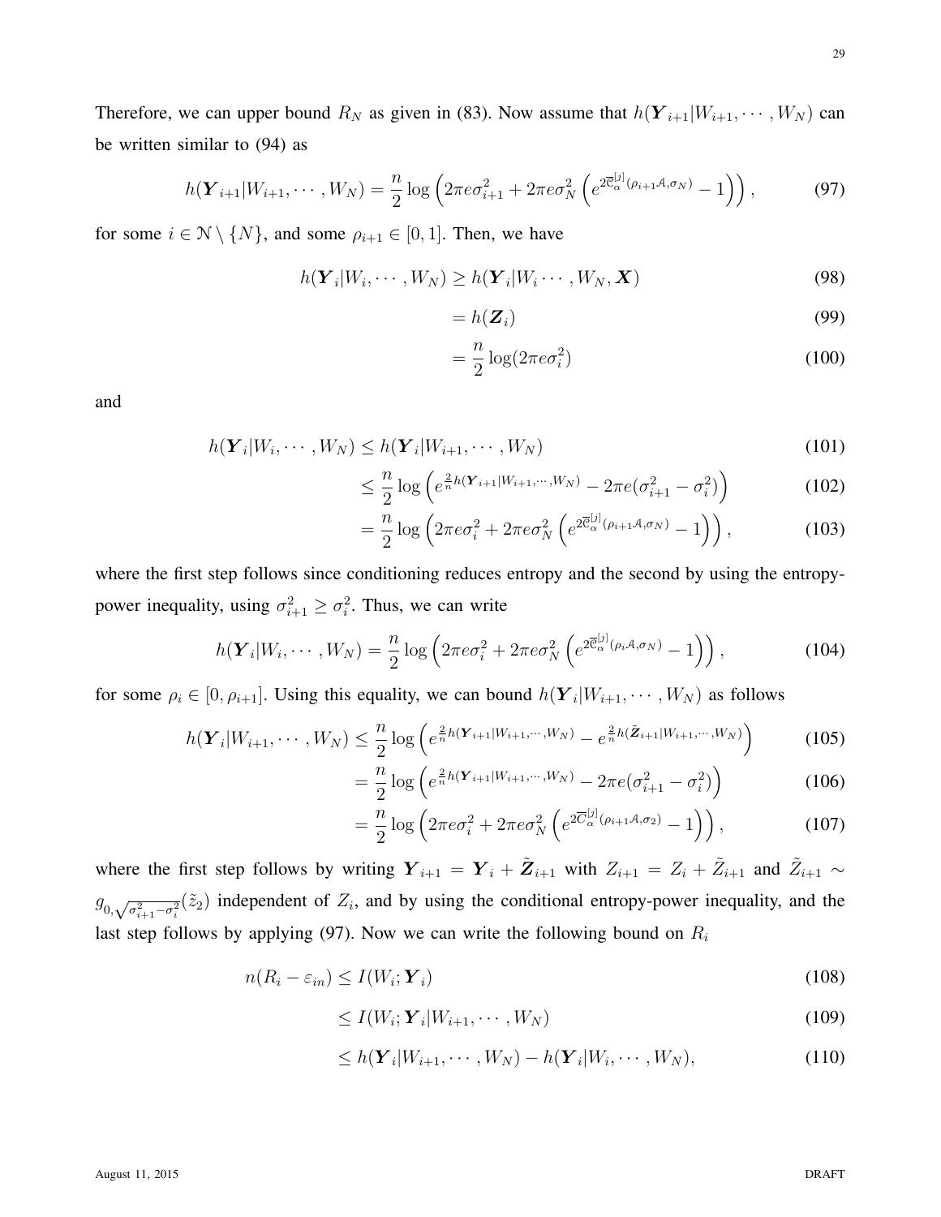Therefore, we can upper bound $R_N$ as given in (83). Now assume that $h(\boldsymbol{Y}_{i+1}|W_{i+1},\cdots,W_N)$ can be written similar to (94) as

$$h(\boldsymbol{Y}_{i+1}|W_{i+1},\cdots,W_N) = \frac{n}{2}\log\left(2\pi e\sigma_{i+1}^2 + 2\pi e\sigma_N^2\left(e^{2\overline{\mathcal{C}}_\alpha^{[j]}(\rho_{i+1}\mathcal{A},\sigma_N)}-1\right)\right), \tag{97}$$

for some $i \in \mathcal{N}\setminus\{N\}$, and some $\rho_{i+1}\in[0,1]$. Then, we have

$$\begin{aligned} h(\boldsymbol{Y}_i|W_i,\cdots,W_N) &\geq h(\boldsymbol{Y}_i|W_i\cdots,W_N,\boldsymbol{X}) && (98)\\ &= h(\boldsymbol{Z}_i) && (99)\\ &= \frac{n}{2}\log(2\pi e\sigma_i^2) && (100)\end{aligned}$$

and

$$\begin{aligned} h(\boldsymbol{Y}_i|W_i,\cdots,W_N) &\leq h(\boldsymbol{Y}_i|W_{i+1},\cdots,W_N) && (101)\\ &\leq \frac{n}{2}\log\left(e^{\frac{2}{n}h(\boldsymbol{Y}_{i+1}|W_{i+1},\cdots,W_N)} - 2\pi e(\sigma_{i+1}^2-\sigma_i^2)\right) && (102)\\ &= \frac{n}{2}\log\left(2\pi e\sigma_i^2 + 2\pi e\sigma_N^2\left(e^{2\overline{\mathcal{C}}_\alpha^{[j]}(\rho_{i+1}\mathcal{A},\sigma_N)}-1\right)\right), && (103)\end{aligned}$$

where the first step follows since conditioning reduces entropy and the second by using the entropy-power inequality, using $\sigma_{i+1}^2 \geq \sigma_i^2$. Thus, we can write

$$h(\boldsymbol{Y}_i|W_i,\cdots,W_N) = \frac{n}{2}\log\left(2\pi e\sigma_i^2 + 2\pi e\sigma_N^2\left(e^{2\overline{\mathcal{C}}_\alpha^{[j]}(\rho_i\mathcal{A},\sigma_N)}-1\right)\right), \tag{104}$$

for some $\rho_i \in [0,\rho_{i+1}]$. Using this equality, we can bound $h(\boldsymbol{Y}_i|W_{i+1},\cdots,W_N)$ as follows

$$\begin{aligned} h(\boldsymbol{Y}_i|W_{i+1},\cdots,W_N) &\leq \frac{n}{2}\log\left(e^{\frac{2}{n}h(\boldsymbol{Y}_{i+1}|W_{i+1},\cdots,W_N)} - e^{\frac{2}{n}h(\tilde{\boldsymbol{Z}}_{i+1}|W_{i+1},\cdots,W_N)}\right) && (105)\\ &= \frac{n}{2}\log\left(e^{\frac{2}{n}h(\boldsymbol{Y}_{i+1}|W_{i+1},\cdots,W_N)} - 2\pi e(\sigma_{i+1}^2-\sigma_i^2)\right) && (106)\\ &= \frac{n}{2}\log\left(2\pi e\sigma_i^2 + 2\pi e\sigma_N^2\left(e^{2\overline{C}_\alpha^{[j]}(\rho_{i+1}\mathcal{A},\sigma_2)}-1\right)\right), && (107)\end{aligned}$$

where the first step follows by writing $\boldsymbol{Y}_{i+1} = \boldsymbol{Y}_i + \tilde{\boldsymbol{Z}}_{i+1}$ with $Z_{i+1} = Z_i + \tilde{Z}_{i+1}$ and $\tilde{Z}_{i+1} \sim g_{0,\sqrt{\sigma_{i+1}^2-\sigma_i^2}}(\tilde{z}_2)$ independent of $Z_i$, and by using the conditional entropy-power inequality, and the last step follows by applying (97). Now we can write the following bound on $R_i$

$$\begin{aligned} n(R_i - \varepsilon_{in}) &\leq I(W_i;\boldsymbol{Y}_i) && (108)\\ &\leq I(W_i;\boldsymbol{Y}_i|W_{i+1},\cdots,W_N) && (109)\\ &\leq h(\boldsymbol{Y}_i|W_{i+1},\cdots,W_N) - h(\boldsymbol{Y}_i|W_i,\cdots,W_N), && (110)\end{aligned}$$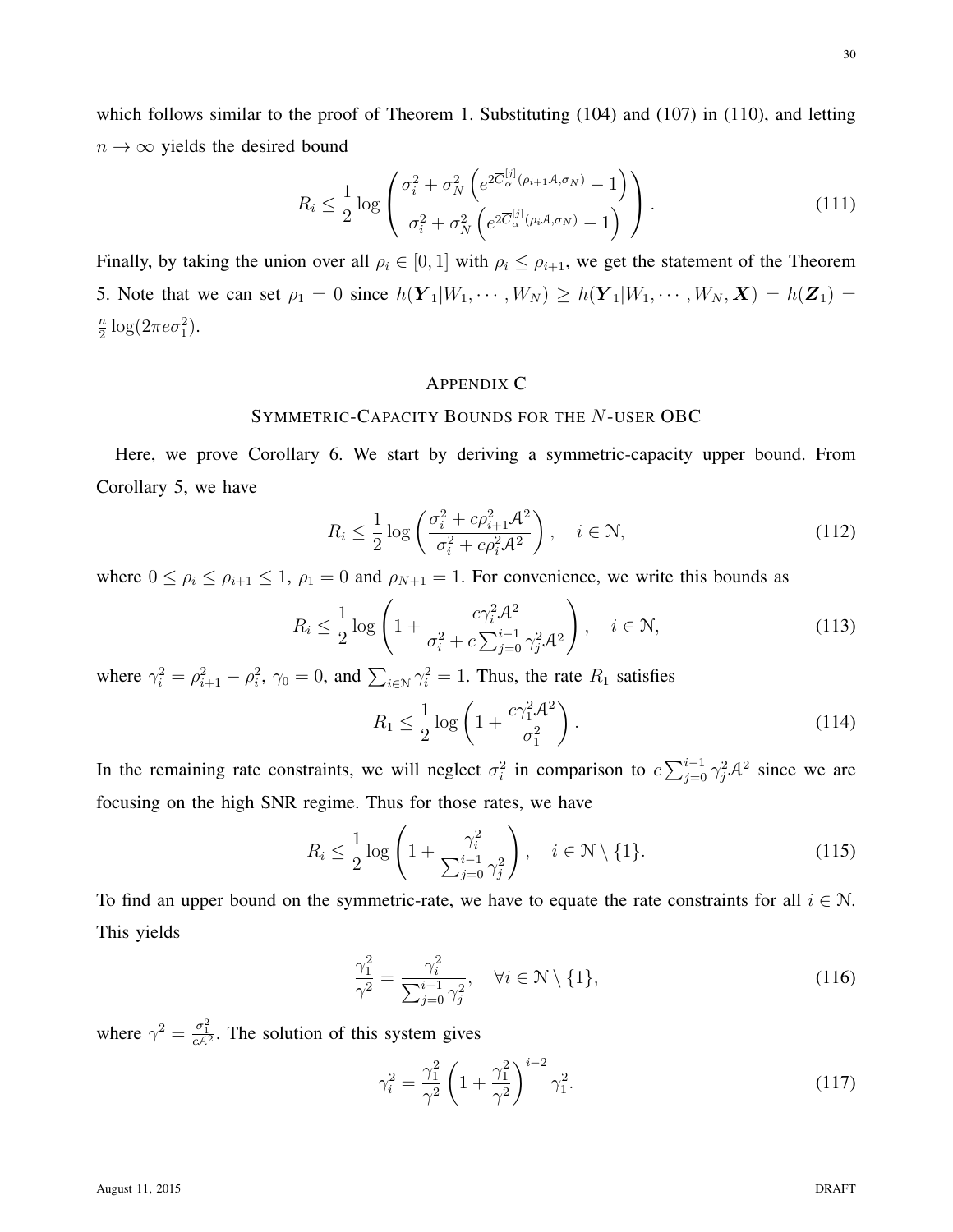which follows similar to the proof of Theorem 1. Substituting (104) and (107) in (110), and letting $n \to \infty$ yields the desired bound

$$R_i \leq \frac{1}{2}\log\left(\frac{\sigma_i^2 + \sigma_N^2\left(e^{2\overline{C}_\alpha^{[j]}(\rho_{i+1}\mathcal{A},\sigma_N)} - 1\right)}{\sigma_i^2 + \sigma_N^2\left(e^{2\overline{C}_\alpha^{[j]}(\rho_i\mathcal{A},\sigma_N)} - 1\right)}\right). \tag{111}$$

Finally, by taking the union over all $\rho_i \in [0,1]$ with $\rho_i \leq \rho_{i+1}$, we get the statement of the Theorem 5. Note that we can set $\rho_1 = 0$ since $h(\boldsymbol{Y}_1|W_1,\cdots,W_N) \geq h(\boldsymbol{Y}_1|W_1,\cdots,W_N,\boldsymbol{X}) = h(\boldsymbol{Z}_1) = \frac{n}{2}\log(2\pi e\sigma_1^2)$.

## Appendix C

## Symmetric-Capacity Bounds for the $N$-user OBC

Here, we prove Corollary 6. We start by deriving a symmetric-capacity upper bound. From Corollary 5, we have

$$R_i \leq \frac{1}{2}\log\left(\frac{\sigma_i^2 + c\rho_{i+1}^2\mathcal{A}^2}{\sigma_i^2 + c\rho_i^2\mathcal{A}^2}\right), \quad i \in \mathcal{N}, \tag{112}$$

where $0 \leq \rho_i \leq \rho_{i+1} \leq 1$, $\rho_1 = 0$ and $\rho_{N+1} = 1$. For convenience, we write this bounds as

$$R_i \leq \frac{1}{2}\log\left(1 + \frac{c\gamma_i^2\mathcal{A}^2}{\sigma_i^2 + c\sum_{j=0}^{i-1}\gamma_j^2\mathcal{A}^2}\right), \quad i \in \mathcal{N}, \tag{113}$$

where $\gamma_i^2 = \rho_{i+1}^2 - \rho_i^2$, $\gamma_0 = 0$, and $\sum_{i\in\mathcal{N}}\gamma_i^2 = 1$. Thus, the rate $R_1$ satisfies

$$R_1 \leq \frac{1}{2}\log\left(1 + \frac{c\gamma_1^2\mathcal{A}^2}{\sigma_1^2}\right). \tag{114}$$

In the remaining rate constraints, we will neglect $\sigma_i^2$ in comparison to $c\sum_{j=0}^{i-1}\gamma_j^2\mathcal{A}^2$ since we are focusing on the high SNR regime. Thus for those rates, we have

$$R_i \leq \frac{1}{2}\log\left(1 + \frac{\gamma_i^2}{\sum_{j=0}^{i-1}\gamma_j^2}\right), \quad i \in \mathcal{N}\setminus\{1\}. \tag{115}$$

To find an upper bound on the symmetric-rate, we have to equate the rate constraints for all $i \in \mathcal{N}$. This yields

$$\frac{\gamma_1^2}{\gamma^2} = \frac{\gamma_i^2}{\sum_{j=0}^{i-1}\gamma_j^2}, \quad \forall i \in \mathcal{N}\setminus\{1\}, \tag{116}$$

where $\gamma^2 = \frac{\sigma_1^2}{c\mathcal{A}^2}$. The solution of this system gives

$$\gamma_i^2 = \frac{\gamma_1^2}{\gamma^2}\left(1 + \frac{\gamma_1^2}{\gamma^2}\right)^{i-2}\gamma_1^2. \tag{117}$$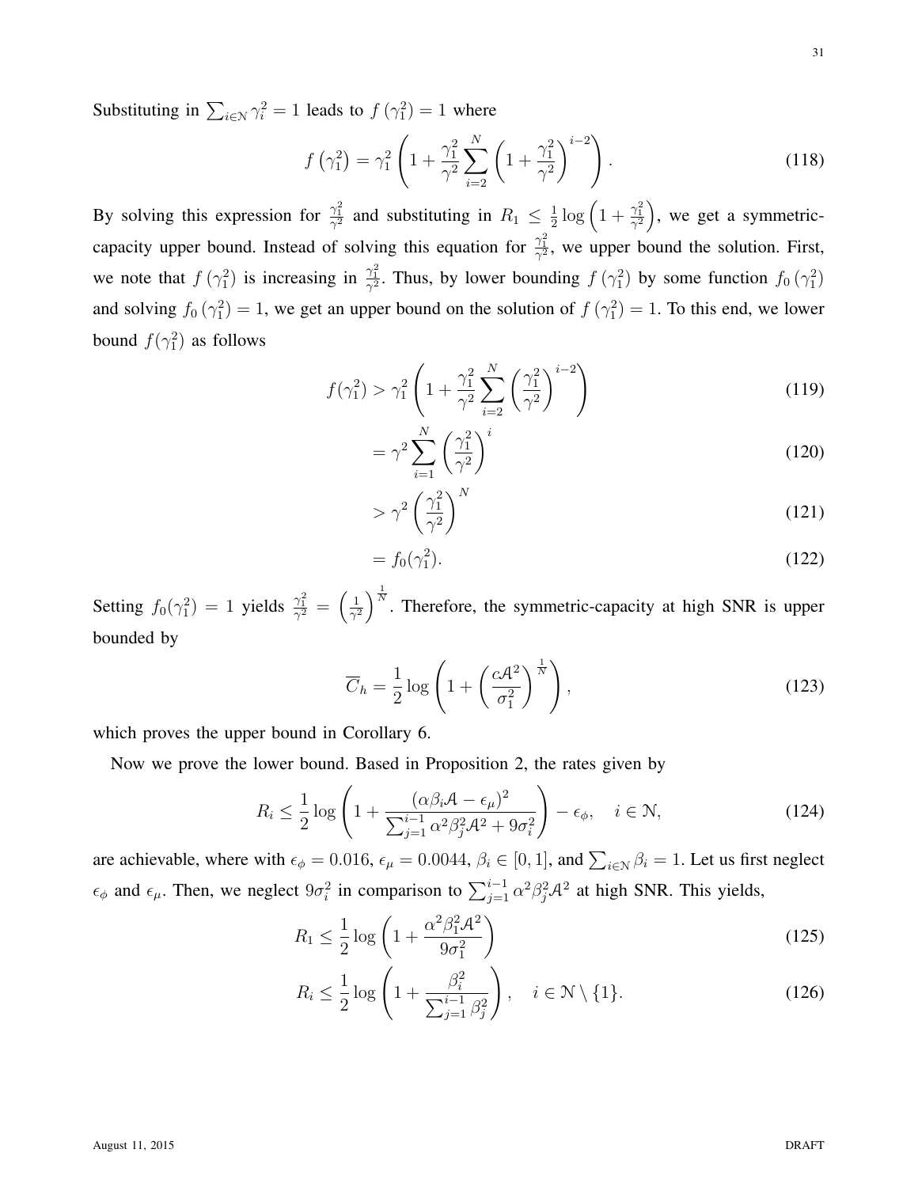Substituting in $\sum_{i\in\mathcal{N}}\gamma_i^2=1$ leads to $f\left(\gamma_1^2\right)=1$ where

$$f\left(\gamma_1^2\right)=\gamma_1^2\left(1+\frac{\gamma_1^2}{\gamma^2}\sum_{i=2}^{N}\left(1+\frac{\gamma_1^2}{\gamma^2}\right)^{i-2}\right). \tag{118}$$

By solving this expression for $\frac{\gamma_1^2}{\gamma^2}$ and substituting in $R_1\leq\frac{1}{2}\log\left(1+\frac{\gamma_1^2}{\gamma^2}\right)$, we get a symmetric-capacity upper bound. Instead of solving this equation for $\frac{\gamma_1^2}{\gamma^2}$, we upper bound the solution. First, we note that $f\left(\gamma_1^2\right)$ is increasing in $\frac{\gamma_1^2}{\gamma^2}$. Thus, by lower bounding $f\left(\gamma_1^2\right)$ by some function $f_0\left(\gamma_1^2\right)$ and solving $f_0\left(\gamma_1^2\right)=1$, we get an upper bound on the solution of $f\left(\gamma_1^2\right)=1$. To this end, we lower bound $f(\gamma_1^2)$ as follows

$$f(\gamma_1^2)>\gamma_1^2\left(1+\frac{\gamma_1^2}{\gamma^2}\sum_{i=2}^{N}\left(\frac{\gamma_1^2}{\gamma^2}\right)^{i-2}\right) \tag{119}$$

$$=\gamma^2\sum_{i=1}^{N}\left(\frac{\gamma_1^2}{\gamma^2}\right)^{i} \tag{120}$$

$$>\gamma^2\left(\frac{\gamma_1^2}{\gamma^2}\right)^{N} \tag{121}$$

$$=f_0(\gamma_1^2). \tag{122}$$

Setting $f_0(\gamma_1^2)=1$ yields $\frac{\gamma_1^2}{\gamma^2}=\left(\frac{1}{\gamma^2}\right)^{\frac{1}{N}}$. Therefore, the symmetric-capacity at high SNR is upper bounded by

$$\overline{C}_h=\frac{1}{2}\log\left(1+\left(\frac{c\mathcal{A}^2}{\sigma_1^2}\right)^{\frac{1}{N}}\right), \tag{123}$$

which proves the upper bound in Corollary 6.

Now we prove the lower bound. Based in Proposition 2, the rates given by

$$R_i\leq\frac{1}{2}\log\left(1+\frac{(\alpha\beta_i\mathcal{A}-\epsilon_\mu)^2}{\sum_{j=1}^{i-1}\alpha^2\beta_j^2\mathcal{A}^2+9\sigma_i^2}\right)-\epsilon_\phi,\quad i\in\mathcal{N}, \tag{124}$$

are achievable, where with $\epsilon_\phi=0.016$, $\epsilon_\mu=0.0044$, $\beta_i\in[0,1]$, and $\sum_{i\in\mathcal{N}}\beta_i=1$. Let us first neglect $\epsilon_\phi$ and $\epsilon_\mu$. Then, we neglect $9\sigma_i^2$ in comparison to $\sum_{j=1}^{i-1}\alpha^2\beta_j^2\mathcal{A}^2$ at high SNR. This yields,

$$R_1\leq\frac{1}{2}\log\left(1+\frac{\alpha^2\beta_1^2\mathcal{A}^2}{9\sigma_1^2}\right) \tag{125}$$

$$R_i\leq\frac{1}{2}\log\left(1+\frac{\beta_i^2}{\sum_{j=1}^{i-1}\beta_j^2}\right),\quad i\in\mathcal{N}\setminus\{1\}. \tag{126}$$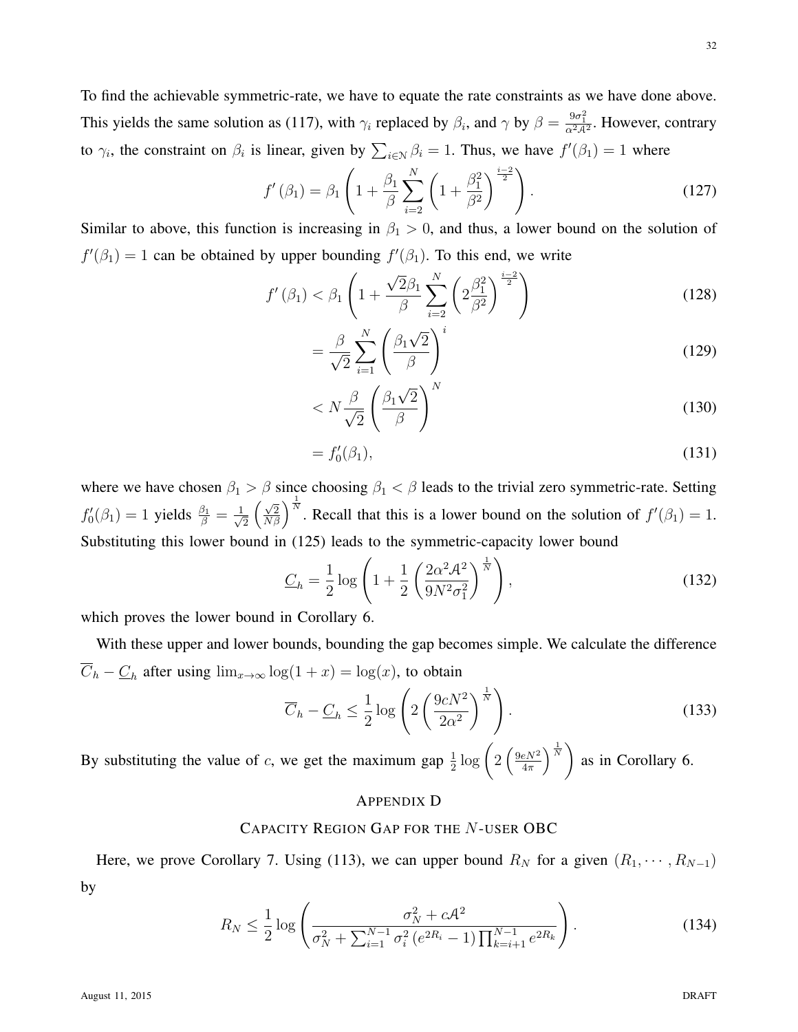To find the achievable symmetric-rate, we have to equate the rate constraints as we have done above. This yields the same solution as (117), with $\gamma_i$ replaced by $\beta_i$, and $\gamma$ by $\beta = \frac{9\sigma_1^2}{\alpha^2 \mathcal{A}^2}$. However, contrary to $\gamma_i$, the constraint on $\beta_i$ is linear, given by $\sum_{i \in \mathcal{N}} \beta_i = 1$. Thus, we have $f'(\beta_1) = 1$ where

$$f'(\beta_1) = \beta_1 \left(1 + \frac{\beta_1}{\beta} \sum_{i=2}^{N} \left(1 + \frac{\beta_1^2}{\beta^2}\right)^{\frac{i-2}{2}}\right). \tag{127}$$

Similar to above, this function is increasing in $\beta_1 > 0$, and thus, a lower bound on the solution of $f'(\beta_1) = 1$ can be obtained by upper bounding $f'(\beta_1)$. To this end, we write

$$f'(\beta_1) < \beta_1 \left(1 + \frac{\sqrt{2}\beta_1}{\beta} \sum_{i=2}^{N} \left(2\frac{\beta_1^2}{\beta^2}\right)^{\frac{i-2}{2}}\right) \tag{128}$$

$$= \frac{\beta}{\sqrt{2}} \sum_{i=1}^{N} \left(\frac{\beta_1 \sqrt{2}}{\beta}\right)^{i} \tag{129}$$

$$< N\frac{\beta}{\sqrt{2}} \left(\frac{\beta_1 \sqrt{2}}{\beta}\right)^{N} \tag{130}$$

$$= f_0'(\beta_1), \tag{131}$$

where we have chosen $\beta_1 > \beta$ since choosing $\beta_1 < \beta$ leads to the trivial zero symmetric-rate. Setting $f_0'(\beta_1) = 1$ yields $\frac{\beta_1}{\beta} = \frac{1}{\sqrt{2}} \left(\frac{\sqrt{2}}{N\beta}\right)^{\frac{1}{N}}$. Recall that this is a lower bound on the solution of $f'(\beta_1) = 1$. Substituting this lower bound in (125) leads to the symmetric-capacity lower bound

$$\underline{C}_h = \frac{1}{2} \log \left(1 + \frac{1}{2}\left(\frac{2\alpha^2 \mathcal{A}^2}{9N^2 \sigma_1^2}\right)^{\frac{1}{N}}\right), \tag{132}$$

which proves the lower bound in Corollary 6.

With these upper and lower bounds, bounding the gap becomes simple. We calculate the difference $\overline{C}_h - \underline{C}_h$ after using $\lim_{x \to \infty} \log(1 + x) = \log(x)$, to obtain

$$\overline{C}_h - \underline{C}_h \leq \frac{1}{2} \log \left(2\left(\frac{9cN^2}{2\alpha^2}\right)^{\frac{1}{N}}\right). \tag{133}$$

By substituting the value of $c$, we get the maximum gap $\frac{1}{2} \log \left(2\left(\frac{9eN^2}{4\pi}\right)^{\frac{1}{N}}\right)$ as in Corollary 6.

## APPENDIX D
## CAPACITY REGION GAP FOR THE $N$-USER OBC

Here, we prove Corollary 7. Using (113), we can upper bound $R_N$ for a given $(R_1, \cdots, R_{N-1})$ by

$$R_N \leq \frac{1}{2} \log \left(\frac{\sigma_N^2 + c\mathcal{A}^2}{\sigma_N^2 + \sum_{i=1}^{N-1} \sigma_i^2 \left(e^{2R_i} - 1\right) \prod_{k=i+1}^{N-1} e^{2R_k}}\right). \tag{134}$$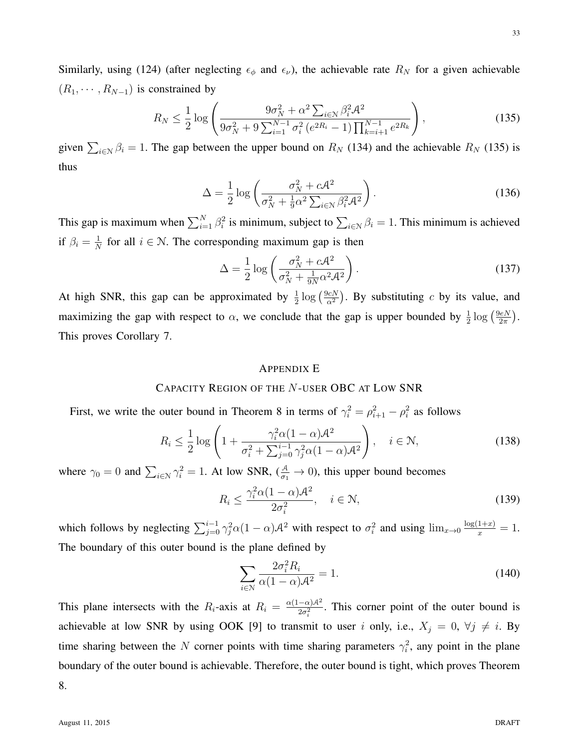Similarly, using (124) (after neglecting $\epsilon_\phi$ and $\epsilon_\nu$), the achievable rate $R_N$ for a given achievable $(R_1, \cdots, R_{N-1})$ is constrained by

$$R_N \leq \frac{1}{2}\log\left(\frac{9\sigma_N^2 + \alpha^2 \sum_{i\in\mathcal{N}} \beta_i^2 \mathcal{A}^2}{9\sigma_N^2 + 9\sum_{i=1}^{N-1}\sigma_i^2\left(e^{2R_i}-1\right)\prod_{k=i+1}^{N-1} e^{2R_k}}\right), \tag{135}$$

given $\sum_{i\in\mathcal{N}} \beta_i = 1$. The gap between the upper bound on $R_N$ (134) and the achievable $R_N$ (135) is thus

$$\Delta = \frac{1}{2}\log\left(\frac{\sigma_N^2 + c\mathcal{A}^2}{\sigma_N^2 + \frac{1}{9}\alpha^2\sum_{i\in\mathcal{N}}\beta_i^2\mathcal{A}^2}\right). \tag{136}$$

This gap is maximum when $\sum_{i=1}^N \beta_i^2$ is minimum, subject to $\sum_{i\in\mathcal{N}} \beta_i = 1$. This minimum is achieved if $\beta_i = \frac{1}{N}$ for all $i \in \mathcal{N}$. The corresponding maximum gap is then

$$\Delta = \frac{1}{2}\log\left(\frac{\sigma_N^2 + c\mathcal{A}^2}{\sigma_N^2 + \frac{1}{9N}\alpha^2\mathcal{A}^2}\right). \tag{137}$$

At high SNR, this gap can be approximated by $\frac{1}{2}\log\left(\frac{9cN}{\alpha^2}\right)$. By substituting $c$ by its value, and maximizing the gap with respect to $\alpha$, we conclude that the gap is upper bounded by $\frac{1}{2}\log\left(\frac{9eN}{2\pi}\right)$. This proves Corollary 7.

## APPENDIX E
## CAPACITY REGION OF THE $N$-USER OBC AT LOW SNR

First, we write the outer bound in Theorem 8 in terms of $\gamma_i^2 = \rho_{i+1}^2 - \rho_i^2$ as follows

$$R_i \leq \frac{1}{2}\log\left(1 + \frac{\gamma_i^2\alpha(1-\alpha)\mathcal{A}^2}{\sigma_i^2 + \sum_{j=0}^{i-1}\gamma_j^2\alpha(1-\alpha)\mathcal{A}^2}\right), \quad i \in \mathcal{N}, \tag{138}$$

where $\gamma_0 = 0$ and $\sum_{i\in\mathcal{N}}\gamma_i^2 = 1$. At low SNR, ($\frac{\mathcal{A}}{\sigma_1} \to 0$), this upper bound becomes

$$R_i \leq \frac{\gamma_i^2\alpha(1-\alpha)\mathcal{A}^2}{2\sigma_i^2}, \quad i \in \mathcal{N}, \tag{139}$$

which follows by neglecting $\sum_{j=0}^{i-1}\gamma_j^2\alpha(1-\alpha)\mathcal{A}^2$ with respect to $\sigma_i^2$ and using $\lim_{x\to 0}\frac{\log(1+x)}{x} = 1$. The boundary of this outer bound is the plane defined by

$$\sum_{i\in\mathcal{N}} \frac{2\sigma_i^2 R_i}{\alpha(1-\alpha)\mathcal{A}^2} = 1. \tag{140}$$

This plane intersects with the $R_i$-axis at $R_i = \frac{\alpha(1-\alpha)\mathcal{A}^2}{2\sigma_i^2}$. This corner point of the outer bound is achievable at low SNR by using OOK [9] to transmit to user $i$ only, i.e., $X_j = 0$, $\forall j \neq i$. By time sharing between the $N$ corner points with time sharing parameters $\gamma_i^2$, any point in the plane boundary of the outer bound is achievable. Therefore, the outer bound is tight, which proves Theorem 8.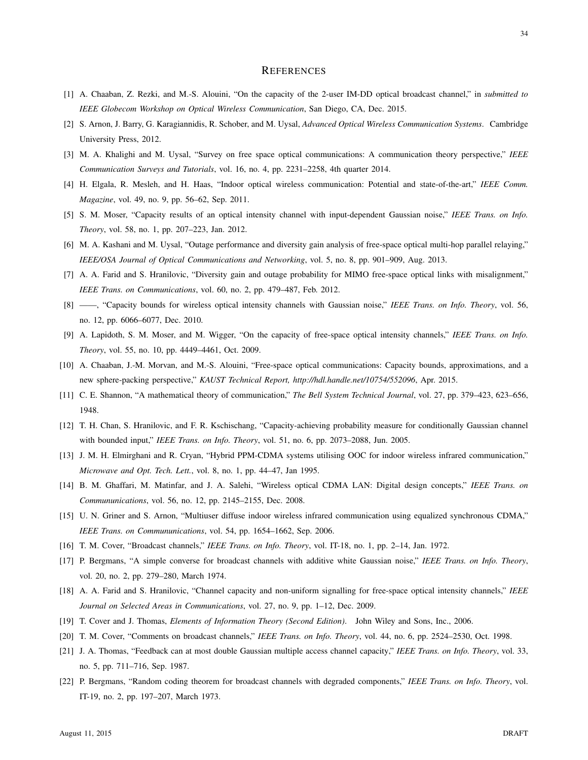# REFERENCES

[1] A. Chaaban, Z. Rezki, and M.-S. Alouini, "On the capacity of the 2-user IM-DD optical broadcast channel," in *submitted to IEEE Globecom Workshop on Optical Wireless Communication*, San Diego, CA, Dec. 2015.

[2] S. Arnon, J. Barry, G. Karagiannidis, R. Schober, and M. Uysal, *Advanced Optical Wireless Communication Systems*. Cambridge University Press, 2012.

[3] M. A. Khalighi and M. Uysal, "Survey on free space optical communications: A communication theory perspective," *IEEE Communication Surveys and Tutorials*, vol. 16, no. 4, pp. 2231–2258, 4th quarter 2014.

[4] H. Elgala, R. Mesleh, and H. Haas, "Indoor optical wireless communication: Potential and state-of-the-art," *IEEE Comm. Magazine*, vol. 49, no. 9, pp. 56–62, Sep. 2011.

[5] S. M. Moser, "Capacity results of an optical intensity channel with input-dependent Gaussian noise," *IEEE Trans. on Info. Theory*, vol. 58, no. 1, pp. 207–223, Jan. 2012.

[6] M. A. Kashani and M. Uysal, "Outage performance and diversity gain analysis of free-space optical multi-hop parallel relaying," *IEEE/OSA Journal of Optical Communications and Networking*, vol. 5, no. 8, pp. 901–909, Aug. 2013.

[7] A. A. Farid and S. Hranilovic, "Diversity gain and outage probability for MIMO free-space optical links with misalignment," *IEEE Trans. on Communications*, vol. 60, no. 2, pp. 479–487, Feb. 2012.

[8] ——, "Capacity bounds for wireless optical intensity channels with Gaussian noise," *IEEE Trans. on Info. Theory*, vol. 56, no. 12, pp. 6066–6077, Dec. 2010.

[9] A. Lapidoth, S. M. Moser, and M. Wigger, "On the capacity of free-space optical intensity channels," *IEEE Trans. on Info. Theory*, vol. 55, no. 10, pp. 4449–4461, Oct. 2009.

[10] A. Chaaban, J.-M. Morvan, and M.-S. Alouini, "Free-space optical communications: Capacity bounds, approximations, and a new sphere-packing perspective," *KAUST Technical Report, http://hdl.handle.net/10754/552096*, Apr. 2015.

[11] C. E. Shannon, "A mathematical theory of communication," *The Bell System Technical Journal*, vol. 27, pp. 379–423, 623–656, 1948.

[12] T. H. Chan, S. Hranilovic, and F. R. Kschischang, "Capacity-achieving probability measure for conditionally Gaussian channel with bounded input," *IEEE Trans. on Info. Theory*, vol. 51, no. 6, pp. 2073–2088, Jun. 2005.

[13] J. M. H. Elmirghani and R. Cryan, "Hybrid PPM-CDMA systems utilising OOC for indoor wireless infrared communication," *Microwave and Opt. Tech. Lett.*, vol. 8, no. 1, pp. 44–47, Jan 1995.

[14] B. M. Ghaffari, M. Matinfar, and J. A. Salehi, "Wireless optical CDMA LAN: Digital design concepts," *IEEE Trans. on Commununications*, vol. 56, no. 12, pp. 2145–2155, Dec. 2008.

[15] U. N. Griner and S. Arnon, "Multiuser diffuse indoor wireless infrared communication using equalized synchronous CDMA," *IEEE Trans. on Commununications*, vol. 54, pp. 1654–1662, Sep. 2006.

[16] T. M. Cover, "Broadcast channels," *IEEE Trans. on Info. Theory*, vol. IT-18, no. 1, pp. 2–14, Jan. 1972.

[17] P. Bergmans, "A simple converse for broadcast channels with additive white Gaussian noise," *IEEE Trans. on Info. Theory*, vol. 20, no. 2, pp. 279–280, March 1974.

[18] A. A. Farid and S. Hranilovic, "Channel capacity and non-uniform signalling for free-space optical intensity channels," *IEEE Journal on Selected Areas in Communications*, vol. 27, no. 9, pp. 1–12, Dec. 2009.

[19] T. Cover and J. Thomas, *Elements of Information Theory (Second Edition)*. John Wiley and Sons, Inc., 2006.

[20] T. M. Cover, "Comments on broadcast channels," *IEEE Trans. on Info. Theory*, vol. 44, no. 6, pp. 2524–2530, Oct. 1998.

[21] J. A. Thomas, "Feedback can at most double Gaussian multiple access channel capacity," *IEEE Trans. on Info. Theory*, vol. 33, no. 5, pp. 711–716, Sep. 1987.

[22] P. Bergmans, "Random coding theorem for broadcast channels with degraded components," *IEEE Trans. on Info. Theory*, vol. IT-19, no. 2, pp. 197–207, March 1973.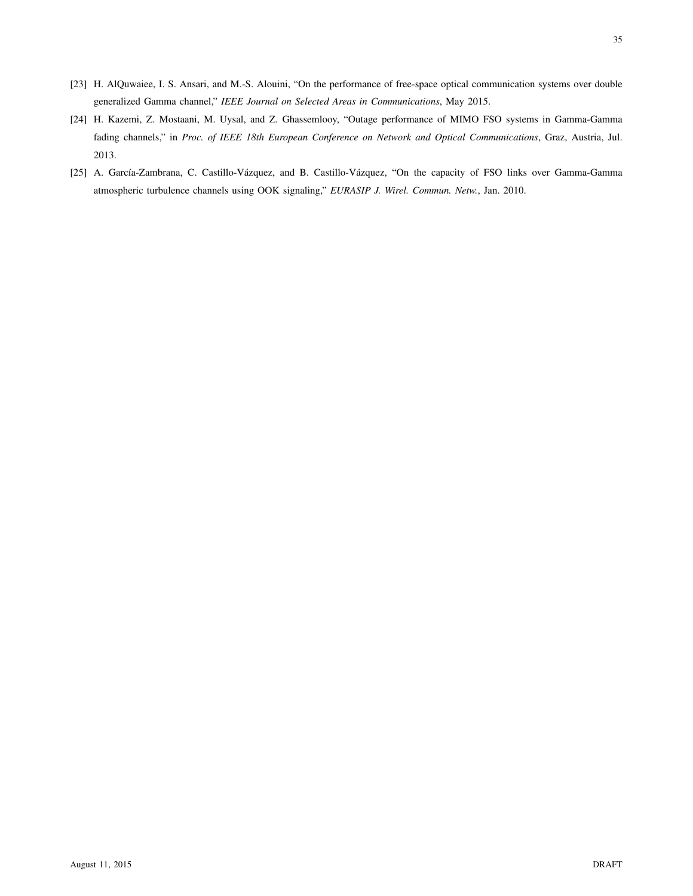[23] H. AlQuwaiee, I. S. Ansari, and M.-S. Alouini, "On the performance of free-space optical communication systems over double generalized Gamma channel," *IEEE Journal on Selected Areas in Communications*, May 2015.

[24] H. Kazemi, Z. Mostaani, M. Uysal, and Z. Ghassemlooy, "Outage performance of MIMO FSO systems in Gamma-Gamma fading channels," in *Proc. of IEEE 18th European Conference on Network and Optical Communications*, Graz, Austria, Jul. 2013.

[25] A. García-Zambrana, C. Castillo-Vázquez, and B. Castillo-Vázquez, "On the capacity of FSO links over Gamma-Gamma atmospheric turbulence channels using OOK signaling," *EURASIP J. Wirel. Commun. Netw.*, Jan. 2010.